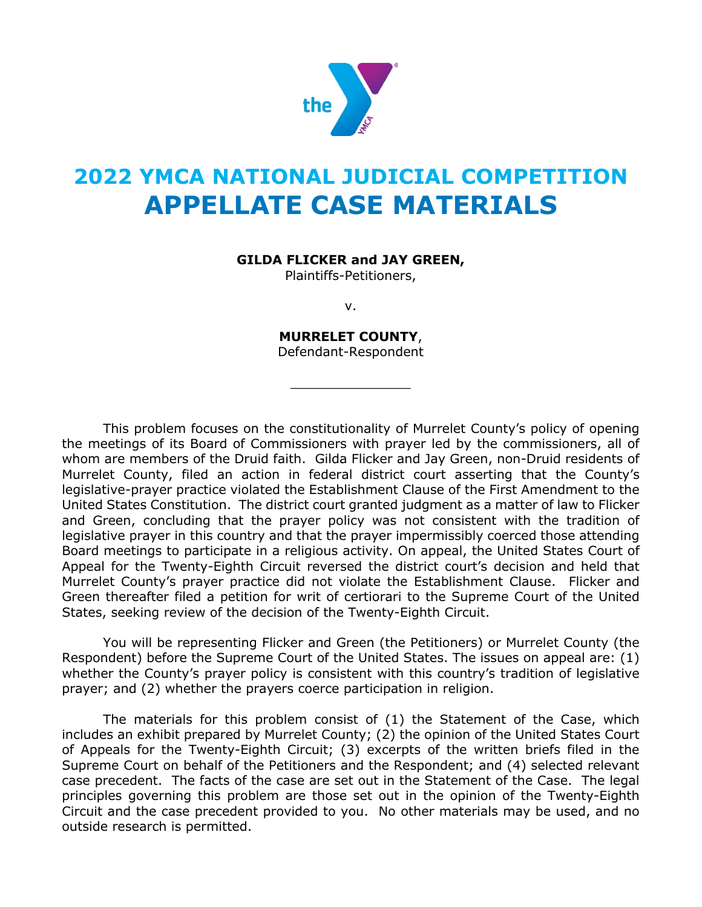# 2022 YMCA NATIONAL JUDICIAL COMPETITION
# APPELLATE CASE MATERIALS

**GILDA FLICKER and JAY GREEN,**
Plaintiffs-Petitioners,

v.

**MURRELET COUNTY**,
Defendant-Respondent

______________

This problem focuses on the constitutionality of Murrelet County's policy of opening the meetings of its Board of Commissioners with prayer led by the commissioners, all of whom are members of the Druid faith. Gilda Flicker and Jay Green, non-Druid residents of Murrelet County, filed an action in federal district court asserting that the County's legislative-prayer practice violated the Establishment Clause of the First Amendment to the United States Constitution. The district court granted judgment as a matter of law to Flicker and Green, concluding that the prayer policy was not consistent with the tradition of legislative prayer in this country and that the prayer impermissibly coerced those attending Board meetings to participate in a religious activity. On appeal, the United States Court of Appeal for the Twenty-Eighth Circuit reversed the district court's decision and held that Murrelet County's prayer practice did not violate the Establishment Clause. Flicker and Green thereafter filed a petition for writ of certiorari to the Supreme Court of the United States, seeking review of the decision of the Twenty-Eighth Circuit.

You will be representing Flicker and Green (the Petitioners) or Murrelet County (the Respondent) before the Supreme Court of the United States. The issues on appeal are: (1) whether the County's prayer policy is consistent with this country's tradition of legislative prayer; and (2) whether the prayers coerce participation in religion.

The materials for this problem consist of (1) the Statement of the Case, which includes an exhibit prepared by Murrelet County; (2) the opinion of the United States Court of Appeals for the Twenty-Eighth Circuit; (3) excerpts of the written briefs filed in the Supreme Court on behalf of the Petitioners and the Respondent; and (4) selected relevant case precedent. The facts of the case are set out in the Statement of the Case. The legal principles governing this problem are those set out in the opinion of the Twenty-Eighth Circuit and the case precedent provided to you. No other materials may be used, and no outside research is permitted.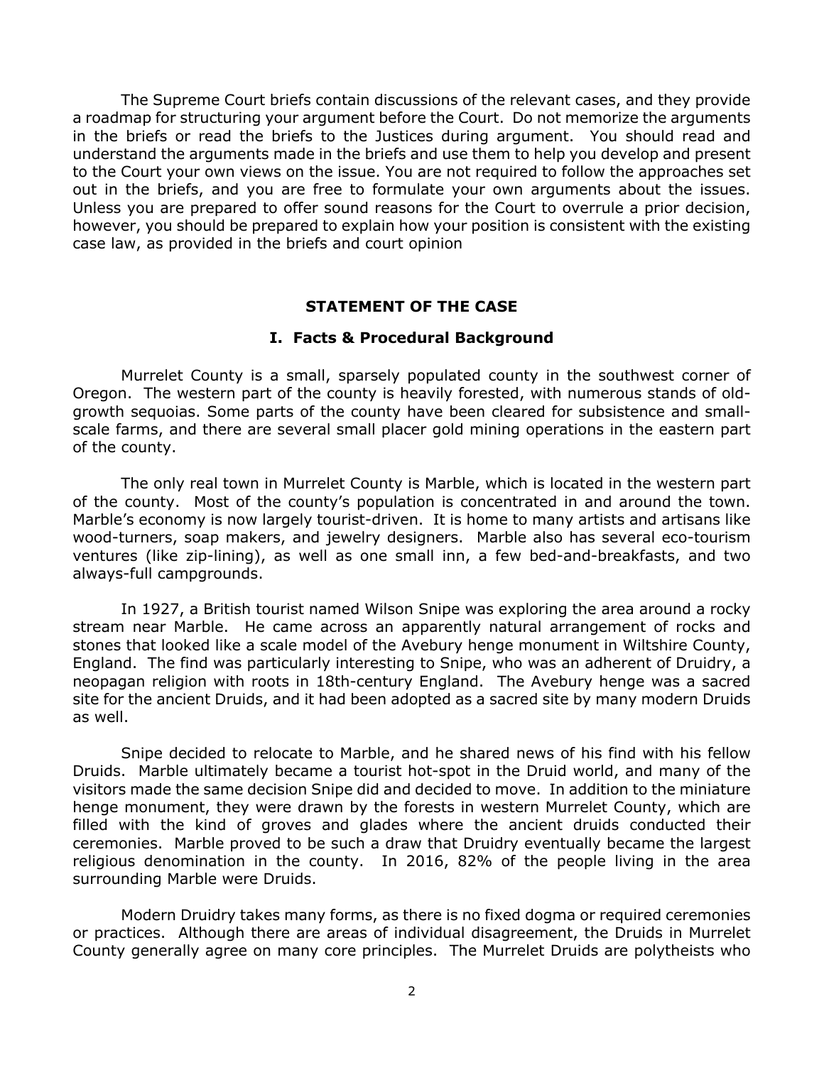The Supreme Court briefs contain discussions of the relevant cases, and they provide a roadmap for structuring your argument before the Court. Do not memorize the arguments in the briefs or read the briefs to the Justices during argument. You should read and understand the arguments made in the briefs and use them to help you develop and present to the Court your own views on the issue. You are not required to follow the approaches set out in the briefs, and you are free to formulate your own arguments about the issues. Unless you are prepared to offer sound reasons for the Court to overrule a prior decision, however, you should be prepared to explain how your position is consistent with the existing case law, as provided in the briefs and court opinion

## STATEMENT OF THE CASE

### I. Facts & Procedural Background

Murrelet County is a small, sparsely populated county in the southwest corner of Oregon. The western part of the county is heavily forested, with numerous stands of old-growth sequoias. Some parts of the county have been cleared for subsistence and small-scale farms, and there are several small placer gold mining operations in the eastern part of the county.

The only real town in Murrelet County is Marble, which is located in the western part of the county. Most of the county's population is concentrated in and around the town. Marble's economy is now largely tourist-driven. It is home to many artists and artisans like wood-turners, soap makers, and jewelry designers. Marble also has several eco-tourism ventures (like zip-lining), as well as one small inn, a few bed-and-breakfasts, and two always-full campgrounds.

In 1927, a British tourist named Wilson Snipe was exploring the area around a rocky stream near Marble. He came across an apparently natural arrangement of rocks and stones that looked like a scale model of the Avebury henge monument in Wiltshire County, England. The find was particularly interesting to Snipe, who was an adherent of Druidry, a neopagan religion with roots in 18th-century England. The Avebury henge was a sacred site for the ancient Druids, and it had been adopted as a sacred site by many modern Druids as well.

Snipe decided to relocate to Marble, and he shared news of his find with his fellow Druids. Marble ultimately became a tourist hot-spot in the Druid world, and many of the visitors made the same decision Snipe did and decided to move. In addition to the miniature henge monument, they were drawn by the forests in western Murrelet County, which are filled with the kind of groves and glades where the ancient druids conducted their ceremonies. Marble proved to be such a draw that Druidry eventually became the largest religious denomination in the county. In 2016, 82% of the people living in the area surrounding Marble were Druids.

Modern Druidry takes many forms, as there is no fixed dogma or required ceremonies or practices. Although there are areas of individual disagreement, the Druids in Murrelet County generally agree on many core principles. The Murrelet Druids are polytheists who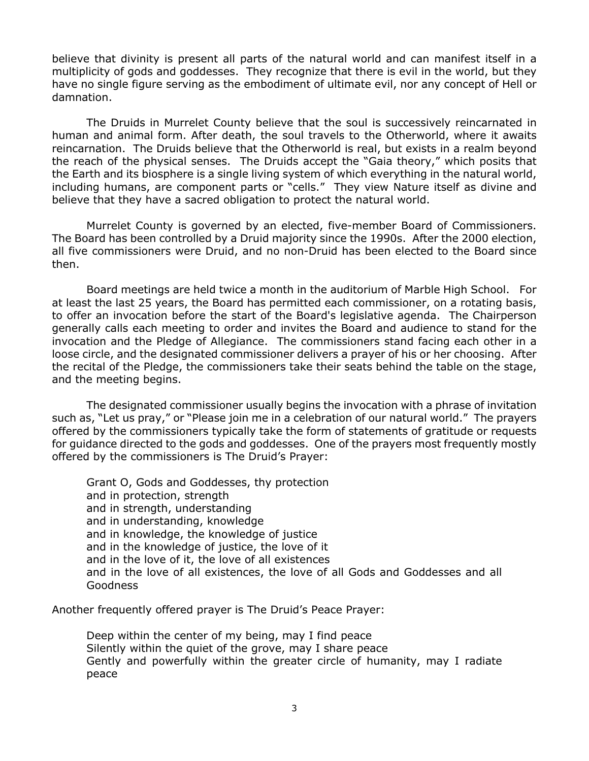believe that divinity is present all parts of the natural world and can manifest itself in a multiplicity of gods and goddesses. They recognize that there is evil in the world, but they have no single figure serving as the embodiment of ultimate evil, nor any concept of Hell or damnation.

The Druids in Murrelet County believe that the soul is successively reincarnated in human and animal form. After death, the soul travels to the Otherworld, where it awaits reincarnation. The Druids believe that the Otherworld is real, but exists in a realm beyond the reach of the physical senses. The Druids accept the "Gaia theory," which posits that the Earth and its biosphere is a single living system of which everything in the natural world, including humans, are component parts or "cells." They view Nature itself as divine and believe that they have a sacred obligation to protect the natural world.

Murrelet County is governed by an elected, five-member Board of Commissioners. The Board has been controlled by a Druid majority since the 1990s. After the 2000 election, all five commissioners were Druid, and no non-Druid has been elected to the Board since then.

Board meetings are held twice a month in the auditorium of Marble High School. For at least the last 25 years, the Board has permitted each commissioner, on a rotating basis, to offer an invocation before the start of the Board's legislative agenda. The Chairperson generally calls each meeting to order and invites the Board and audience to stand for the invocation and the Pledge of Allegiance. The commissioners stand facing each other in a loose circle, and the designated commissioner delivers a prayer of his or her choosing. After the recital of the Pledge, the commissioners take their seats behind the table on the stage, and the meeting begins.

The designated commissioner usually begins the invocation with a phrase of invitation such as, "Let us pray," or "Please join me in a celebration of our natural world." The prayers offered by the commissioners typically take the form of statements of gratitude or requests for guidance directed to the gods and goddesses. One of the prayers most frequently mostly offered by the commissioners is The Druid's Prayer:

> Grant O, Gods and Goddesses, thy protection
> and in protection, strength
> and in strength, understanding
> and in understanding, knowledge
> and in knowledge, the knowledge of justice
> and in the knowledge of justice, the love of it
> and in the love of it, the love of all existences
> and in the love of all existences, the love of all Gods and Goddesses and all Goodness

Another frequently offered prayer is The Druid's Peace Prayer:

> Deep within the center of my being, may I find peace
> Silently within the quiet of the grove, may I share peace
> Gently and powerfully within the greater circle of humanity, may I radiate peace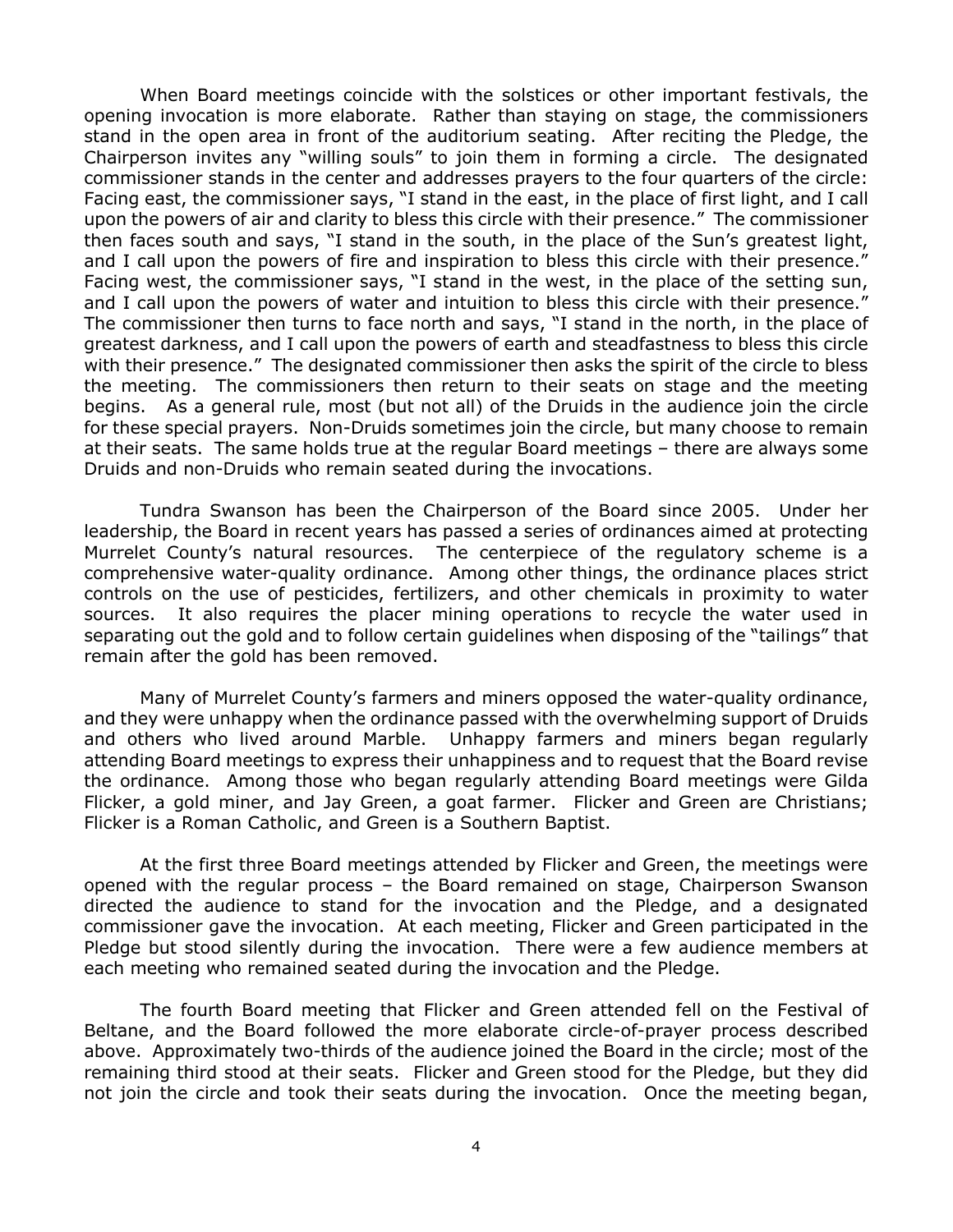When Board meetings coincide with the solstices or other important festivals, the opening invocation is more elaborate. Rather than staying on stage, the commissioners stand in the open area in front of the auditorium seating. After reciting the Pledge, the Chairperson invites any "willing souls" to join them in forming a circle. The designated commissioner stands in the center and addresses prayers to the four quarters of the circle: Facing east, the commissioner says, "I stand in the east, in the place of first light, and I call upon the powers of air and clarity to bless this circle with their presence." The commissioner then faces south and says, "I stand in the south, in the place of the Sun's greatest light, and I call upon the powers of fire and inspiration to bless this circle with their presence." Facing west, the commissioner says, "I stand in the west, in the place of the setting sun, and I call upon the powers of water and intuition to bless this circle with their presence." The commissioner then turns to face north and says, "I stand in the north, in the place of greatest darkness, and I call upon the powers of earth and steadfastness to bless this circle with their presence." The designated commissioner then asks the spirit of the circle to bless the meeting. The commissioners then return to their seats on stage and the meeting begins. As a general rule, most (but not all) of the Druids in the audience join the circle for these special prayers. Non-Druids sometimes join the circle, but many choose to remain at their seats. The same holds true at the regular Board meetings – there are always some Druids and non-Druids who remain seated during the invocations.

Tundra Swanson has been the Chairperson of the Board since 2005. Under her leadership, the Board in recent years has passed a series of ordinances aimed at protecting Murrelet County's natural resources. The centerpiece of the regulatory scheme is a comprehensive water-quality ordinance. Among other things, the ordinance places strict controls on the use of pesticides, fertilizers, and other chemicals in proximity to water sources. It also requires the placer mining operations to recycle the water used in separating out the gold and to follow certain guidelines when disposing of the "tailings" that remain after the gold has been removed.

Many of Murrelet County's farmers and miners opposed the water-quality ordinance, and they were unhappy when the ordinance passed with the overwhelming support of Druids and others who lived around Marble. Unhappy farmers and miners began regularly attending Board meetings to express their unhappiness and to request that the Board revise the ordinance. Among those who began regularly attending Board meetings were Gilda Flicker, a gold miner, and Jay Green, a goat farmer. Flicker and Green are Christians; Flicker is a Roman Catholic, and Green is a Southern Baptist.

At the first three Board meetings attended by Flicker and Green, the meetings were opened with the regular process – the Board remained on stage, Chairperson Swanson directed the audience to stand for the invocation and the Pledge, and a designated commissioner gave the invocation. At each meeting, Flicker and Green participated in the Pledge but stood silently during the invocation. There were a few audience members at each meeting who remained seated during the invocation and the Pledge.

The fourth Board meeting that Flicker and Green attended fell on the Festival of Beltane, and the Board followed the more elaborate circle-of-prayer process described above. Approximately two-thirds of the audience joined the Board in the circle; most of the remaining third stood at their seats. Flicker and Green stood for the Pledge, but they did not join the circle and took their seats during the invocation. Once the meeting began,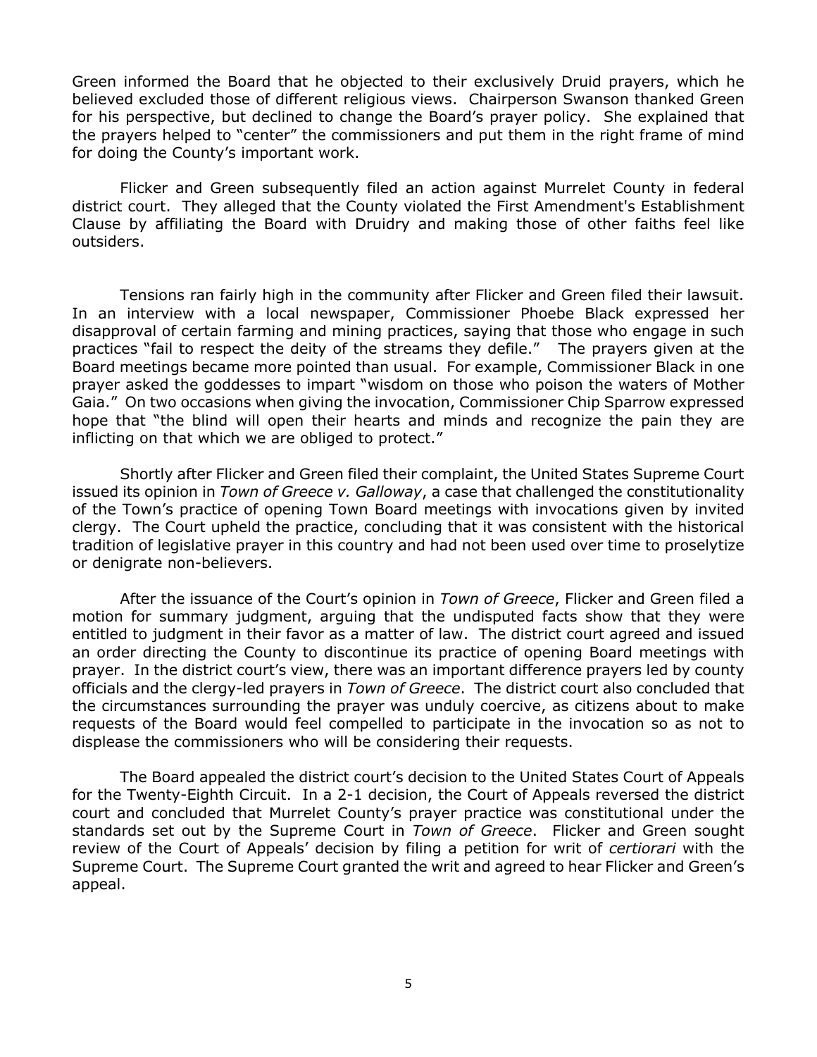Green informed the Board that he objected to their exclusively Druid prayers, which he believed excluded those of different religious views. Chairperson Swanson thanked Green for his perspective, but declined to change the Board's prayer policy. She explained that the prayers helped to "center" the commissioners and put them in the right frame of mind for doing the County's important work.

Flicker and Green subsequently filed an action against Murrelet County in federal district court. They alleged that the County violated the First Amendment's Establishment Clause by affiliating the Board with Druidry and making those of other faiths feel like outsiders.

Tensions ran fairly high in the community after Flicker and Green filed their lawsuit. In an interview with a local newspaper, Commissioner Phoebe Black expressed her disapproval of certain farming and mining practices, saying that those who engage in such practices "fail to respect the deity of the streams they defile." The prayers given at the Board meetings became more pointed than usual. For example, Commissioner Black in one prayer asked the goddesses to impart "wisdom on those who poison the waters of Mother Gaia." On two occasions when giving the invocation, Commissioner Chip Sparrow expressed hope that "the blind will open their hearts and minds and recognize the pain they are inflicting on that which we are obliged to protect."

Shortly after Flicker and Green filed their complaint, the United States Supreme Court issued its opinion in *Town of Greece v. Galloway*, a case that challenged the constitutionality of the Town's practice of opening Town Board meetings with invocations given by invited clergy. The Court upheld the practice, concluding that it was consistent with the historical tradition of legislative prayer in this country and had not been used over time to proselytize or denigrate non-believers.

After the issuance of the Court's opinion in *Town of Greece*, Flicker and Green filed a motion for summary judgment, arguing that the undisputed facts show that they were entitled to judgment in their favor as a matter of law. The district court agreed and issued an order directing the County to discontinue its practice of opening Board meetings with prayer. In the district court's view, there was an important difference prayers led by county officials and the clergy-led prayers in *Town of Greece*. The district court also concluded that the circumstances surrounding the prayer was unduly coercive, as citizens about to make requests of the Board would feel compelled to participate in the invocation so as not to displease the commissioners who will be considering their requests.

The Board appealed the district court's decision to the United States Court of Appeals for the Twenty-Eighth Circuit. In a 2-1 decision, the Court of Appeals reversed the district court and concluded that Murrelet County's prayer practice was constitutional under the standards set out by the Supreme Court in *Town of Greece*. Flicker and Green sought review of the Court of Appeals' decision by filing a petition for writ of *certiorari* with the Supreme Court. The Supreme Court granted the writ and agreed to hear Flicker and Green's appeal.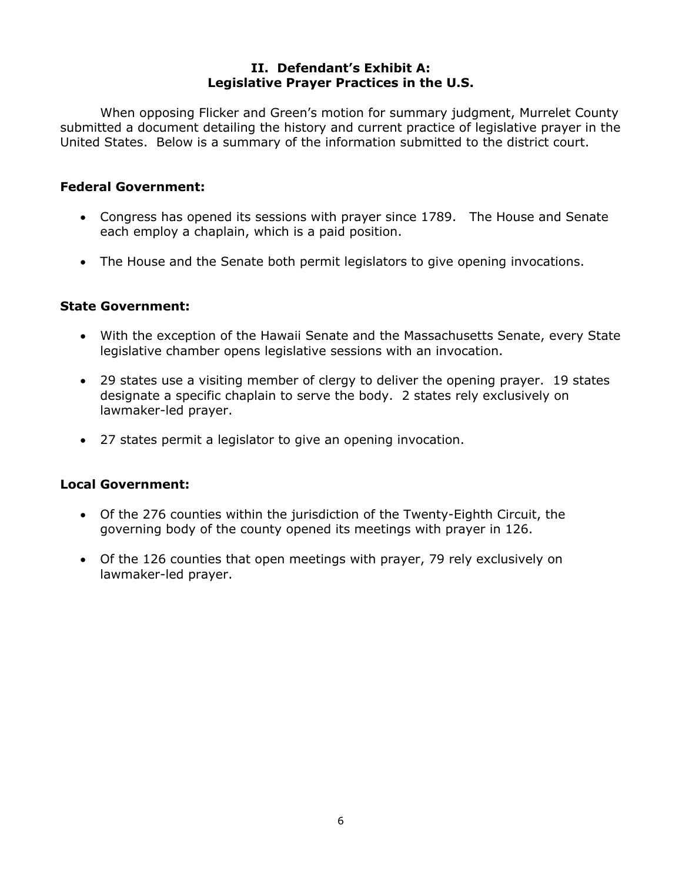## II. Defendant's Exhibit A: Legislative Prayer Practices in the U.S.

When opposing Flicker and Green's motion for summary judgment, Murrelet County submitted a document detailing the history and current practice of legislative prayer in the United States. Below is a summary of the information submitted to the district court.

### Federal Government:

- Congress has opened its sessions with prayer since 1789. The House and Senate each employ a chaplain, which is a paid position.
- The House and the Senate both permit legislators to give opening invocations.

### State Government:

- With the exception of the Hawaii Senate and the Massachusetts Senate, every State legislative chamber opens legislative sessions with an invocation.
- 29 states use a visiting member of clergy to deliver the opening prayer. 19 states designate a specific chaplain to serve the body. 2 states rely exclusively on lawmaker-led prayer.
- 27 states permit a legislator to give an opening invocation.

### Local Government:

- Of the 276 counties within the jurisdiction of the Twenty-Eighth Circuit, the governing body of the county opened its meetings with prayer in 126.
- Of the 126 counties that open meetings with prayer, 79 rely exclusively on lawmaker-led prayer.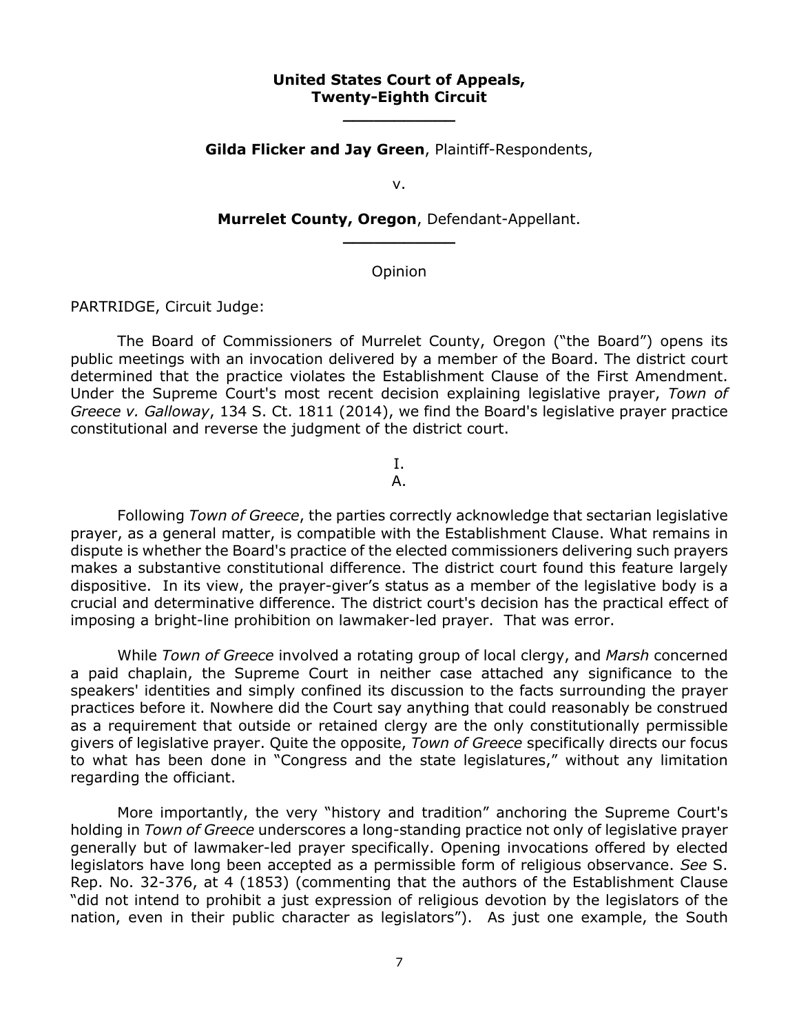**United States Court of Appeals,**
**Twenty-Eighth Circuit**

---

**Gilda Flicker and Jay Green**, Plaintiff-Respondents,

v.

**Murrelet County, Oregon**, Defendant-Appellant.

---

Opinion

PARTRIDGE, Circuit Judge:

The Board of Commissioners of Murrelet County, Oregon ("the Board") opens its public meetings with an invocation delivered by a member of the Board. The district court determined that the practice violates the Establishment Clause of the First Amendment. Under the Supreme Court's most recent decision explaining legislative prayer, *Town of Greece v. Galloway*, 134 S. Ct. 1811 (2014), we find the Board's legislative prayer practice constitutional and reverse the judgment of the district court.

I.

A.

Following *Town of Greece*, the parties correctly acknowledge that sectarian legislative prayer, as a general matter, is compatible with the Establishment Clause. What remains in dispute is whether the Board's practice of the elected commissioners delivering such prayers makes a substantive constitutional difference. The district court found this feature largely dispositive. In its view, the prayer-giver's status as a member of the legislative body is a crucial and determinative difference. The district court's decision has the practical effect of imposing a bright-line prohibition on lawmaker-led prayer. That was error.

While *Town of Greece* involved a rotating group of local clergy, and *Marsh* concerned a paid chaplain, the Supreme Court in neither case attached any significance to the speakers' identities and simply confined its discussion to the facts surrounding the prayer practices before it. Nowhere did the Court say anything that could reasonably be construed as a requirement that outside or retained clergy are the only constitutionally permissible givers of legislative prayer. Quite the opposite, *Town of Greece* specifically directs our focus to what has been done in "Congress and the state legislatures," without any limitation regarding the officiant.

More importantly, the very "history and tradition" anchoring the Supreme Court's holding in *Town of Greece* underscores a long-standing practice not only of legislative prayer generally but of lawmaker-led prayer specifically. Opening invocations offered by elected legislators have long been accepted as a permissible form of religious observance. *See* S. Rep. No. 32-376, at 4 (1853) (commenting that the authors of the Establishment Clause "did not intend to prohibit a just expression of religious devotion by the legislators of the nation, even in their public character as legislators"). As just one example, the South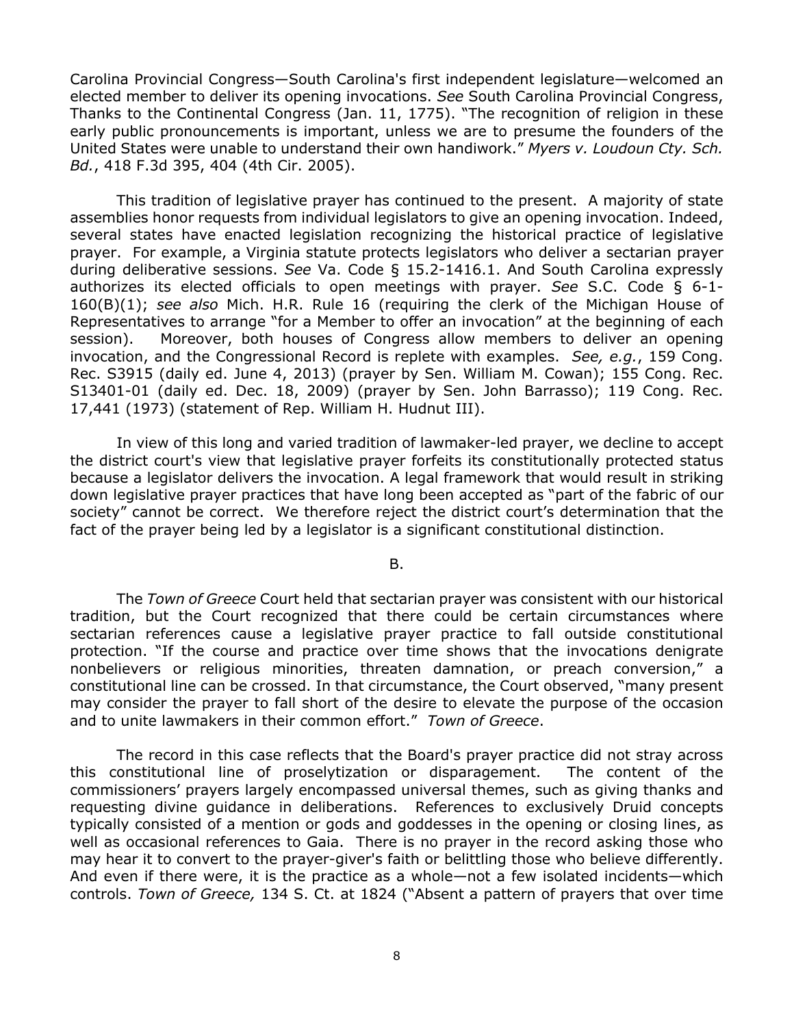Carolina Provincial Congress—South Carolina's first independent legislature—welcomed an elected member to deliver its opening invocations. *See* South Carolina Provincial Congress, Thanks to the Continental Congress (Jan. 11, 1775). "The recognition of religion in these early public pronouncements is important, unless we are to presume the founders of the United States were unable to understand their own handiwork." *Myers v. Loudoun Cty. Sch. Bd.*, 418 F.3d 395, 404 (4th Cir. 2005).

This tradition of legislative prayer has continued to the present. A majority of state assemblies honor requests from individual legislators to give an opening invocation. Indeed, several states have enacted legislation recognizing the historical practice of legislative prayer. For example, a Virginia statute protects legislators who deliver a sectarian prayer during deliberative sessions. *See* Va. Code § 15.2-1416.1. And South Carolina expressly authorizes its elected officials to open meetings with prayer. *See* S.C. Code § 6-1-160(B)(1); *see also* Mich. H.R. Rule 16 (requiring the clerk of the Michigan House of Representatives to arrange "for a Member to offer an invocation" at the beginning of each session). Moreover, both houses of Congress allow members to deliver an opening invocation, and the Congressional Record is replete with examples. *See, e.g.*, 159 Cong. Rec. S3915 (daily ed. June 4, 2013) (prayer by Sen. William M. Cowan); 155 Cong. Rec. S13401-01 (daily ed. Dec. 18, 2009) (prayer by Sen. John Barrasso); 119 Cong. Rec. 17,441 (1973) (statement of Rep. William H. Hudnut III).

In view of this long and varied tradition of lawmaker-led prayer, we decline to accept the district court's view that legislative prayer forfeits its constitutionally protected status because a legislator delivers the invocation. A legal framework that would result in striking down legislative prayer practices that have long been accepted as "part of the fabric of our society" cannot be correct. We therefore reject the district court's determination that the fact of the prayer being led by a legislator is a significant constitutional distinction.

B.

The *Town of Greece* Court held that sectarian prayer was consistent with our historical tradition, but the Court recognized that there could be certain circumstances where sectarian references cause a legislative prayer practice to fall outside constitutional protection. "If the course and practice over time shows that the invocations denigrate nonbelievers or religious minorities, threaten damnation, or preach conversion," a constitutional line can be crossed. In that circumstance, the Court observed, "many present may consider the prayer to fall short of the desire to elevate the purpose of the occasion and to unite lawmakers in their common effort." *Town of Greece*.

The record in this case reflects that the Board's prayer practice did not stray across this constitutional line of proselytization or disparagement. The content of the commissioners' prayers largely encompassed universal themes, such as giving thanks and requesting divine guidance in deliberations. References to exclusively Druid concepts typically consisted of a mention or gods and goddesses in the opening or closing lines, as well as occasional references to Gaia. There is no prayer in the record asking those who may hear it to convert to the prayer-giver's faith or belittling those who believe differently. And even if there were, it is the practice as a whole—not a few isolated incidents—which controls. *Town of Greece,* 134 S. Ct. at 1824 ("Absent a pattern of prayers that over time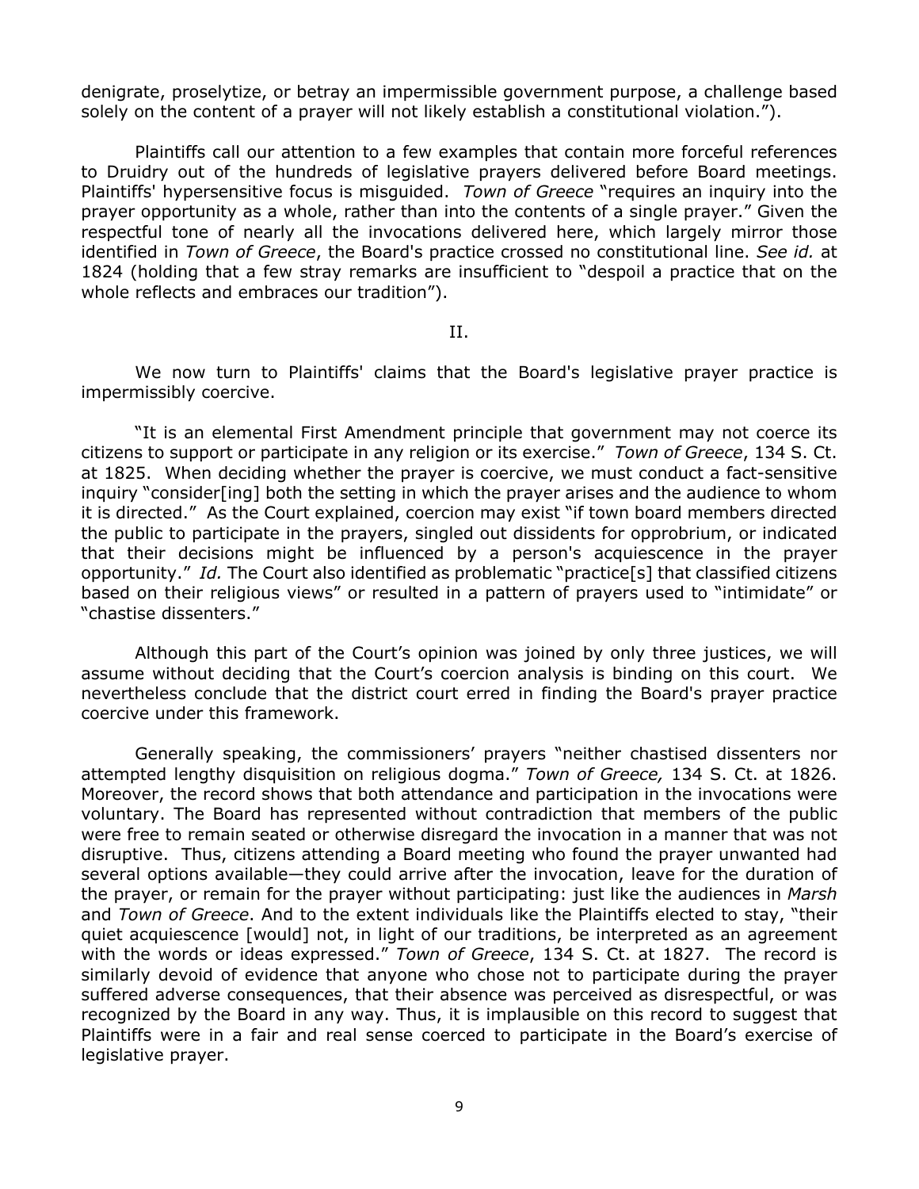denigrate, proselytize, or betray an impermissible government purpose, a challenge based solely on the content of a prayer will not likely establish a constitutional violation.").

Plaintiffs call our attention to a few examples that contain more forceful references to Druidry out of the hundreds of legislative prayers delivered before Board meetings. Plaintiffs' hypersensitive focus is misguided. *Town of Greece* "requires an inquiry into the prayer opportunity as a whole, rather than into the contents of a single prayer." Given the respectful tone of nearly all the invocations delivered here, which largely mirror those identified in *Town of Greece*, the Board's practice crossed no constitutional line. *See id.* at 1824 (holding that a few stray remarks are insufficient to "despoil a practice that on the whole reflects and embraces our tradition").

## II.

We now turn to Plaintiffs' claims that the Board's legislative prayer practice is impermissibly coercive.

"It is an elemental First Amendment principle that government may not coerce its citizens to support or participate in any religion or its exercise." *Town of Greece*, 134 S. Ct. at 1825. When deciding whether the prayer is coercive, we must conduct a fact-sensitive inquiry "consider[ing] both the setting in which the prayer arises and the audience to whom it is directed." As the Court explained, coercion may exist "if town board members directed the public to participate in the prayers, singled out dissidents for opprobrium, or indicated that their decisions might be influenced by a person's acquiescence in the prayer opportunity." *Id.* The Court also identified as problematic "practice[s] that classified citizens based on their religious views" or resulted in a pattern of prayers used to "intimidate" or "chastise dissenters."

Although this part of the Court's opinion was joined by only three justices, we will assume without deciding that the Court's coercion analysis is binding on this court. We nevertheless conclude that the district court erred in finding the Board's prayer practice coercive under this framework.

Generally speaking, the commissioners' prayers "neither chastised dissenters nor attempted lengthy disquisition on religious dogma." *Town of Greece,* 134 S. Ct. at 1826. Moreover, the record shows that both attendance and participation in the invocations were voluntary. The Board has represented without contradiction that members of the public were free to remain seated or otherwise disregard the invocation in a manner that was not disruptive. Thus, citizens attending a Board meeting who found the prayer unwanted had several options available—they could arrive after the invocation, leave for the duration of the prayer, or remain for the prayer without participating: just like the audiences in *Marsh* and *Town of Greece*. And to the extent individuals like the Plaintiffs elected to stay, "their quiet acquiescence [would] not, in light of our traditions, be interpreted as an agreement with the words or ideas expressed." *Town of Greece*, 134 S. Ct. at 1827. The record is similarly devoid of evidence that anyone who chose not to participate during the prayer suffered adverse consequences, that their absence was perceived as disrespectful, or was recognized by the Board in any way. Thus, it is implausible on this record to suggest that Plaintiffs were in a fair and real sense coerced to participate in the Board's exercise of legislative prayer.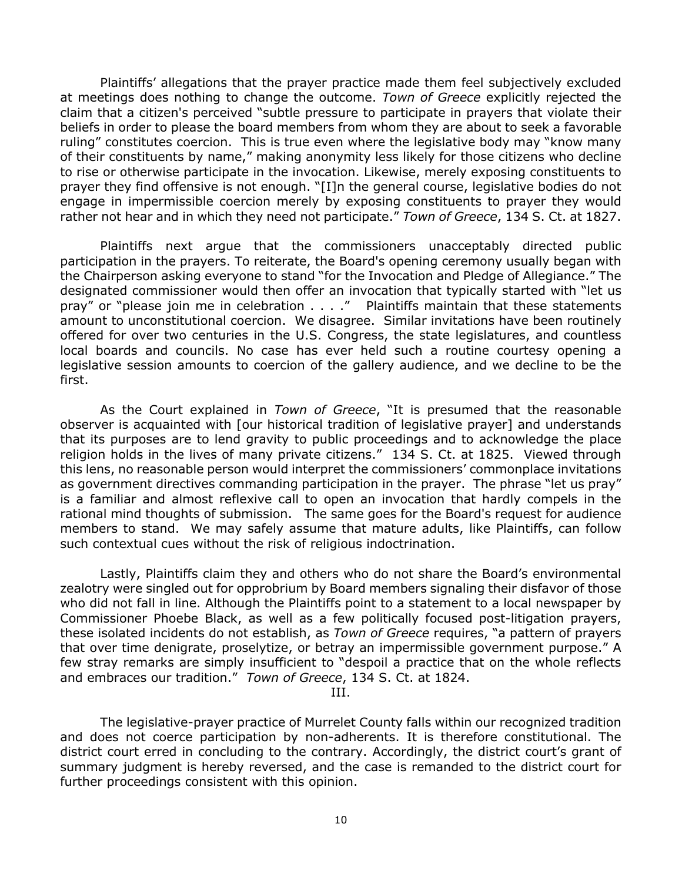Plaintiffs' allegations that the prayer practice made them feel subjectively excluded at meetings does nothing to change the outcome. *Town of Greece* explicitly rejected the claim that a citizen's perceived "subtle pressure to participate in prayers that violate their beliefs in order to please the board members from whom they are about to seek a favorable ruling" constitutes coercion. This is true even where the legislative body may "know many of their constituents by name," making anonymity less likely for those citizens who decline to rise or otherwise participate in the invocation. Likewise, merely exposing constituents to prayer they find offensive is not enough. "[I]n the general course, legislative bodies do not engage in impermissible coercion merely by exposing constituents to prayer they would rather not hear and in which they need not participate." *Town of Greece*, 134 S. Ct. at 1827.

Plaintiffs next argue that the commissioners unacceptably directed public participation in the prayers. To reiterate, the Board's opening ceremony usually began with the Chairperson asking everyone to stand "for the Invocation and Pledge of Allegiance." The designated commissioner would then offer an invocation that typically started with "let us pray" or "please join me in celebration . . . ." Plaintiffs maintain that these statements amount to unconstitutional coercion. We disagree. Similar invitations have been routinely offered for over two centuries in the U.S. Congress, the state legislatures, and countless local boards and councils. No case has ever held such a routine courtesy opening a legislative session amounts to coercion of the gallery audience, and we decline to be the first.

As the Court explained in *Town of Greece*, "It is presumed that the reasonable observer is acquainted with [our historical tradition of legislative prayer] and understands that its purposes are to lend gravity to public proceedings and to acknowledge the place religion holds in the lives of many private citizens." 134 S. Ct. at 1825. Viewed through this lens, no reasonable person would interpret the commissioners' commonplace invitations as government directives commanding participation in the prayer. The phrase "let us pray" is a familiar and almost reflexive call to open an invocation that hardly compels in the rational mind thoughts of submission. The same goes for the Board's request for audience members to stand. We may safely assume that mature adults, like Plaintiffs, can follow such contextual cues without the risk of religious indoctrination.

Lastly, Plaintiffs claim they and others who do not share the Board's environmental zealotry were singled out for opprobrium by Board members signaling their disfavor of those who did not fall in line. Although the Plaintiffs point to a statement to a local newspaper by Commissioner Phoebe Black, as well as a few politically focused post-litigation prayers, these isolated incidents do not establish, as *Town of Greece* requires, "a pattern of prayers that over time denigrate, proselytize, or betray an impermissible government purpose." A few stray remarks are simply insufficient to "despoil a practice that on the whole reflects and embraces our tradition." *Town of Greece*, 134 S. Ct. at 1824.

III.

The legislative-prayer practice of Murrelet County falls within our recognized tradition and does not coerce participation by non-adherents. It is therefore constitutional. The district court erred in concluding to the contrary. Accordingly, the district court's grant of summary judgment is hereby reversed, and the case is remanded to the district court for further proceedings consistent with this opinion.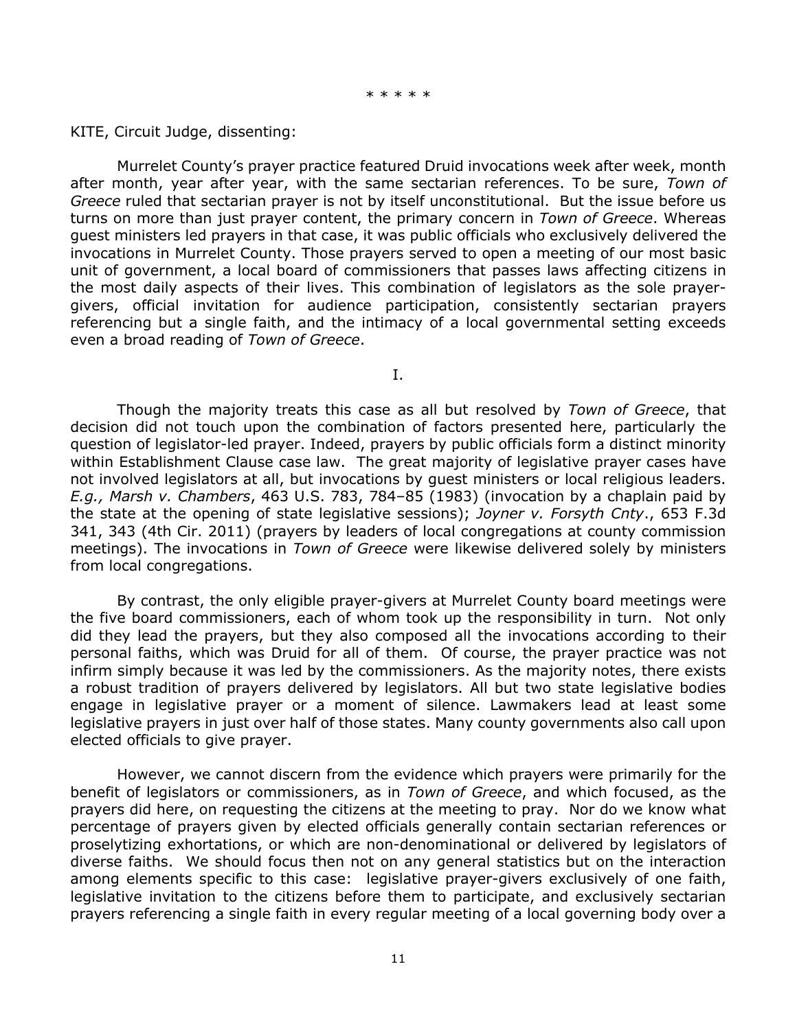\* \* \* \* \*

KITE, Circuit Judge, dissenting:

Murrelet County's prayer practice featured Druid invocations week after week, month after month, year after year, with the same sectarian references. To be sure, *Town of Greece* ruled that sectarian prayer is not by itself unconstitutional. But the issue before us turns on more than just prayer content, the primary concern in *Town of Greece*. Whereas guest ministers led prayers in that case, it was public officials who exclusively delivered the invocations in Murrelet County. Those prayers served to open a meeting of our most basic unit of government, a local board of commissioners that passes laws affecting citizens in the most daily aspects of their lives. This combination of legislators as the sole prayer-givers, official invitation for audience participation, consistently sectarian prayers referencing but a single faith, and the intimacy of a local governmental setting exceeds even a broad reading of *Town of Greece*.

I.

Though the majority treats this case as all but resolved by *Town of Greece*, that decision did not touch upon the combination of factors presented here, particularly the question of legislator-led prayer. Indeed, prayers by public officials form a distinct minority within Establishment Clause case law. The great majority of legislative prayer cases have not involved legislators at all, but invocations by guest ministers or local religious leaders. *E.g., Marsh v. Chambers*, 463 U.S. 783, 784–85 (1983) (invocation by a chaplain paid by the state at the opening of state legislative sessions); *Joyner v. Forsyth Cnty.*, 653 F.3d 341, 343 (4th Cir. 2011) (prayers by leaders of local congregations at county commission meetings). The invocations in *Town of Greece* were likewise delivered solely by ministers from local congregations.

By contrast, the only eligible prayer-givers at Murrelet County board meetings were the five board commissioners, each of whom took up the responsibility in turn. Not only did they lead the prayers, but they also composed all the invocations according to their personal faiths, which was Druid for all of them. Of course, the prayer practice was not infirm simply because it was led by the commissioners. As the majority notes, there exists a robust tradition of prayers delivered by legislators. All but two state legislative bodies engage in legislative prayer or a moment of silence. Lawmakers lead at least some legislative prayers in just over half of those states. Many county governments also call upon elected officials to give prayer.

However, we cannot discern from the evidence which prayers were primarily for the benefit of legislators or commissioners, as in *Town of Greece*, and which focused, as the prayers did here, on requesting the citizens at the meeting to pray. Nor do we know what percentage of prayers given by elected officials generally contain sectarian references or proselytizing exhortations, or which are non-denominational or delivered by legislators of diverse faiths. We should focus then not on any general statistics but on the interaction among elements specific to this case: legislative prayer-givers exclusively of one faith, legislative invitation to the citizens before them to participate, and exclusively sectarian prayers referencing a single faith in every regular meeting of a local governing body over a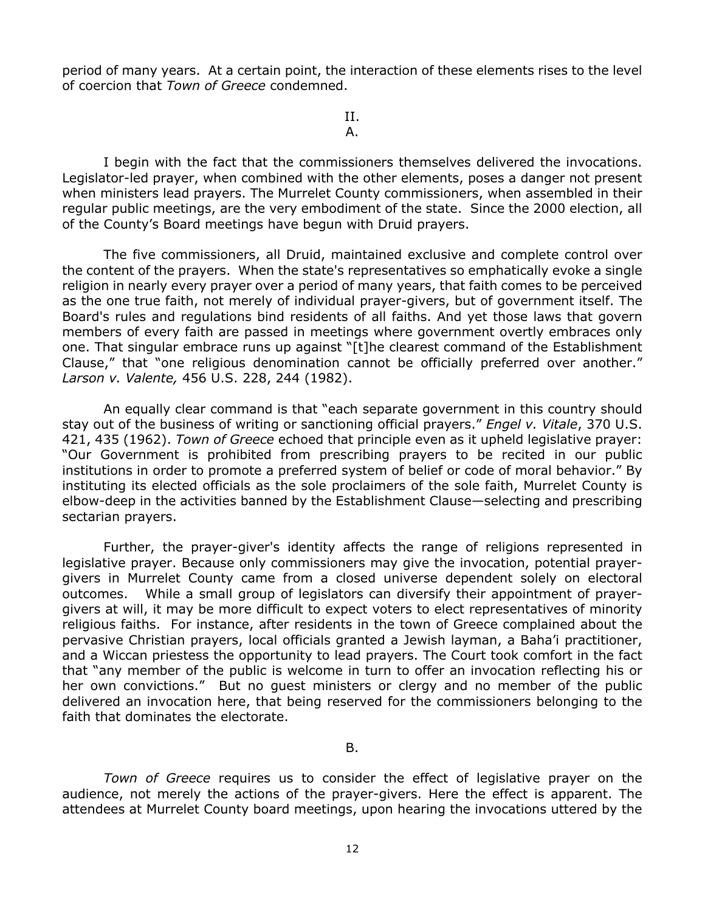period of many years. At a certain point, the interaction of these elements rises to the level of coercion that *Town of Greece* condemned.

II.

A.

I begin with the fact that the commissioners themselves delivered the invocations. Legislator-led prayer, when combined with the other elements, poses a danger not present when ministers lead prayers. The Murrelet County commissioners, when assembled in their regular public meetings, are the very embodiment of the state. Since the 2000 election, all of the County's Board meetings have begun with Druid prayers.

The five commissioners, all Druid, maintained exclusive and complete control over the content of the prayers. When the state's representatives so emphatically evoke a single religion in nearly every prayer over a period of many years, that faith comes to be perceived as the one true faith, not merely of individual prayer-givers, but of government itself. The Board's rules and regulations bind residents of all faiths. And yet those laws that govern members of every faith are passed in meetings where government overtly embraces only one. That singular embrace runs up against "[t]he clearest command of the Establishment Clause," that "one religious denomination cannot be officially preferred over another." *Larson v. Valente,* 456 U.S. 228, 244 (1982).

An equally clear command is that "each separate government in this country should stay out of the business of writing or sanctioning official prayers." *Engel v. Vitale*, 370 U.S. 421, 435 (1962). *Town of Greece* echoed that principle even as it upheld legislative prayer: "Our Government is prohibited from prescribing prayers to be recited in our public institutions in order to promote a preferred system of belief or code of moral behavior." By instituting its elected officials as the sole proclaimers of the sole faith, Murrelet County is elbow-deep in the activities banned by the Establishment Clause—selecting and prescribing sectarian prayers.

Further, the prayer-giver's identity affects the range of religions represented in legislative prayer. Because only commissioners may give the invocation, potential prayer-givers in Murrelet County came from a closed universe dependent solely on electoral outcomes. While a small group of legislators can diversify their appointment of prayer-givers at will, it may be more difficult to expect voters to elect representatives of minority religious faiths. For instance, after residents in the town of Greece complained about the pervasive Christian prayers, local officials granted a Jewish layman, a Baha'i practitioner, and a Wiccan priestess the opportunity to lead prayers. The Court took comfort in the fact that "any member of the public is welcome in turn to offer an invocation reflecting his or her own convictions." But no guest ministers or clergy and no member of the public delivered an invocation here, that being reserved for the commissioners belonging to the faith that dominates the electorate.

B.

*Town of Greece* requires us to consider the effect of legislative prayer on the audience, not merely the actions of the prayer-givers. Here the effect is apparent. The attendees at Murrelet County board meetings, upon hearing the invocations uttered by the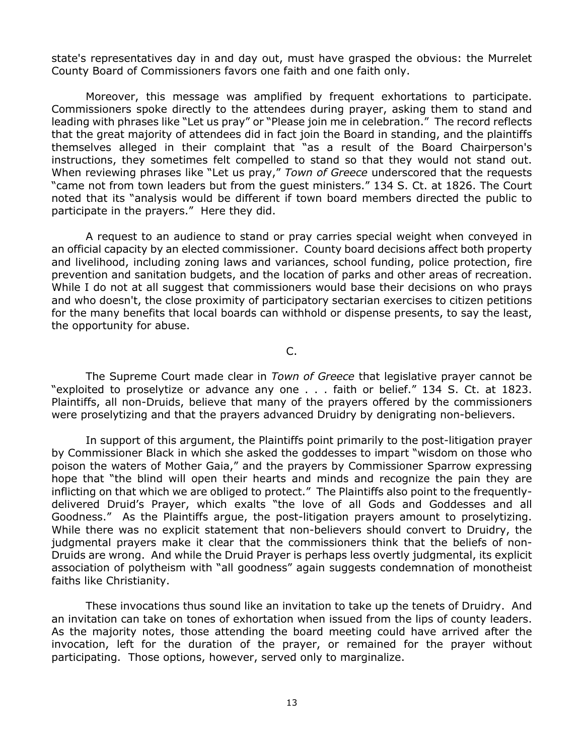state's representatives day in and day out, must have grasped the obvious: the Murrelet County Board of Commissioners favors one faith and one faith only.

Moreover, this message was amplified by frequent exhortations to participate. Commissioners spoke directly to the attendees during prayer, asking them to stand and leading with phrases like "Let us pray" or "Please join me in celebration." The record reflects that the great majority of attendees did in fact join the Board in standing, and the plaintiffs themselves alleged in their complaint that "as a result of the Board Chairperson's instructions, they sometimes felt compelled to stand so that they would not stand out. When reviewing phrases like "Let us pray," *Town of Greece* underscored that the requests "came not from town leaders but from the guest ministers." 134 S. Ct. at 1826. The Court noted that its "analysis would be different if town board members directed the public to participate in the prayers." Here they did.

A request to an audience to stand or pray carries special weight when conveyed in an official capacity by an elected commissioner. County board decisions affect both property and livelihood, including zoning laws and variances, school funding, police protection, fire prevention and sanitation budgets, and the location of parks and other areas of recreation. While I do not at all suggest that commissioners would base their decisions on who prays and who doesn't, the close proximity of participatory sectarian exercises to citizen petitions for the many benefits that local boards can withhold or dispense presents, to say the least, the opportunity for abuse.

C.

The Supreme Court made clear in *Town of Greece* that legislative prayer cannot be "exploited to proselytize or advance any one . . . faith or belief." 134 S. Ct. at 1823. Plaintiffs, all non-Druids, believe that many of the prayers offered by the commissioners were proselytizing and that the prayers advanced Druidry by denigrating non-believers.

In support of this argument, the Plaintiffs point primarily to the post-litigation prayer by Commissioner Black in which she asked the goddesses to impart "wisdom on those who poison the waters of Mother Gaia," and the prayers by Commissioner Sparrow expressing hope that "the blind will open their hearts and minds and recognize the pain they are inflicting on that which we are obliged to protect." The Plaintiffs also point to the frequently-delivered Druid's Prayer, which exalts "the love of all Gods and Goddesses and all Goodness." As the Plaintiffs argue, the post-litigation prayers amount to proselytizing. While there was no explicit statement that non-believers should convert to Druidry, the judgmental prayers make it clear that the commissioners think that the beliefs of non-Druids are wrong. And while the Druid Prayer is perhaps less overtly judgmental, its explicit association of polytheism with "all goodness" again suggests condemnation of monotheist faiths like Christianity.

These invocations thus sound like an invitation to take up the tenets of Druidry. And an invitation can take on tones of exhortation when issued from the lips of county leaders. As the majority notes, those attending the board meeting could have arrived after the invocation, left for the duration of the prayer, or remained for the prayer without participating. Those options, however, served only to marginalize.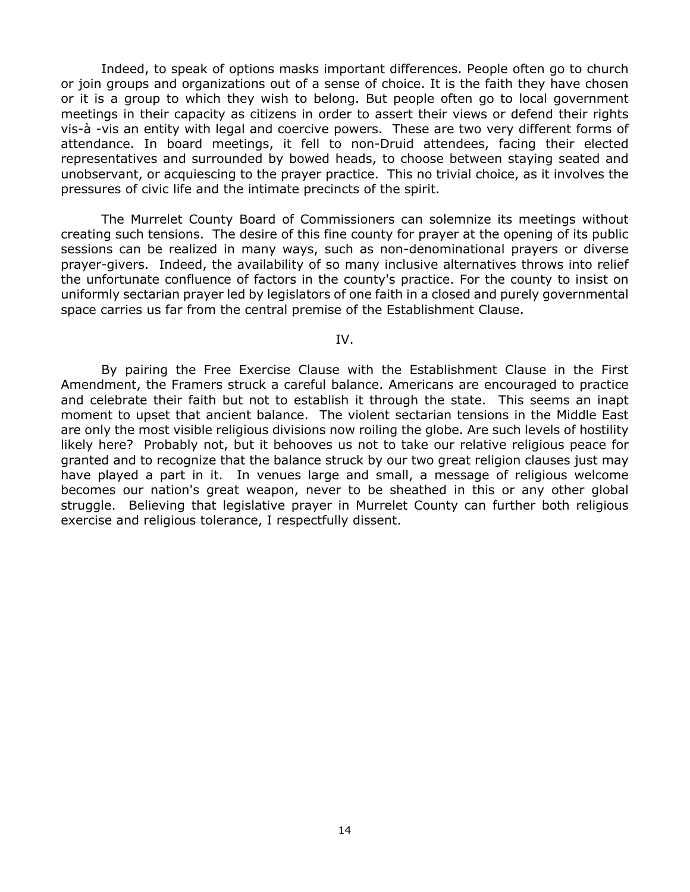Indeed, to speak of options masks important differences. People often go to church or join groups and organizations out of a sense of choice. It is the faith they have chosen or it is a group to which they wish to belong. But people often go to local government meetings in their capacity as citizens in order to assert their views or defend their rights vis-à -vis an entity with legal and coercive powers. These are two very different forms of attendance. In board meetings, it fell to non-Druid attendees, facing their elected representatives and surrounded by bowed heads, to choose between staying seated and unobservant, or acquiescing to the prayer practice. This no trivial choice, as it involves the pressures of civic life and the intimate precincts of the spirit.

The Murrelet County Board of Commissioners can solemnize its meetings without creating such tensions. The desire of this fine county for prayer at the opening of its public sessions can be realized in many ways, such as non-denominational prayers or diverse prayer-givers. Indeed, the availability of so many inclusive alternatives throws into relief the unfortunate confluence of factors in the county's practice. For the county to insist on uniformly sectarian prayer led by legislators of one faith in a closed and purely governmental space carries us far from the central premise of the Establishment Clause.

IV.

By pairing the Free Exercise Clause with the Establishment Clause in the First Amendment, the Framers struck a careful balance. Americans are encouraged to practice and celebrate their faith but not to establish it through the state. This seems an inapt moment to upset that ancient balance. The violent sectarian tensions in the Middle East are only the most visible religious divisions now roiling the globe. Are such levels of hostility likely here? Probably not, but it behooves us not to take our relative religious peace for granted and to recognize that the balance struck by our two great religion clauses just may have played a part in it. In venues large and small, a message of religious welcome becomes our nation's great weapon, never to be sheathed in this or any other global struggle. Believing that legislative prayer in Murrelet County can further both religious exercise and religious tolerance, I respectfully dissent.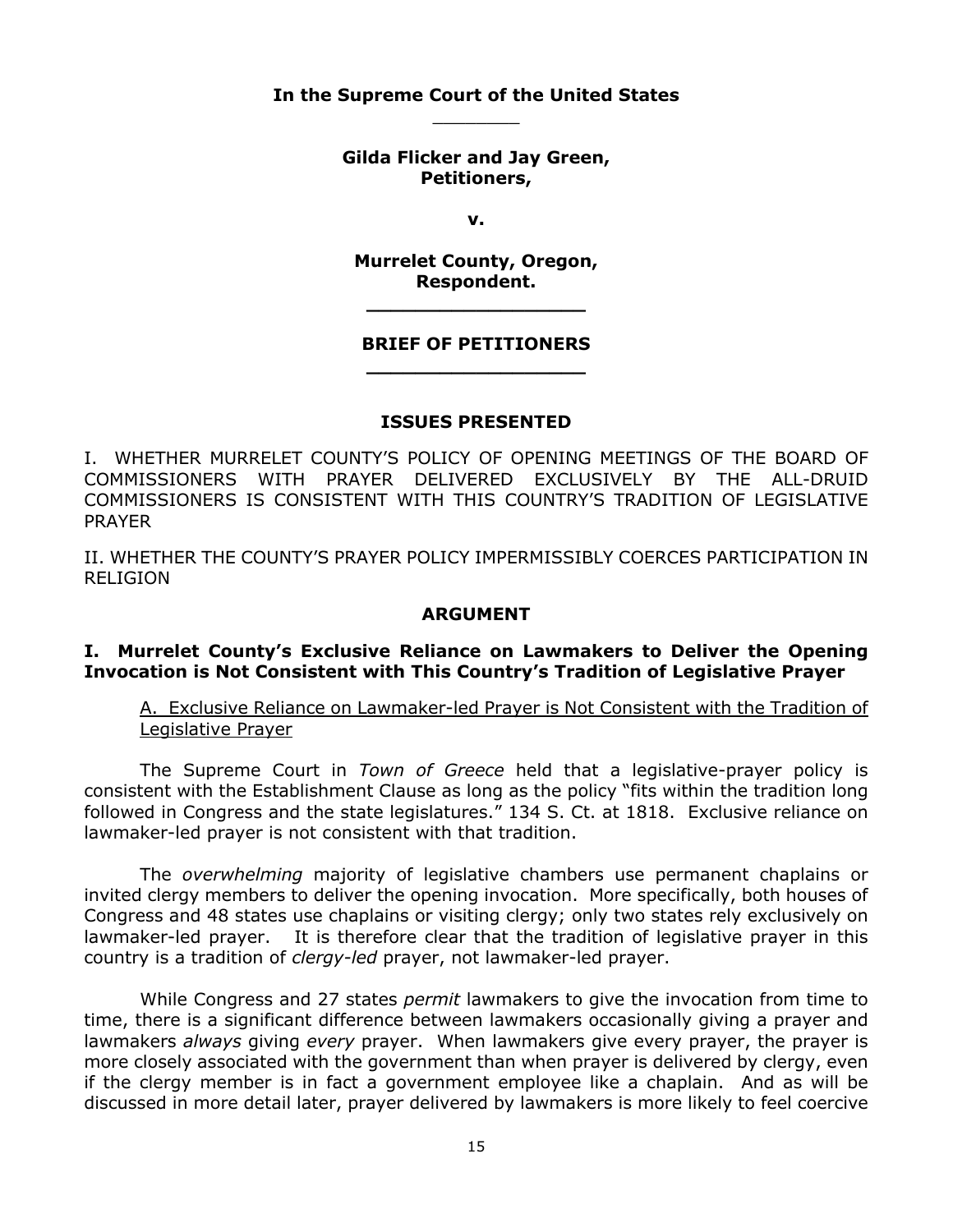**In the Supreme Court of the United States**

**Gilda Flicker and Jay Green, Petitioners,**

**v.**

**Murrelet County, Oregon, Respondent.**

**BRIEF OF PETITIONERS**

## ISSUES PRESENTED

I. WHETHER MURRELET COUNTY'S POLICY OF OPENING MEETINGS OF THE BOARD OF COMMISSIONERS WITH PRAYER DELIVERED EXCLUSIVELY BY THE ALL-DRUID COMMISSIONERS IS CONSISTENT WITH THIS COUNTRY'S TRADITION OF LEGISLATIVE PRAYER

II. WHETHER THE COUNTY'S PRAYER POLICY IMPERMISSIBLY COERCES PARTICIPATION IN RELIGION

## ARGUMENT

### I. Murrelet County's Exclusive Reliance on Lawmakers to Deliver the Opening Invocation is Not Consistent with This Country's Tradition of Legislative Prayer

A. Exclusive Reliance on Lawmaker-led Prayer is Not Consistent with the Tradition of Legislative Prayer

The Supreme Court in *Town of Greece* held that a legislative-prayer policy is consistent with the Establishment Clause as long as the policy "fits within the tradition long followed in Congress and the state legislatures." 134 S. Ct. at 1818. Exclusive reliance on lawmaker-led prayer is not consistent with that tradition.

The *overwhelming* majority of legislative chambers use permanent chaplains or invited clergy members to deliver the opening invocation. More specifically, both houses of Congress and 48 states use chaplains or visiting clergy; only two states rely exclusively on lawmaker-led prayer. It is therefore clear that the tradition of legislative prayer in this country is a tradition of *clergy-led* prayer, not lawmaker-led prayer.

While Congress and 27 states *permit* lawmakers to give the invocation from time to time, there is a significant difference between lawmakers occasionally giving a prayer and lawmakers *always* giving *every* prayer. When lawmakers give every prayer, the prayer is more closely associated with the government than when prayer is delivered by clergy, even if the clergy member is in fact a government employee like a chaplain. And as will be discussed in more detail later, prayer delivered by lawmakers is more likely to feel coercive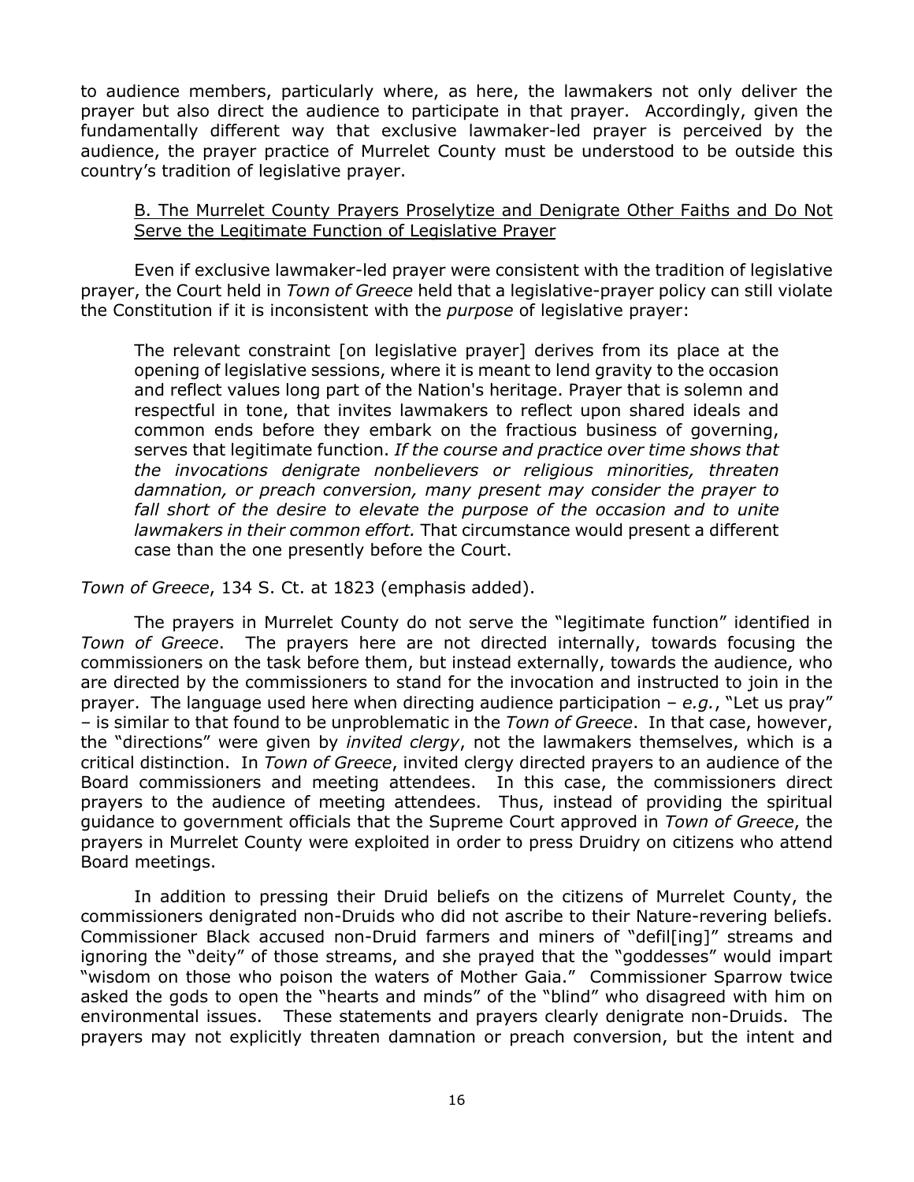to audience members, particularly where, as here, the lawmakers not only deliver the prayer but also direct the audience to participate in that prayer. Accordingly, given the fundamentally different way that exclusive lawmaker-led prayer is perceived by the audience, the prayer practice of Murrelet County must be understood to be outside this country's tradition of legislative prayer.

<u>B. The Murrelet County Prayers Proselytize and Denigrate Other Faiths and Do Not Serve the Legitimate Function of Legislative Prayer</u>

Even if exclusive lawmaker-led prayer were consistent with the tradition of legislative prayer, the Court held in *Town of Greece* held that a legislative-prayer policy can still violate the Constitution if it is inconsistent with the *purpose* of legislative prayer:

> The relevant constraint [on legislative prayer] derives from its place at the opening of legislative sessions, where it is meant to lend gravity to the occasion and reflect values long part of the Nation's heritage. Prayer that is solemn and respectful in tone, that invites lawmakers to reflect upon shared ideals and common ends before they embark on the fractious business of governing, serves that legitimate function. *If the course and practice over time shows that the invocations denigrate nonbelievers or religious minorities, threaten damnation, or preach conversion, many present may consider the prayer to fall short of the desire to elevate the purpose of the occasion and to unite lawmakers in their common effort.* That circumstance would present a different case than the one presently before the Court.

*Town of Greece*, 134 S. Ct. at 1823 (emphasis added).

The prayers in Murrelet County do not serve the "legitimate function" identified in *Town of Greece*. The prayers here are not directed internally, towards focusing the commissioners on the task before them, but instead externally, towards the audience, who are directed by the commissioners to stand for the invocation and instructed to join in the prayer. The language used here when directing audience participation – *e.g.*, "Let us pray" – is similar to that found to be unproblematic in the *Town of Greece*. In that case, however, the "directions" were given by *invited clergy*, not the lawmakers themselves, which is a critical distinction. In *Town of Greece*, invited clergy directed prayers to an audience of the Board commissioners and meeting attendees. In this case, the commissioners direct prayers to the audience of meeting attendees. Thus, instead of providing the spiritual guidance to government officials that the Supreme Court approved in *Town of Greece*, the prayers in Murrelet County were exploited in order to press Druidry on citizens who attend Board meetings.

In addition to pressing their Druid beliefs on the citizens of Murrelet County, the commissioners denigrated non-Druids who did not ascribe to their Nature-revering beliefs. Commissioner Black accused non-Druid farmers and miners of "defil[ing]" streams and ignoring the "deity" of those streams, and she prayed that the "goddesses" would impart "wisdom on those who poison the waters of Mother Gaia." Commissioner Sparrow twice asked the gods to open the "hearts and minds" of the "blind" who disagreed with him on environmental issues. These statements and prayers clearly denigrate non-Druids. The prayers may not explicitly threaten damnation or preach conversion, but the intent and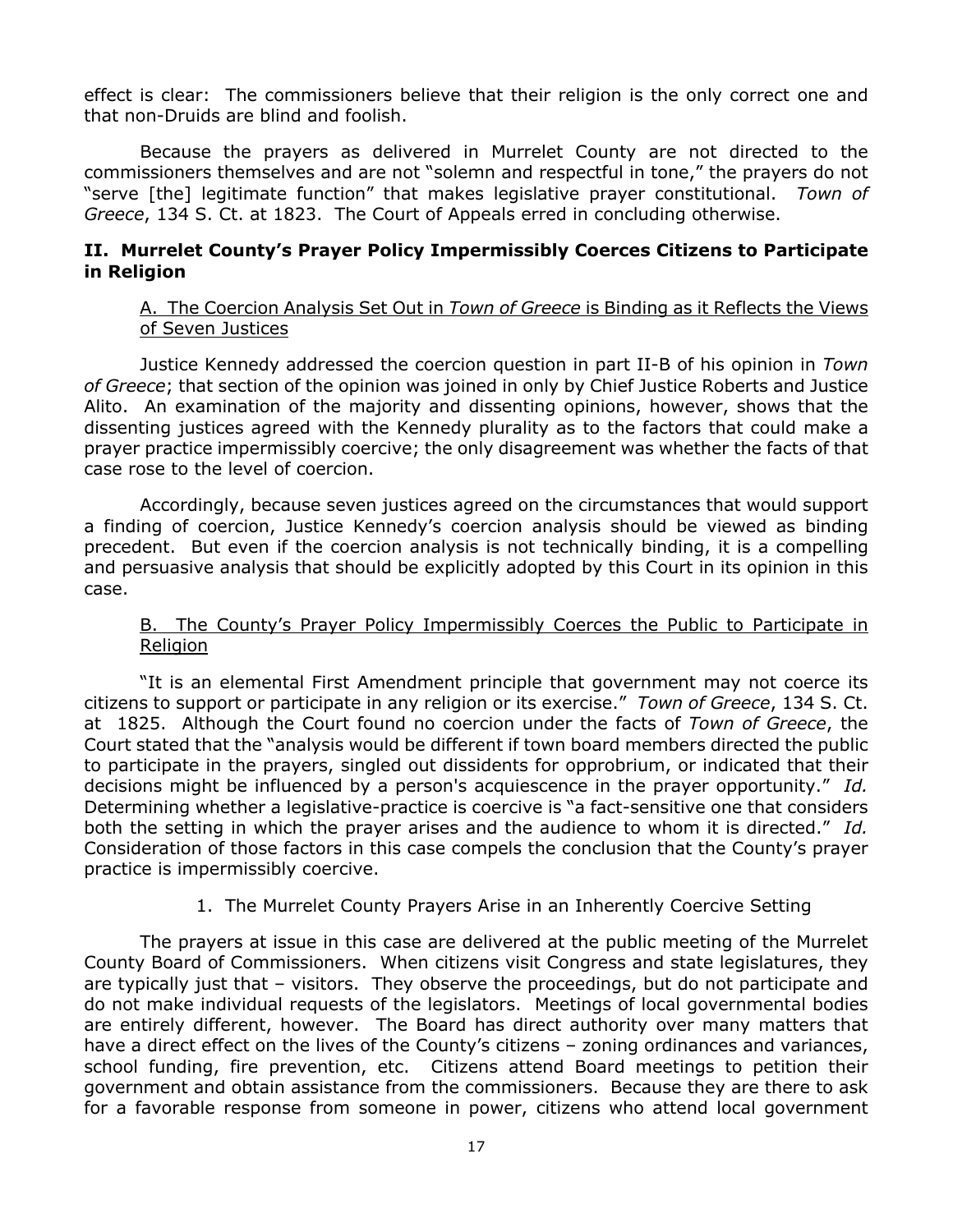effect is clear: The commissioners believe that their religion is the only correct one and that non-Druids are blind and foolish.

Because the prayers as delivered in Murrelet County are not directed to the commissioners themselves and are not "solemn and respectful in tone," the prayers do not "serve [the] legitimate function" that makes legislative prayer constitutional. *Town of Greece*, 134 S. Ct. at 1823. The Court of Appeals erred in concluding otherwise.

## II. Murrelet County's Prayer Policy Impermissibly Coerces Citizens to Participate in Religion

### A. The Coercion Analysis Set Out in *Town of Greece* is Binding as it Reflects the Views of Seven Justices

Justice Kennedy addressed the coercion question in part II-B of his opinion in *Town of Greece*; that section of the opinion was joined in only by Chief Justice Roberts and Justice Alito. An examination of the majority and dissenting opinions, however, shows that the dissenting justices agreed with the Kennedy plurality as to the factors that could make a prayer practice impermissibly coercive; the only disagreement was whether the facts of that case rose to the level of coercion.

Accordingly, because seven justices agreed on the circumstances that would support a finding of coercion, Justice Kennedy's coercion analysis should be viewed as binding precedent. But even if the coercion analysis is not technically binding, it is a compelling and persuasive analysis that should be explicitly adopted by this Court in its opinion in this case.

### B. The County's Prayer Policy Impermissibly Coerces the Public to Participate in Religion

"It is an elemental First Amendment principle that government may not coerce its citizens to support or participate in any religion or its exercise." *Town of Greece*, 134 S. Ct. at 1825. Although the Court found no coercion under the facts of *Town of Greece*, the Court stated that the "analysis would be different if town board members directed the public to participate in the prayers, singled out dissidents for opprobrium, or indicated that their decisions might be influenced by a person's acquiescence in the prayer opportunity." *Id.* Determining whether a legislative-practice is coercive is "a fact-sensitive one that considers both the setting in which the prayer arises and the audience to whom it is directed." *Id.* Consideration of those factors in this case compels the conclusion that the County's prayer practice is impermissibly coercive.

#### 1. The Murrelet County Prayers Arise in an Inherently Coercive Setting

The prayers at issue in this case are delivered at the public meeting of the Murrelet County Board of Commissioners. When citizens visit Congress and state legislatures, they are typically just that – visitors. They observe the proceedings, but do not participate and do not make individual requests of the legislators. Meetings of local governmental bodies are entirely different, however. The Board has direct authority over many matters that have a direct effect on the lives of the County's citizens – zoning ordinances and variances, school funding, fire prevention, etc. Citizens attend Board meetings to petition their government and obtain assistance from the commissioners. Because they are there to ask for a favorable response from someone in power, citizens who attend local government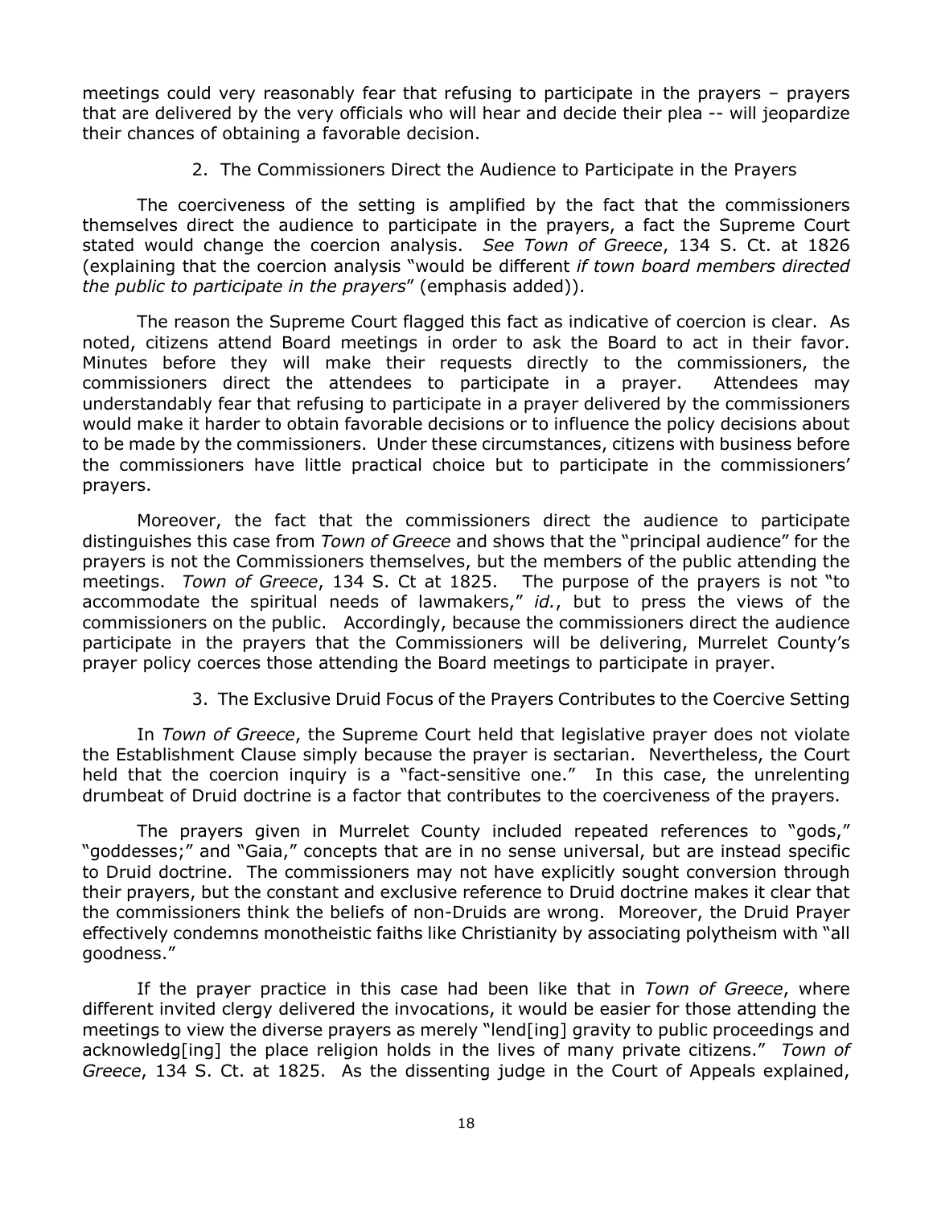meetings could very reasonably fear that refusing to participate in the prayers – prayers that are delivered by the very officials who will hear and decide their plea -- will jeopardize their chances of obtaining a favorable decision.

### 2. The Commissioners Direct the Audience to Participate in the Prayers

The coerciveness of the setting is amplified by the fact that the commissioners themselves direct the audience to participate in the prayers, a fact the Supreme Court stated would change the coercion analysis. *See Town of Greece*, 134 S. Ct. at 1826 (explaining that the coercion analysis "would be different *if town board members directed the public to participate in the prayers*" (emphasis added)).

The reason the Supreme Court flagged this fact as indicative of coercion is clear. As noted, citizens attend Board meetings in order to ask the Board to act in their favor. Minutes before they will make their requests directly to the commissioners, the commissioners direct the attendees to participate in a prayer. Attendees may understandably fear that refusing to participate in a prayer delivered by the commissioners would make it harder to obtain favorable decisions or to influence the policy decisions about to be made by the commissioners. Under these circumstances, citizens with business before the commissioners have little practical choice but to participate in the commissioners' prayers.

Moreover, the fact that the commissioners direct the audience to participate distinguishes this case from *Town of Greece* and shows that the "principal audience" for the prayers is not the Commissioners themselves, but the members of the public attending the meetings. *Town of Greece*, 134 S. Ct at 1825. The purpose of the prayers is not "to accommodate the spiritual needs of lawmakers," *id.*, but to press the views of the commissioners on the public. Accordingly, because the commissioners direct the audience participate in the prayers that the Commissioners will be delivering, Murrelet County's prayer policy coerces those attending the Board meetings to participate in prayer.

### 3. The Exclusive Druid Focus of the Prayers Contributes to the Coercive Setting

In *Town of Greece*, the Supreme Court held that legislative prayer does not violate the Establishment Clause simply because the prayer is sectarian. Nevertheless, the Court held that the coercion inquiry is a "fact-sensitive one." In this case, the unrelenting drumbeat of Druid doctrine is a factor that contributes to the coerciveness of the prayers.

The prayers given in Murrelet County included repeated references to "gods," "goddesses;" and "Gaia," concepts that are in no sense universal, but are instead specific to Druid doctrine. The commissioners may not have explicitly sought conversion through their prayers, but the constant and exclusive reference to Druid doctrine makes it clear that the commissioners think the beliefs of non-Druids are wrong. Moreover, the Druid Prayer effectively condemns monotheistic faiths like Christianity by associating polytheism with "all goodness."

If the prayer practice in this case had been like that in *Town of Greece*, where different invited clergy delivered the invocations, it would be easier for those attending the meetings to view the diverse prayers as merely "lend[ing] gravity to public proceedings and acknowledg[ing] the place religion holds in the lives of many private citizens." *Town of Greece*, 134 S. Ct. at 1825. As the dissenting judge in the Court of Appeals explained,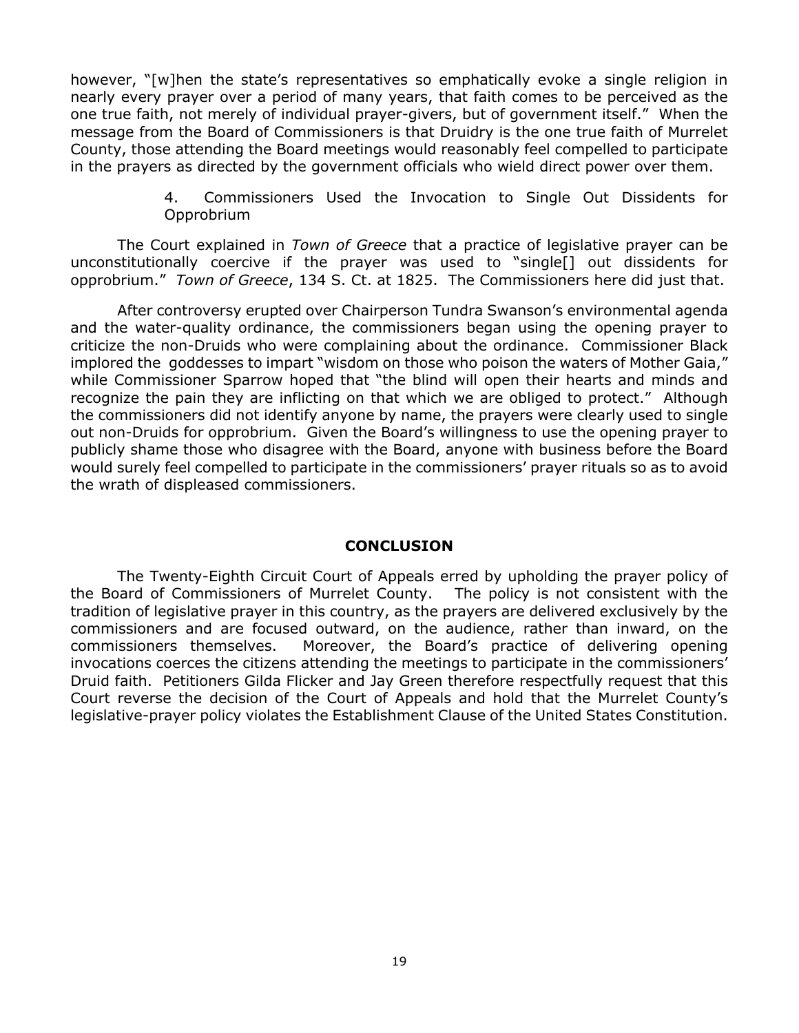however, "[w]hen the state's representatives so emphatically evoke a single religion in nearly every prayer over a period of many years, that faith comes to be perceived as the one true faith, not merely of individual prayer-givers, but of government itself." When the message from the Board of Commissioners is that Druidry is the one true faith of Murrelet County, those attending the Board meetings would reasonably feel compelled to participate in the prayers as directed by the government officials who wield direct power over them.

#### 4. Commissioners Used the Invocation to Single Out Dissidents for Opprobrium

The Court explained in *Town of Greece* that a practice of legislative prayer can be unconstitutionally coercive if the prayer was used to "single[] out dissidents for opprobrium." *Town of Greece*, 134 S. Ct. at 1825. The Commissioners here did just that.

After controversy erupted over Chairperson Tundra Swanson's environmental agenda and the water-quality ordinance, the commissioners began using the opening prayer to criticize the non-Druids who were complaining about the ordinance. Commissioner Black implored the goddesses to impart "wisdom on those who poison the waters of Mother Gaia," while Commissioner Sparrow hoped that "the blind will open their hearts and minds and recognize the pain they are inflicting on that which we are obliged to protect." Although the commissioners did not identify anyone by name, the prayers were clearly used to single out non-Druids for opprobrium. Given the Board's willingness to use the opening prayer to publicly shame those who disagree with the Board, anyone with business before the Board would surely feel compelled to participate in the commissioners' prayer rituals so as to avoid the wrath of displeased commissioners.

## CONCLUSION

The Twenty-Eighth Circuit Court of Appeals erred by upholding the prayer policy of the Board of Commissioners of Murrelet County. The policy is not consistent with the tradition of legislative prayer in this country, as the prayers are delivered exclusively by the commissioners and are focused outward, on the audience, rather than inward, on the commissioners themselves. Moreover, the Board's practice of delivering opening invocations coerces the citizens attending the meetings to participate in the commissioners' Druid faith. Petitioners Gilda Flicker and Jay Green therefore respectfully request that this Court reverse the decision of the Court of Appeals and hold that the Murrelet County's legislative-prayer policy violates the Establishment Clause of the United States Constitution.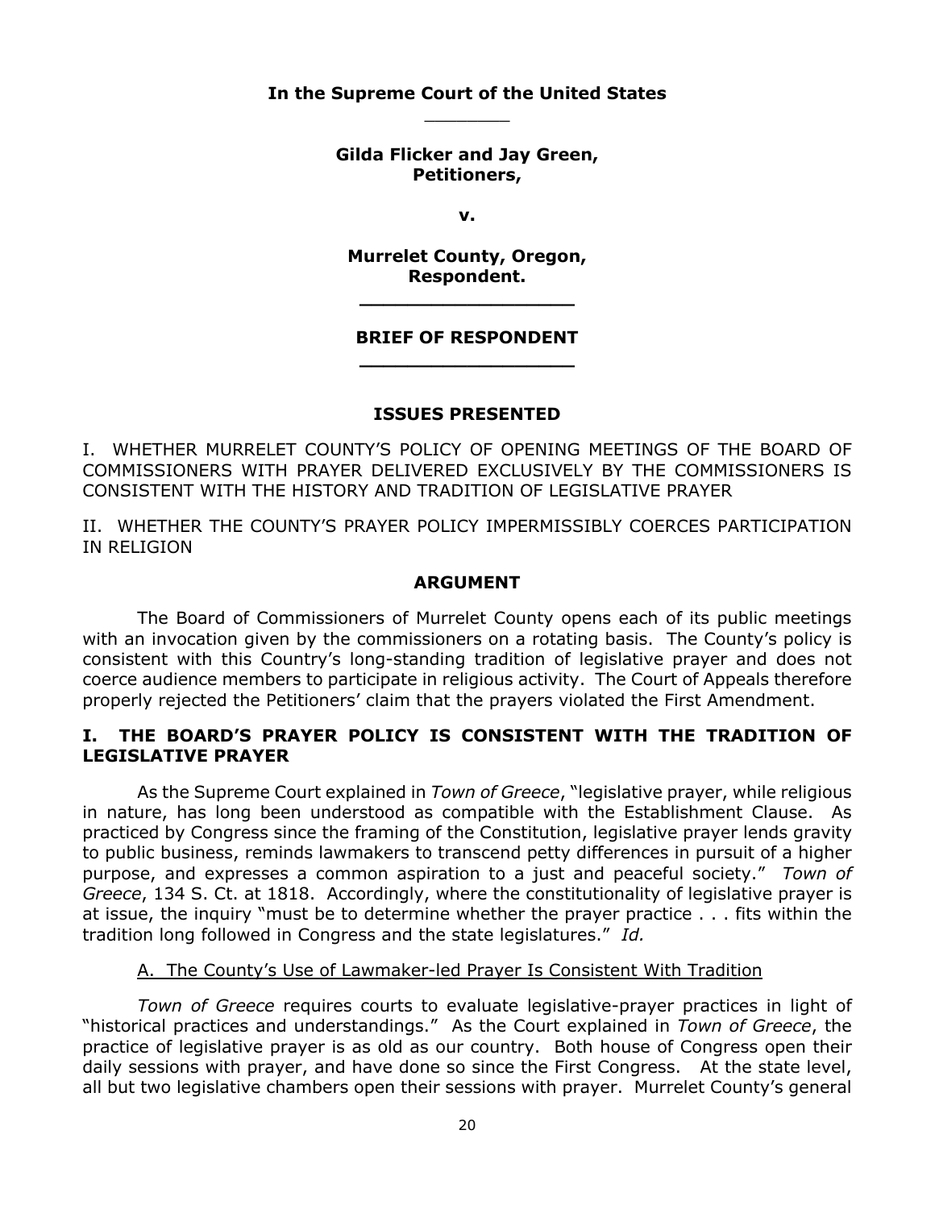**In the Supreme Court of the United States**

________

**Gilda Flicker and Jay Green,**
**Petitioners,**

**v.**

**Murrelet County, Oregon,**
**Respondent.**

________________

**BRIEF OF RESPONDENT**

________________

## ISSUES PRESENTED

I. WHETHER MURRELET COUNTY'S POLICY OF OPENING MEETINGS OF THE BOARD OF COMMISSIONERS WITH PRAYER DELIVERED EXCLUSIVELY BY THE COMMISSIONERS IS CONSISTENT WITH THE HISTORY AND TRADITION OF LEGISLATIVE PRAYER

II. WHETHER THE COUNTY'S PRAYER POLICY IMPERMISSIBLY COERCES PARTICIPATION IN RELIGION

## ARGUMENT

The Board of Commissioners of Murrelet County opens each of its public meetings with an invocation given by the commissioners on a rotating basis. The County's policy is consistent with this Country's long-standing tradition of legislative prayer and does not coerce audience members to participate in religious activity. The Court of Appeals therefore properly rejected the Petitioners' claim that the prayers violated the First Amendment.

### I. THE BOARD'S PRAYER POLICY IS CONSISTENT WITH THE TRADITION OF LEGISLATIVE PRAYER

As the Supreme Court explained in *Town of Greece*, "legislative prayer, while religious in nature, has long been understood as compatible with the Establishment Clause. As practiced by Congress since the framing of the Constitution, legislative prayer lends gravity to public business, reminds lawmakers to transcend petty differences in pursuit of a higher purpose, and expresses a common aspiration to a just and peaceful society." *Town of Greece*, 134 S. Ct. at 1818. Accordingly, where the constitutionality of legislative prayer is at issue, the inquiry "must be to determine whether the prayer practice . . . fits within the tradition long followed in Congress and the state legislatures." *Id.*

A. The County's Use of Lawmaker-led Prayer Is Consistent With Tradition

*Town of Greece* requires courts to evaluate legislative-prayer practices in light of "historical practices and understandings." As the Court explained in *Town of Greece*, the practice of legislative prayer is as old as our country. Both house of Congress open their daily sessions with prayer, and have done so since the First Congress. At the state level, all but two legislative chambers open their sessions with prayer. Murrelet County's general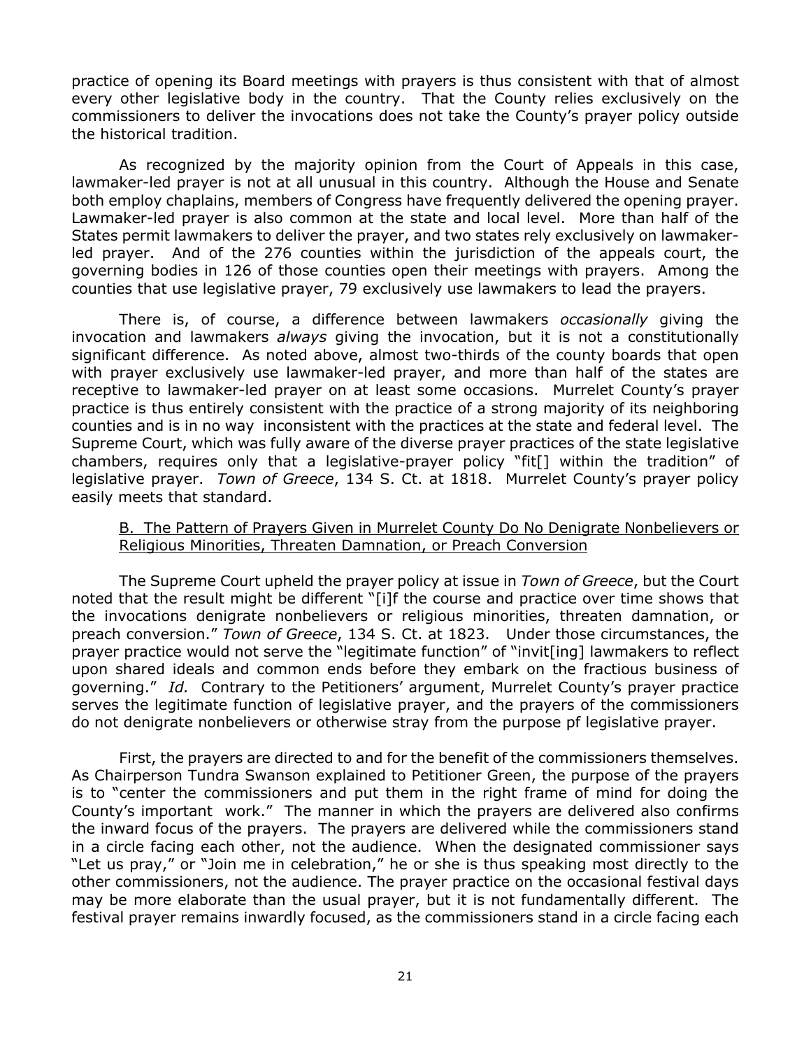practice of opening its Board meetings with prayers is thus consistent with that of almost every other legislative body in the country. That the County relies exclusively on the commissioners to deliver the invocations does not take the County's prayer policy outside the historical tradition.

As recognized by the majority opinion from the Court of Appeals in this case, lawmaker-led prayer is not at all unusual in this country. Although the House and Senate both employ chaplains, members of Congress have frequently delivered the opening prayer. Lawmaker-led prayer is also common at the state and local level. More than half of the States permit lawmakers to deliver the prayer, and two states rely exclusively on lawmaker-led prayer. And of the 276 counties within the jurisdiction of the appeals court, the governing bodies in 126 of those counties open their meetings with prayers. Among the counties that use legislative prayer, 79 exclusively use lawmakers to lead the prayers.

There is, of course, a difference between lawmakers *occasionally* giving the invocation and lawmakers *always* giving the invocation, but it is not a constitutionally significant difference. As noted above, almost two-thirds of the county boards that open with prayer exclusively use lawmaker-led prayer, and more than half of the states are receptive to lawmaker-led prayer on at least some occasions. Murrelet County's prayer practice is thus entirely consistent with the practice of a strong majority of its neighboring counties and is in no way inconsistent with the practices at the state and federal level. The Supreme Court, which was fully aware of the diverse prayer practices of the state legislative chambers, requires only that a legislative-prayer policy "fit[] within the tradition" of legislative prayer. *Town of Greece*, 134 S. Ct. at 1818. Murrelet County's prayer policy easily meets that standard.

B. The Pattern of Prayers Given in Murrelet County Do No Denigrate Nonbelievers or Religious Minorities, Threaten Damnation, or Preach Conversion

The Supreme Court upheld the prayer policy at issue in *Town of Greece*, but the Court noted that the result might be different "[i]f the course and practice over time shows that the invocations denigrate nonbelievers or religious minorities, threaten damnation, or preach conversion." *Town of Greece*, 134 S. Ct. at 1823. Under those circumstances, the prayer practice would not serve the "legitimate function" of "invit[ing] lawmakers to reflect upon shared ideals and common ends before they embark on the fractious business of governing." *Id.* Contrary to the Petitioners' argument, Murrelet County's prayer practice serves the legitimate function of legislative prayer, and the prayers of the commissioners do not denigrate nonbelievers or otherwise stray from the purpose pf legislative prayer.

First, the prayers are directed to and for the benefit of the commissioners themselves. As Chairperson Tundra Swanson explained to Petitioner Green, the purpose of the prayers is to "center the commissioners and put them in the right frame of mind for doing the County's important work." The manner in which the prayers are delivered also confirms the inward focus of the prayers. The prayers are delivered while the commissioners stand in a circle facing each other, not the audience. When the designated commissioner says "Let us pray," or "Join me in celebration," he or she is thus speaking most directly to the other commissioners, not the audience. The prayer practice on the occasional festival days may be more elaborate than the usual prayer, but it is not fundamentally different. The festival prayer remains inwardly focused, as the commissioners stand in a circle facing each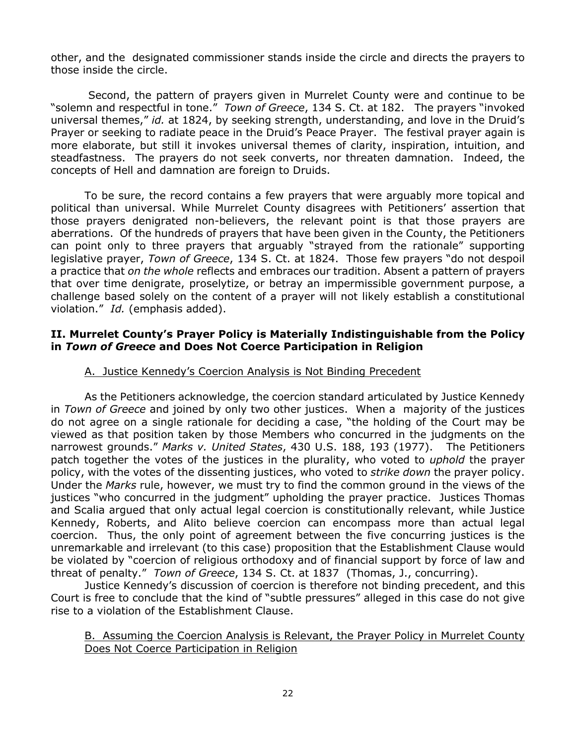other, and the designated commissioner stands inside the circle and directs the prayers to those inside the circle.

Second, the pattern of prayers given in Murrelet County were and continue to be "solemn and respectful in tone." *Town of Greece*, 134 S. Ct. at 182. The prayers "invoked universal themes," *id.* at 1824, by seeking strength, understanding, and love in the Druid's Prayer or seeking to radiate peace in the Druid's Peace Prayer. The festival prayer again is more elaborate, but still it invokes universal themes of clarity, inspiration, intuition, and steadfastness. The prayers do not seek converts, nor threaten damnation. Indeed, the concepts of Hell and damnation are foreign to Druids.

To be sure, the record contains a few prayers that were arguably more topical and political than universal. While Murrelet County disagrees with Petitioners' assertion that those prayers denigrated non-believers, the relevant point is that those prayers are aberrations. Of the hundreds of prayers that have been given in the County, the Petitioners can point only to three prayers that arguably "strayed from the rationale" supporting legislative prayer, *Town of Greece*, 134 S. Ct. at 1824. Those few prayers "do not despoil a practice that *on the whole* reflects and embraces our tradition. Absent a pattern of prayers that over time denigrate, proselytize, or betray an impermissible government purpose, a challenge based solely on the content of a prayer will not likely establish a constitutional violation." *Id.* (emphasis added).

## II. Murrelet County's Prayer Policy is Materially Indistinguishable from the Policy in *Town of Greece* and Does Not Coerce Participation in Religion

### A. Justice Kennedy's Coercion Analysis is Not Binding Precedent

As the Petitioners acknowledge, the coercion standard articulated by Justice Kennedy in *Town of Greece* and joined by only two other justices. When a majority of the justices do not agree on a single rationale for deciding a case, "the holding of the Court may be viewed as that position taken by those Members who concurred in the judgments on the narrowest grounds." *Marks v. United States*, 430 U.S. 188, 193 (1977). The Petitioners patch together the votes of the justices in the plurality, who voted to *uphold* the prayer policy, with the votes of the dissenting justices, who voted to *strike down* the prayer policy. Under the *Marks* rule, however, we must try to find the common ground in the views of the justices "who concurred in the judgment" upholding the prayer practice. Justices Thomas and Scalia argued that only actual legal coercion is constitutionally relevant, while Justice Kennedy, Roberts, and Alito believe coercion can encompass more than actual legal coercion. Thus, the only point of agreement between the five concurring justices is the unremarkable and irrelevant (to this case) proposition that the Establishment Clause would be violated by "coercion of religious orthodoxy and of financial support by force of law and threat of penalty." *Town of Greece*, 134 S. Ct. at 1837 (Thomas, J., concurring).

Justice Kennedy's discussion of coercion is therefore not binding precedent, and this Court is free to conclude that the kind of "subtle pressures" alleged in this case do not give rise to a violation of the Establishment Clause.

### B. Assuming the Coercion Analysis is Relevant, the Prayer Policy in Murrelet County Does Not Coerce Participation in Religion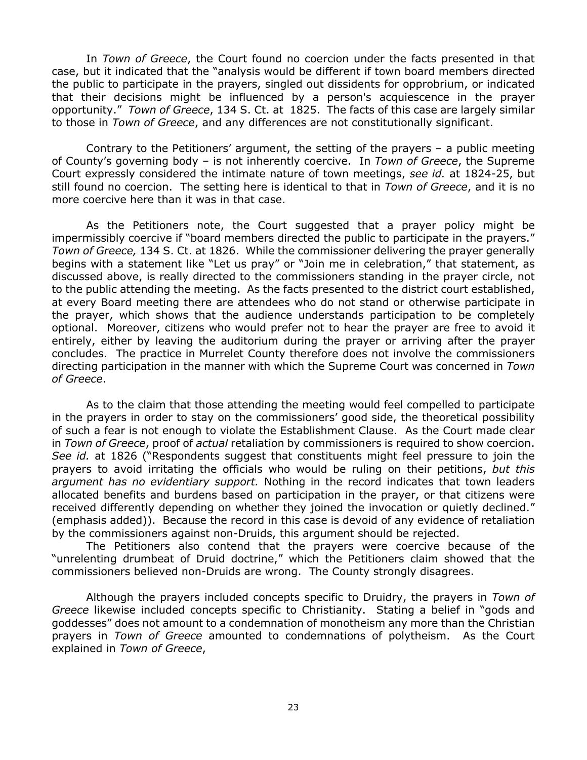In *Town of Greece*, the Court found no coercion under the facts presented in that case, but it indicated that the "analysis would be different if town board members directed the public to participate in the prayers, singled out dissidents for opprobrium, or indicated that their decisions might be influenced by a person's acquiescence in the prayer opportunity." *Town of Greece*, 134 S. Ct. at 1825. The facts of this case are largely similar to those in *Town of Greece*, and any differences are not constitutionally significant.

Contrary to the Petitioners' argument, the setting of the prayers – a public meeting of County's governing body – is not inherently coercive. In *Town of Greece*, the Supreme Court expressly considered the intimate nature of town meetings, *see id.* at 1824-25, but still found no coercion. The setting here is identical to that in *Town of Greece*, and it is no more coercive here than it was in that case.

As the Petitioners note, the Court suggested that a prayer policy might be impermissibly coercive if "board members directed the public to participate in the prayers." *Town of Greece,* 134 S. Ct. at 1826. While the commissioner delivering the prayer generally begins with a statement like "Let us pray" or "Join me in celebration," that statement, as discussed above, is really directed to the commissioners standing in the prayer circle, not to the public attending the meeting. As the facts presented to the district court established, at every Board meeting there are attendees who do not stand or otherwise participate in the prayer, which shows that the audience understands participation to be completely optional. Moreover, citizens who would prefer not to hear the prayer are free to avoid it entirely, either by leaving the auditorium during the prayer or arriving after the prayer concludes. The practice in Murrelet County therefore does not involve the commissioners directing participation in the manner with which the Supreme Court was concerned in *Town of Greece*.

As to the claim that those attending the meeting would feel compelled to participate in the prayers in order to stay on the commissioners' good side, the theoretical possibility of such a fear is not enough to violate the Establishment Clause. As the Court made clear in *Town of Greece*, proof of *actual* retaliation by commissioners is required to show coercion. *See id.* at 1826 ("Respondents suggest that constituents might feel pressure to join the prayers to avoid irritating the officials who would be ruling on their petitions, *but this argument has no evidentiary support.* Nothing in the record indicates that town leaders allocated benefits and burdens based on participation in the prayer, or that citizens were received differently depending on whether they joined the invocation or quietly declined." (emphasis added)). Because the record in this case is devoid of any evidence of retaliation by the commissioners against non-Druids, this argument should be rejected.

The Petitioners also contend that the prayers were coercive because of the "unrelenting drumbeat of Druid doctrine," which the Petitioners claim showed that the commissioners believed non-Druids are wrong. The County strongly disagrees.

Although the prayers included concepts specific to Druidry, the prayers in *Town of Greece* likewise included concepts specific to Christianity. Stating a belief in "gods and goddesses" does not amount to a condemnation of monotheism any more than the Christian prayers in *Town of Greece* amounted to condemnations of polytheism. As the Court explained in *Town of Greece*,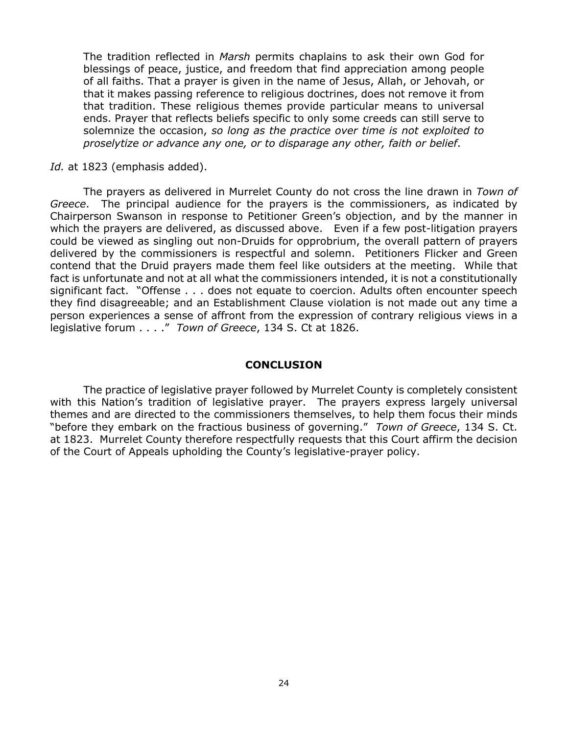> The tradition reflected in *Marsh* permits chaplains to ask their own God for blessings of peace, justice, and freedom that find appreciation among people of all faiths. That a prayer is given in the name of Jesus, Allah, or Jehovah, or that it makes passing reference to religious doctrines, does not remove it from that tradition. These religious themes provide particular means to universal ends. Prayer that reflects beliefs specific to only some creeds can still serve to solemnize the occasion, *so long as the practice over time is not exploited to proselytize or advance any one, or to disparage any other, faith or belief*.

*Id.* at 1823 (emphasis added).

The prayers as delivered in Murrelet County do not cross the line drawn in *Town of Greece*. The principal audience for the prayers is the commissioners, as indicated by Chairperson Swanson in response to Petitioner Green's objection, and by the manner in which the prayers are delivered, as discussed above. Even if a few post-litigation prayers could be viewed as singling out non-Druids for opprobrium, the overall pattern of prayers delivered by the commissioners is respectful and solemn. Petitioners Flicker and Green contend that the Druid prayers made them feel like outsiders at the meeting. While that fact is unfortunate and not at all what the commissioners intended, it is not a constitutionally significant fact. "Offense . . . does not equate to coercion. Adults often encounter speech they find disagreeable; and an Establishment Clause violation is not made out any time a person experiences a sense of affront from the expression of contrary religious views in a legislative forum . . . ." *Town of Greece*, 134 S. Ct at 1826.

## CONCLUSION

The practice of legislative prayer followed by Murrelet County is completely consistent with this Nation's tradition of legislative prayer. The prayers express largely universal themes and are directed to the commissioners themselves, to help them focus their minds "before they embark on the fractious business of governing." *Town of Greece*, 134 S. Ct. at 1823. Murrelet County therefore respectfully requests that this Court affirm the decision of the Court of Appeals upholding the County's legislative-prayer policy.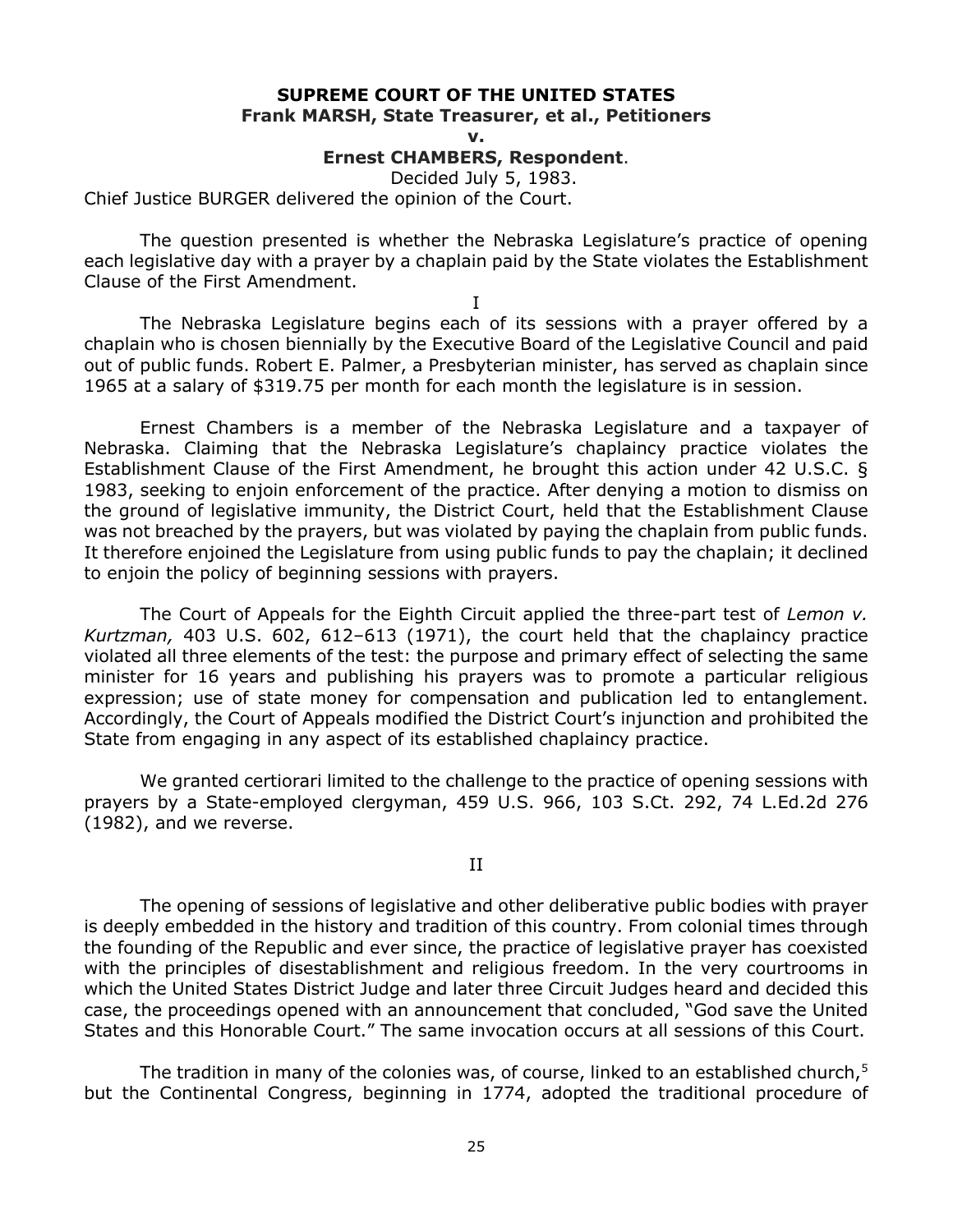**SUPREME COURT OF THE UNITED STATES**
**Frank MARSH, State Treasurer, et al., Petitioners**
**v.**
**Ernest CHAMBERS, Respondent**.

Decided July 5, 1983.

Chief Justice BURGER delivered the opinion of the Court.

The question presented is whether the Nebraska Legislature's practice of opening each legislative day with a prayer by a chaplain paid by the State violates the Establishment Clause of the First Amendment.

I

The Nebraska Legislature begins each of its sessions with a prayer offered by a chaplain who is chosen biennially by the Executive Board of the Legislative Council and paid out of public funds. Robert E. Palmer, a Presbyterian minister, has served as chaplain since 1965 at a salary of $319.75 per month for each month the legislature is in session.

Ernest Chambers is a member of the Nebraska Legislature and a taxpayer of Nebraska. Claiming that the Nebraska Legislature's chaplaincy practice violates the Establishment Clause of the First Amendment, he brought this action under 42 U.S.C. § 1983, seeking to enjoin enforcement of the practice. After denying a motion to dismiss on the ground of legislative immunity, the District Court, held that the Establishment Clause was not breached by the prayers, but was violated by paying the chaplain from public funds. It therefore enjoined the Legislature from using public funds to pay the chaplain; it declined to enjoin the policy of beginning sessions with prayers.

The Court of Appeals for the Eighth Circuit applied the three-part test of *Lemon v. Kurtzman,* 403 U.S. 602, 612–613 (1971), the court held that the chaplaincy practice violated all three elements of the test: the purpose and primary effect of selecting the same minister for 16 years and publishing his prayers was to promote a particular religious expression; use of state money for compensation and publication led to entanglement. Accordingly, the Court of Appeals modified the District Court's injunction and prohibited the State from engaging in any aspect of its established chaplaincy practice.

We granted certiorari limited to the challenge to the practice of opening sessions with prayers by a State-employed clergyman, 459 U.S. 966, 103 S.Ct. 292, 74 L.Ed.2d 276 (1982), and we reverse.

II

The opening of sessions of legislative and other deliberative public bodies with prayer is deeply embedded in the history and tradition of this country. From colonial times through the founding of the Republic and ever since, the practice of legislative prayer has coexisted with the principles of disestablishment and religious freedom. In the very courtrooms in which the United States District Judge and later three Circuit Judges heard and decided this case, the proceedings opened with an announcement that concluded, "God save the United States and this Honorable Court." The same invocation occurs at all sessions of this Court.

The tradition in many of the colonies was, of course, linked to an established church,[5] but the Continental Congress, beginning in 1774, adopted the traditional procedure of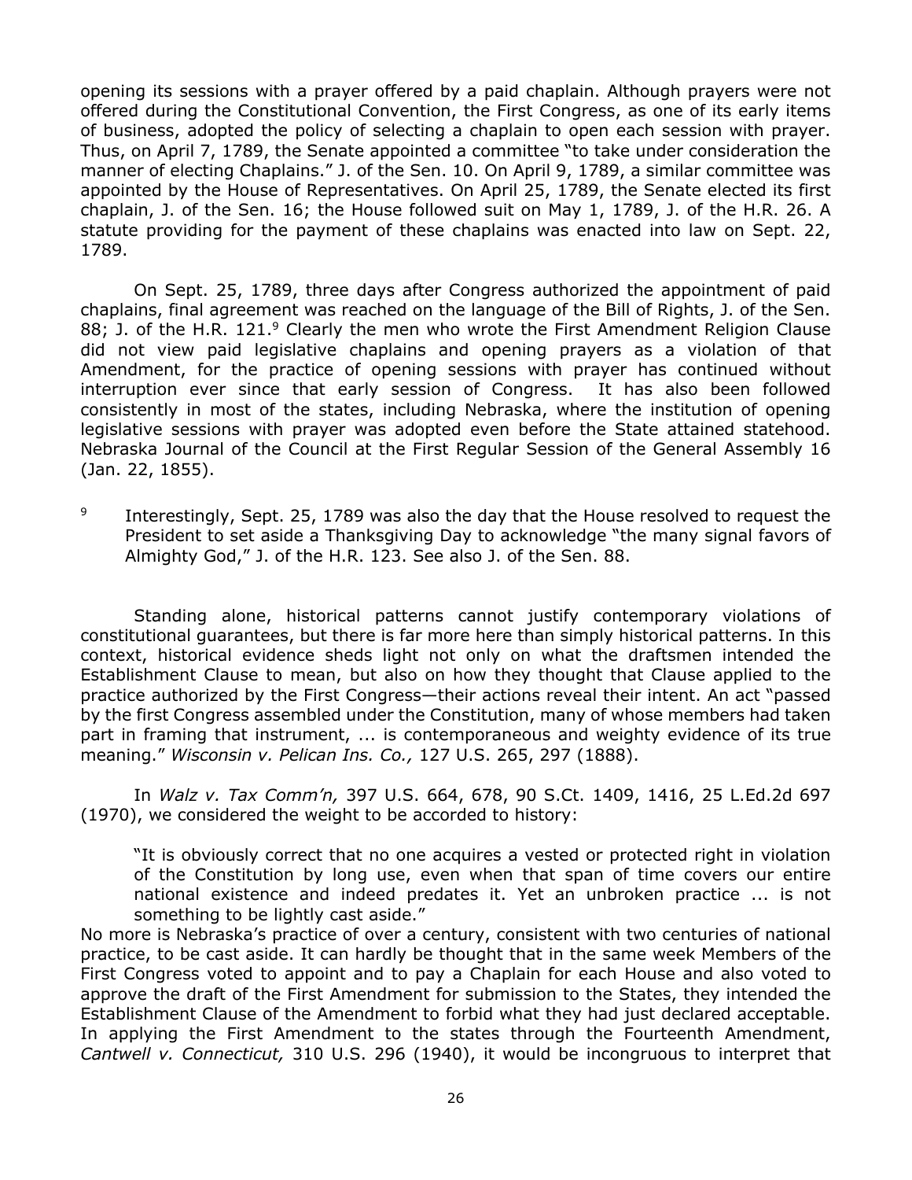opening its sessions with a prayer offered by a paid chaplain. Although prayers were not offered during the Constitutional Convention, the First Congress, as one of its early items of business, adopted the policy of selecting a chaplain to open each session with prayer. Thus, on April 7, 1789, the Senate appointed a committee "to take under consideration the manner of electing Chaplains." J. of the Sen. 10. On April 9, 1789, a similar committee was appointed by the House of Representatives. On April 25, 1789, the Senate elected its first chaplain, J. of the Sen. 16; the House followed suit on May 1, 1789, J. of the H.R. 26. A statute providing for the payment of these chaplains was enacted into law on Sept. 22, 1789.

On Sept. 25, 1789, three days after Congress authorized the appointment of paid chaplains, final agreement was reached on the language of the Bill of Rights, J. of the Sen. 88; J. of the H.R. 121.[9] Clearly the men who wrote the First Amendment Religion Clause did not view paid legislative chaplains and opening prayers as a violation of that Amendment, for the practice of opening sessions with prayer has continued without interruption ever since that early session of Congress. It has also been followed consistently in most of the states, including Nebraska, where the institution of opening legislative sessions with prayer was adopted even before the State attained statehood. Nebraska Journal of the Council at the First Regular Session of the General Assembly 16 (Jan. 22, 1855).

[9] Interestingly, Sept. 25, 1789 was also the day that the House resolved to request the President to set aside a Thanksgiving Day to acknowledge "the many signal favors of Almighty God," J. of the H.R. 123. See also J. of the Sen. 88.

Standing alone, historical patterns cannot justify contemporary violations of constitutional guarantees, but there is far more here than simply historical patterns. In this context, historical evidence sheds light not only on what the draftsmen intended the Establishment Clause to mean, but also on how they thought that Clause applied to the practice authorized by the First Congress—their actions reveal their intent. An act "passed by the first Congress assembled under the Constitution, many of whose members had taken part in framing that instrument, ... is contemporaneous and weighty evidence of its true meaning." *Wisconsin v. Pelican Ins. Co.,* 127 U.S. 265, 297 (1888).

In *Walz v. Tax Comm'n,* 397 U.S. 664, 678, 90 S.Ct. 1409, 1416, 25 L.Ed.2d 697 (1970), we considered the weight to be accorded to history:

> "It is obviously correct that no one acquires a vested or protected right in violation of the Constitution by long use, even when that span of time covers our entire national existence and indeed predates it. Yet an unbroken practice ... is not something to be lightly cast aside."

No more is Nebraska's practice of over a century, consistent with two centuries of national practice, to be cast aside. It can hardly be thought that in the same week Members of the First Congress voted to appoint and to pay a Chaplain for each House and also voted to approve the draft of the First Amendment for submission to the States, they intended the Establishment Clause of the Amendment to forbid what they had just declared acceptable. In applying the First Amendment to the states through the Fourteenth Amendment, *Cantwell v. Connecticut,* 310 U.S. 296 (1940), it would be incongruous to interpret that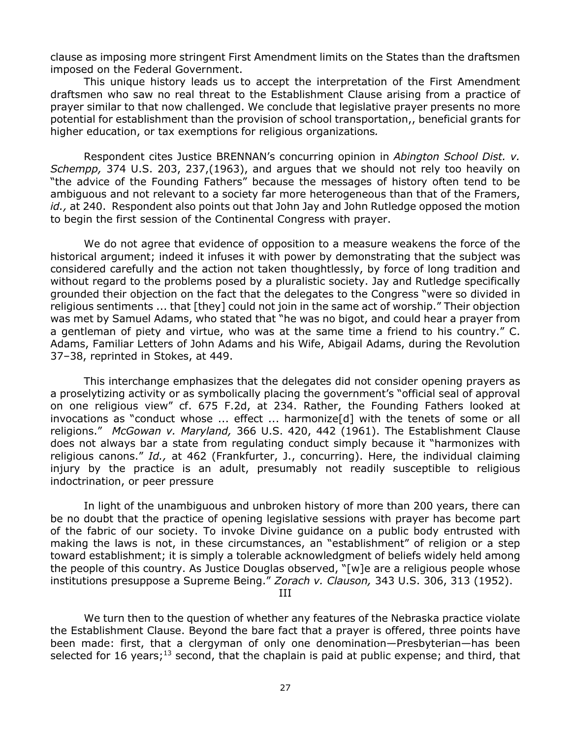clause as imposing more stringent First Amendment limits on the States than the draftsmen imposed on the Federal Government.

This unique history leads us to accept the interpretation of the First Amendment draftsmen who saw no real threat to the Establishment Clause arising from a practice of prayer similar to that now challenged. We conclude that legislative prayer presents no more potential for establishment than the provision of school transportation,, beneficial grants for higher education, or tax exemptions for religious organizations*.*

Respondent cites Justice BRENNAN's concurring opinion in *Abington School Dist. v. Schempp,* 374 U.S. 203, 237,(1963), and argues that we should not rely too heavily on "the advice of the Founding Fathers" because the messages of history often tend to be ambiguous and not relevant to a society far more heterogeneous than that of the Framers, *id.,* at 240. Respondent also points out that John Jay and John Rutledge opposed the motion to begin the first session of the Continental Congress with prayer.

We do not agree that evidence of opposition to a measure weakens the force of the historical argument; indeed it infuses it with power by demonstrating that the subject was considered carefully and the action not taken thoughtlessly, by force of long tradition and without regard to the problems posed by a pluralistic society. Jay and Rutledge specifically grounded their objection on the fact that the delegates to the Congress "were so divided in religious sentiments ... that [they] could not join in the same act of worship." Their objection was met by Samuel Adams, who stated that "he was no bigot, and could hear a prayer from a gentleman of piety and virtue, who was at the same time a friend to his country." C. Adams, Familiar Letters of John Adams and his Wife, Abigail Adams, during the Revolution 37–38, reprinted in Stokes, at 449.

This interchange emphasizes that the delegates did not consider opening prayers as a proselytizing activity or as symbolically placing the government's "official seal of approval on one religious view" cf. 675 F.2d, at 234. Rather, the Founding Fathers looked at invocations as "conduct whose ... effect ... harmonize[d] with the tenets of some or all religions." *McGowan v. Maryland,* 366 U.S. 420, 442 (1961). The Establishment Clause does not always bar a state from regulating conduct simply because it "harmonizes with religious canons." *Id.,* at 462 (Frankfurter, J., concurring). Here, the individual claiming injury by the practice is an adult, presumably not readily susceptible to religious indoctrination, or peer pressure

In light of the unambiguous and unbroken history of more than 200 years, there can be no doubt that the practice of opening legislative sessions with prayer has become part of the fabric of our society. To invoke Divine guidance on a public body entrusted with making the laws is not, in these circumstances, an "establishment" of religion or a step toward establishment; it is simply a tolerable acknowledgment of beliefs widely held among the people of this country. As Justice Douglas observed, "[w]e are a religious people whose institutions presuppose a Supreme Being." *Zorach v. Clauson,* 343 U.S. 306, 313 (1952).

## III

We turn then to the question of whether any features of the Nebraska practice violate the Establishment Clause. Beyond the bare fact that a prayer is offered, three points have been made: first, that a clergyman of only one denomination—Presbyterian—has been selected for 16 years;[13] second, that the chaplain is paid at public expense; and third, that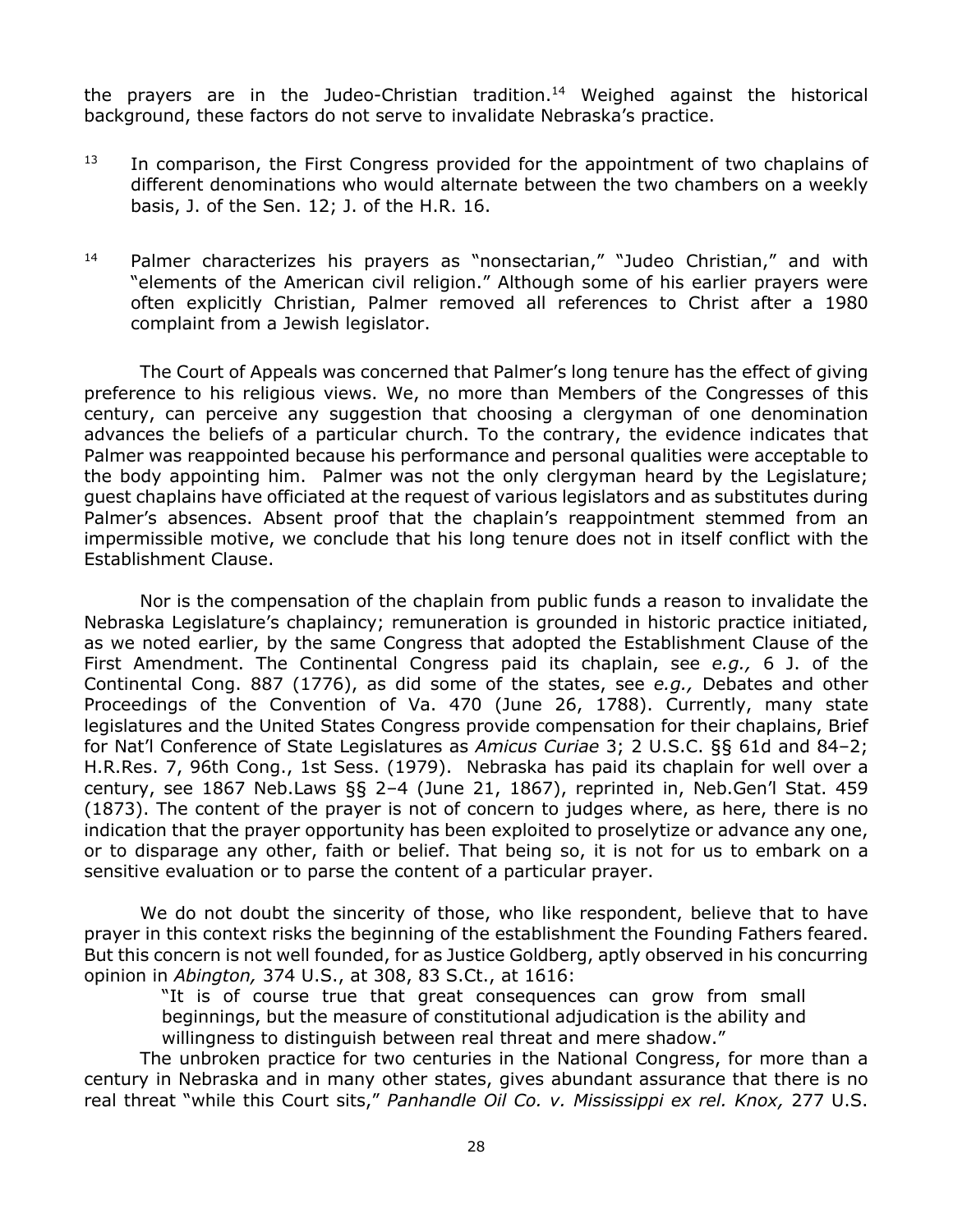the prayers are in the Judeo-Christian tradition.[14] Weighed against the historical background, these factors do not serve to invalidate Nebraska's practice.

[13] In comparison, the First Congress provided for the appointment of two chaplains of different denominations who would alternate between the two chambers on a weekly basis, J. of the Sen. 12; J. of the H.R. 16.

[14] Palmer characterizes his prayers as "nonsectarian," "Judeo Christian," and with "elements of the American civil religion." Although some of his earlier prayers were often explicitly Christian, Palmer removed all references to Christ after a 1980 complaint from a Jewish legislator.

The Court of Appeals was concerned that Palmer's long tenure has the effect of giving preference to his religious views. We, no more than Members of the Congresses of this century, can perceive any suggestion that choosing a clergyman of one denomination advances the beliefs of a particular church. To the contrary, the evidence indicates that Palmer was reappointed because his performance and personal qualities were acceptable to the body appointing him. Palmer was not the only clergyman heard by the Legislature; guest chaplains have officiated at the request of various legislators and as substitutes during Palmer's absences. Absent proof that the chaplain's reappointment stemmed from an impermissible motive, we conclude that his long tenure does not in itself conflict with the Establishment Clause.

Nor is the compensation of the chaplain from public funds a reason to invalidate the Nebraska Legislature's chaplaincy; remuneration is grounded in historic practice initiated, as we noted earlier, by the same Congress that adopted the Establishment Clause of the First Amendment. The Continental Congress paid its chaplain, see *e.g.,* 6 J. of the Continental Cong. 887 (1776), as did some of the states, see *e.g.,* Debates and other Proceedings of the Convention of Va. 470 (June 26, 1788). Currently, many state legislatures and the United States Congress provide compensation for their chaplains, Brief for Nat'l Conference of State Legislatures as *Amicus Curiae* 3; 2 U.S.C. §§ 61d and 84–2; H.R.Res. 7, 96th Cong., 1st Sess. (1979). Nebraska has paid its chaplain for well over a century, see 1867 Neb.Laws §§ 2–4 (June 21, 1867), reprinted in, Neb.Gen'l Stat. 459 (1873). The content of the prayer is not of concern to judges where, as here, there is no indication that the prayer opportunity has been exploited to proselytize or advance any one, or to disparage any other, faith or belief. That being so, it is not for us to embark on a sensitive evaluation or to parse the content of a particular prayer.

We do not doubt the sincerity of those, who like respondent, believe that to have prayer in this context risks the beginning of the establishment the Founding Fathers feared. But this concern is not well founded, for as Justice Goldberg, aptly observed in his concurring opinion in *Abington,* 374 U.S., at 308, 83 S.Ct., at 1616:

> "It is of course true that great consequences can grow from small beginnings, but the measure of constitutional adjudication is the ability and willingness to distinguish between real threat and mere shadow."

The unbroken practice for two centuries in the National Congress, for more than a century in Nebraska and in many other states, gives abundant assurance that there is no real threat "while this Court sits," *Panhandle Oil Co. v. Mississippi ex rel. Knox,* 277 U.S.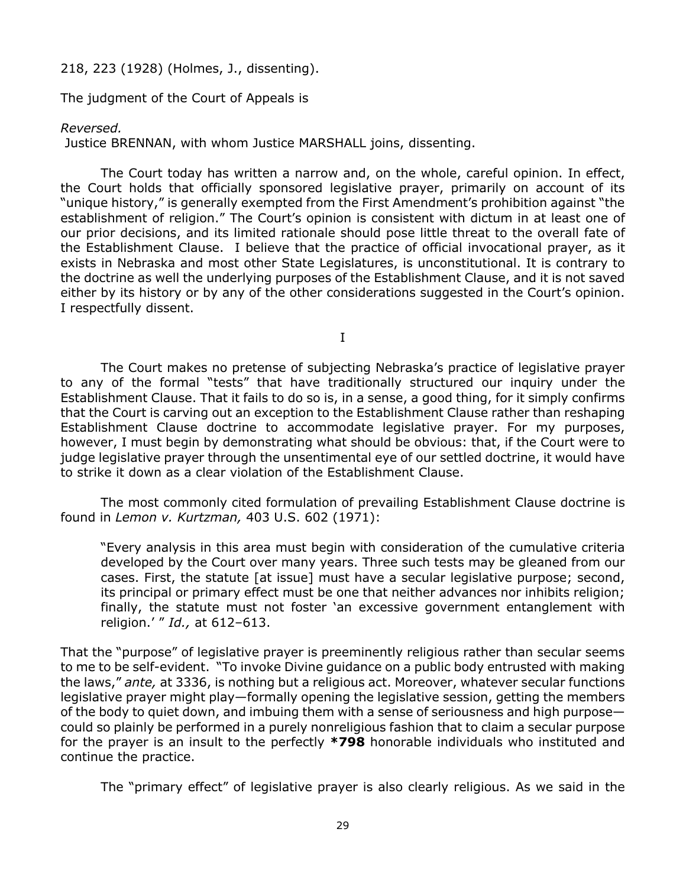218, 223 (1928) (Holmes, J., dissenting).

The judgment of the Court of Appeals is

*Reversed.*

Justice BRENNAN, with whom Justice MARSHALL joins, dissenting.

The Court today has written a narrow and, on the whole, careful opinion. In effect, the Court holds that officially sponsored legislative prayer, primarily on account of its "unique history," is generally exempted from the First Amendment's prohibition against "the establishment of religion." The Court's opinion is consistent with dictum in at least one of our prior decisions, and its limited rationale should pose little threat to the overall fate of the Establishment Clause. I believe that the practice of official invocational prayer, as it exists in Nebraska and most other State Legislatures, is unconstitutional. It is contrary to the doctrine as well the underlying purposes of the Establishment Clause, and it is not saved either by its history or by any of the other considerations suggested in the Court's opinion. I respectfully dissent.

I

The Court makes no pretense of subjecting Nebraska's practice of legislative prayer to any of the formal "tests" that have traditionally structured our inquiry under the Establishment Clause. That it fails to do so is, in a sense, a good thing, for it simply confirms that the Court is carving out an exception to the Establishment Clause rather than reshaping Establishment Clause doctrine to accommodate legislative prayer. For my purposes, however, I must begin by demonstrating what should be obvious: that, if the Court were to judge legislative prayer through the unsentimental eye of our settled doctrine, it would have to strike it down as a clear violation of the Establishment Clause.

The most commonly cited formulation of prevailing Establishment Clause doctrine is found in *Lemon v. Kurtzman,* 403 U.S. 602 (1971):

> "Every analysis in this area must begin with consideration of the cumulative criteria developed by the Court over many years. Three such tests may be gleaned from our cases. First, the statute [at issue] must have a secular legislative purpose; second, its principal or primary effect must be one that neither advances nor inhibits religion; finally, the statute must not foster 'an excessive government entanglement with religion.' " *Id.,* at 612–613.

That the "purpose" of legislative prayer is preeminently religious rather than secular seems to me to be self-evident. "To invoke Divine guidance on a public body entrusted with making the laws," *ante,* at 3336, is nothing but a religious act. Moreover, whatever secular functions legislative prayer might play—formally opening the legislative session, getting the members of the body to quiet down, and imbuing them with a sense of seriousness and high purpose—could so plainly be performed in a purely nonreligious fashion that to claim a secular purpose for the prayer is an insult to the perfectly **\*798** honorable individuals who instituted and continue the practice.

The "primary effect" of legislative prayer is also clearly religious. As we said in the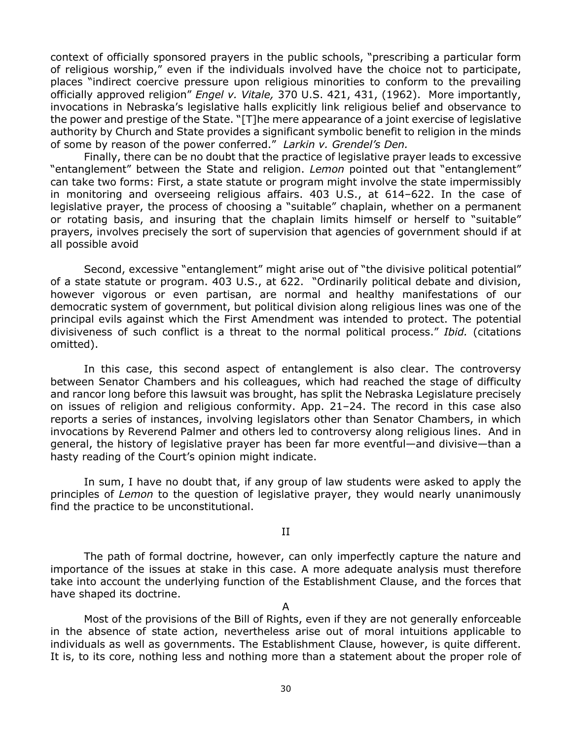context of officially sponsored prayers in the public schools, "prescribing a particular form of religious worship," even if the individuals involved have the choice not to participate, places "indirect coercive pressure upon religious minorities to conform to the prevailing officially approved religion" *Engel v. Vitale,* 370 U.S. 421, 431, (1962). More importantly, invocations in Nebraska's legislative halls explicitly link religious belief and observance to the power and prestige of the State. "[T]he mere appearance of a joint exercise of legislative authority by Church and State provides a significant symbolic benefit to religion in the minds of some by reason of the power conferred." *Larkin v. Grendel's Den.*

Finally, there can be no doubt that the practice of legislative prayer leads to excessive "entanglement" between the State and religion. *Lemon* pointed out that "entanglement" can take two forms: First, a state statute or program might involve the state impermissibly in monitoring and overseeing religious affairs. 403 U.S., at 614–622. In the case of legislative prayer, the process of choosing a "suitable" chaplain, whether on a permanent or rotating basis, and insuring that the chaplain limits himself or herself to "suitable" prayers, involves precisely the sort of supervision that agencies of government should if at all possible avoid

Second, excessive "entanglement" might arise out of "the divisive political potential" of a state statute or program. 403 U.S., at 622. "Ordinarily political debate and division, however vigorous or even partisan, are normal and healthy manifestations of our democratic system of government, but political division along religious lines was one of the principal evils against which the First Amendment was intended to protect. The potential divisiveness of such conflict is a threat to the normal political process." *Ibid.* (citations omitted).

In this case, this second aspect of entanglement is also clear. The controversy between Senator Chambers and his colleagues, which had reached the stage of difficulty and rancor long before this lawsuit was brought, has split the Nebraska Legislature precisely on issues of religion and religious conformity. App. 21–24. The record in this case also reports a series of instances, involving legislators other than Senator Chambers, in which invocations by Reverend Palmer and others led to controversy along religious lines. And in general, the history of legislative prayer has been far more eventful—and divisive—than a hasty reading of the Court's opinion might indicate.

In sum, I have no doubt that, if any group of law students were asked to apply the principles of *Lemon* to the question of legislative prayer, they would nearly unanimously find the practice to be unconstitutional.

## II

The path of formal doctrine, however, can only imperfectly capture the nature and importance of the issues at stake in this case. A more adequate analysis must therefore take into account the underlying function of the Establishment Clause, and the forces that have shaped its doctrine.

### A

Most of the provisions of the Bill of Rights, even if they are not generally enforceable in the absence of state action, nevertheless arise out of moral intuitions applicable to individuals as well as governments. The Establishment Clause, however, is quite different. It is, to its core, nothing less and nothing more than a statement about the proper role of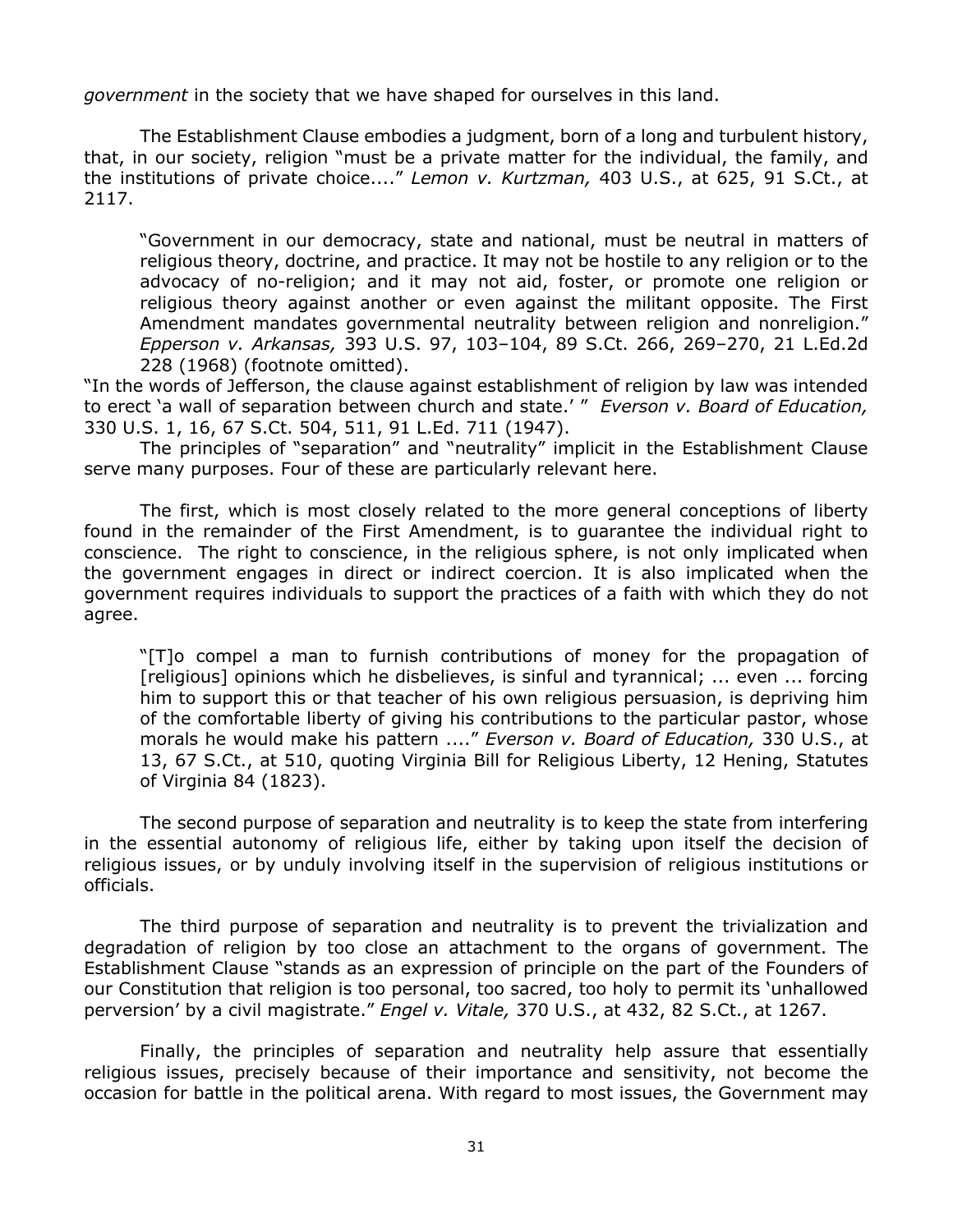*government* in the society that we have shaped for ourselves in this land.

The Establishment Clause embodies a judgment, born of a long and turbulent history, that, in our society, religion "must be a private matter for the individual, the family, and the institutions of private choice...." *Lemon v. Kurtzman,* 403 U.S., at 625, 91 S.Ct., at 2117.

> "Government in our democracy, state and national, must be neutral in matters of religious theory, doctrine, and practice. It may not be hostile to any religion or to the advocacy of no-religion; and it may not aid, foster, or promote one religion or religious theory against another or even against the militant opposite. The First Amendment mandates governmental neutrality between religion and nonreligion." *Epperson v. Arkansas,* 393 U.S. 97, 103–104, 89 S.Ct. 266, 269–270, 21 L.Ed.2d 228 (1968) (footnote omitted).

"In the words of Jefferson, the clause against establishment of religion by law was intended to erect 'a wall of separation between church and state.' " *Everson v. Board of Education,* 330 U.S. 1, 16, 67 S.Ct. 504, 511, 91 L.Ed. 711 (1947).

The principles of "separation" and "neutrality" implicit in the Establishment Clause serve many purposes. Four of these are particularly relevant here.

The first, which is most closely related to the more general conceptions of liberty found in the remainder of the First Amendment, is to guarantee the individual right to conscience. The right to conscience, in the religious sphere, is not only implicated when the government engages in direct or indirect coercion. It is also implicated when the government requires individuals to support the practices of a faith with which they do not agree.

> "[T]o compel a man to furnish contributions of money for the propagation of [religious] opinions which he disbelieves, is sinful and tyrannical; ... even ... forcing him to support this or that teacher of his own religious persuasion, is depriving him of the comfortable liberty of giving his contributions to the particular pastor, whose morals he would make his pattern ...." *Everson v. Board of Education,* 330 U.S., at 13, 67 S.Ct., at 510, quoting Virginia Bill for Religious Liberty, 12 Hening, Statutes of Virginia 84 (1823).

The second purpose of separation and neutrality is to keep the state from interfering in the essential autonomy of religious life, either by taking upon itself the decision of religious issues, or by unduly involving itself in the supervision of religious institutions or officials.

The third purpose of separation and neutrality is to prevent the trivialization and degradation of religion by too close an attachment to the organs of government. The Establishment Clause "stands as an expression of principle on the part of the Founders of our Constitution that religion is too personal, too sacred, too holy to permit its 'unhallowed perversion' by a civil magistrate." *Engel v. Vitale,* 370 U.S., at 432, 82 S.Ct., at 1267.

Finally, the principles of separation and neutrality help assure that essentially religious issues, precisely because of their importance and sensitivity, not become the occasion for battle in the political arena. With regard to most issues, the Government may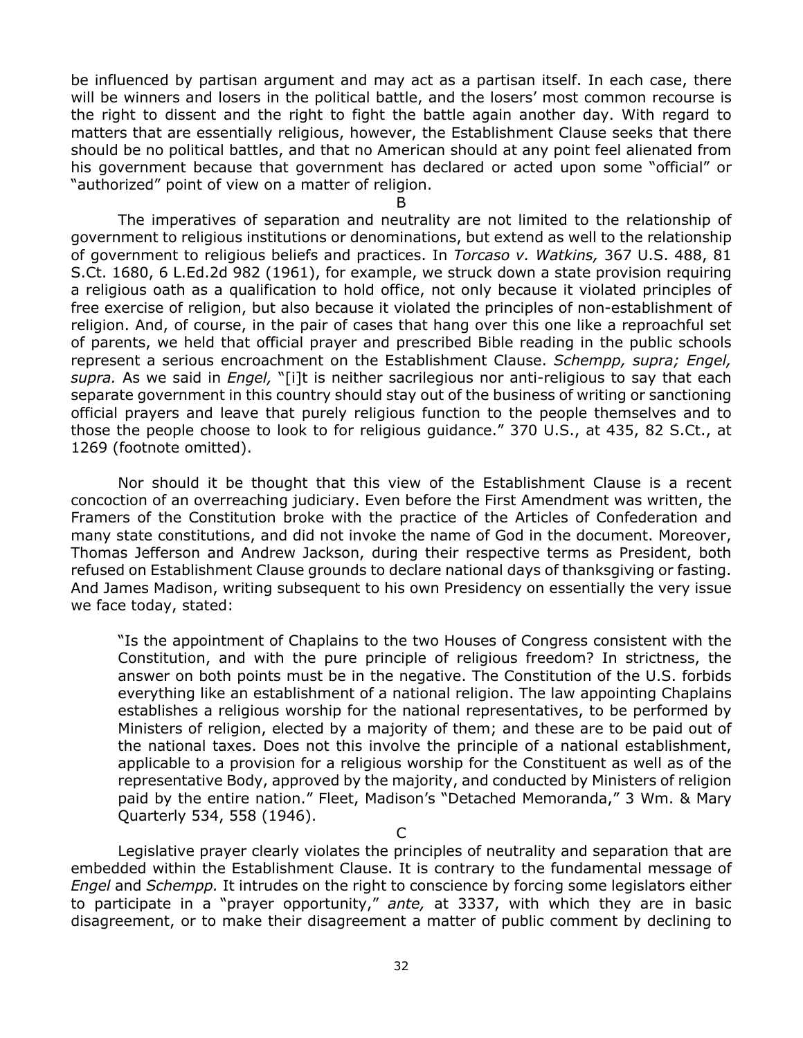be influenced by partisan argument and may act as a partisan itself. In each case, there will be winners and losers in the political battle, and the losers' most common recourse is the right to dissent and the right to fight the battle again another day. With regard to matters that are essentially religious, however, the Establishment Clause seeks that there should be no political battles, and that no American should at any point feel alienated from his government because that government has declared or acted upon some "official" or "authorized" point of view on a matter of religion.

B

The imperatives of separation and neutrality are not limited to the relationship of government to religious institutions or denominations, but extend as well to the relationship of government to religious beliefs and practices. In *Torcaso v. Watkins,* 367 U.S. 488, 81 S.Ct. 1680, 6 L.Ed.2d 982 (1961), for example, we struck down a state provision requiring a religious oath as a qualification to hold office, not only because it violated principles of free exercise of religion, but also because it violated the principles of non-establishment of religion. And, of course, in the pair of cases that hang over this one like a reproachful set of parents, we held that official prayer and prescribed Bible reading in the public schools represent a serious encroachment on the Establishment Clause. *Schempp, supra; Engel, supra.* As we said in *Engel,* "[i]t is neither sacrilegious nor anti-religious to say that each separate government in this country should stay out of the business of writing or sanctioning official prayers and leave that purely religious function to the people themselves and to those the people choose to look to for religious guidance." 370 U.S., at 435, 82 S.Ct., at 1269 (footnote omitted).

Nor should it be thought that this view of the Establishment Clause is a recent concoction of an overreaching judiciary. Even before the First Amendment was written, the Framers of the Constitution broke with the practice of the Articles of Confederation and many state constitutions, and did not invoke the name of God in the document. Moreover, Thomas Jefferson and Andrew Jackson, during their respective terms as President, both refused on Establishment Clause grounds to declare national days of thanksgiving or fasting. And James Madison, writing subsequent to his own Presidency on essentially the very issue we face today, stated:

> "Is the appointment of Chaplains to the two Houses of Congress consistent with the Constitution, and with the pure principle of religious freedom? In strictness, the answer on both points must be in the negative. The Constitution of the U.S. forbids everything like an establishment of a national religion. The law appointing Chaplains establishes a religious worship for the national representatives, to be performed by Ministers of religion, elected by a majority of them; and these are to be paid out of the national taxes. Does not this involve the principle of a national establishment, applicable to a provision for a religious worship for the Constituent as well as of the representative Body, approved by the majority, and conducted by Ministers of religion paid by the entire nation." Fleet, Madison's "Detached Memoranda," 3 Wm. & Mary Quarterly 534, 558 (1946).

C

Legislative prayer clearly violates the principles of neutrality and separation that are embedded within the Establishment Clause. It is contrary to the fundamental message of *Engel* and *Schempp.* It intrudes on the right to conscience by forcing some legislators either to participate in a "prayer opportunity," *ante,* at 3337, with which they are in basic disagreement, or to make their disagreement a matter of public comment by declining to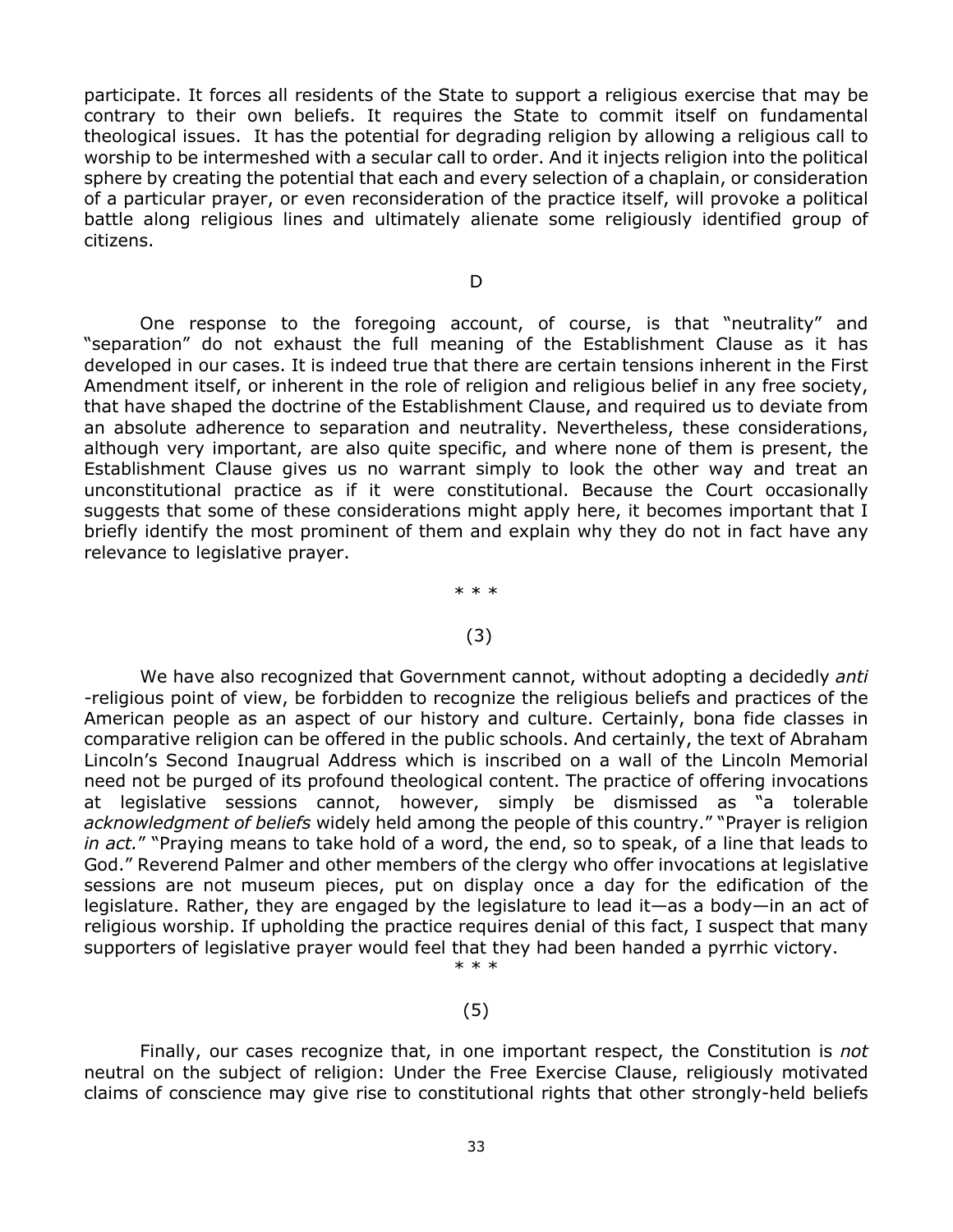participate. It forces all residents of the State to support a religious exercise that may be contrary to their own beliefs. It requires the State to commit itself on fundamental theological issues. It has the potential for degrading religion by allowing a religious call to worship to be intermeshed with a secular call to order. And it injects religion into the political sphere by creating the potential that each and every selection of a chaplain, or consideration of a particular prayer, or even reconsideration of the practice itself, will provoke a political battle along religious lines and ultimately alienate some religiously identified group of citizens.

D

One response to the foregoing account, of course, is that "neutrality" and "separation" do not exhaust the full meaning of the Establishment Clause as it has developed in our cases. It is indeed true that there are certain tensions inherent in the First Amendment itself, or inherent in the role of religion and religious belief in any free society, that have shaped the doctrine of the Establishment Clause, and required us to deviate from an absolute adherence to separation and neutrality. Nevertheless, these considerations, although very important, are also quite specific, and where none of them is present, the Establishment Clause gives us no warrant simply to look the other way and treat an unconstitutional practice as if it were constitutional. Because the Court occasionally suggests that some of these considerations might apply here, it becomes important that I briefly identify the most prominent of them and explain why they do not in fact have any relevance to legislative prayer.

* * *

(3)

We have also recognized that Government cannot, without adopting a decidedly *anti* -religious point of view, be forbidden to recognize the religious beliefs and practices of the American people as an aspect of our history and culture. Certainly, bona fide classes in comparative religion can be offered in the public schools. And certainly, the text of Abraham Lincoln's Second Inaugrual Address which is inscribed on a wall of the Lincoln Memorial need not be purged of its profound theological content. The practice of offering invocations at legislative sessions cannot, however, simply be dismissed as "a tolerable *acknowledgment of beliefs* widely held among the people of this country." "Prayer is religion *in act.*" "Praying means to take hold of a word, the end, so to speak, of a line that leads to God." Reverend Palmer and other members of the clergy who offer invocations at legislative sessions are not museum pieces, put on display once a day for the edification of the legislature. Rather, they are engaged by the legislature to lead it—as a body—in an act of religious worship. If upholding the practice requires denial of this fact, I suspect that many supporters of legislative prayer would feel that they had been handed a pyrrhic victory.

* * *

(5)

Finally, our cases recognize that, in one important respect, the Constitution is *not* neutral on the subject of religion: Under the Free Exercise Clause, religiously motivated claims of conscience may give rise to constitutional rights that other strongly-held beliefs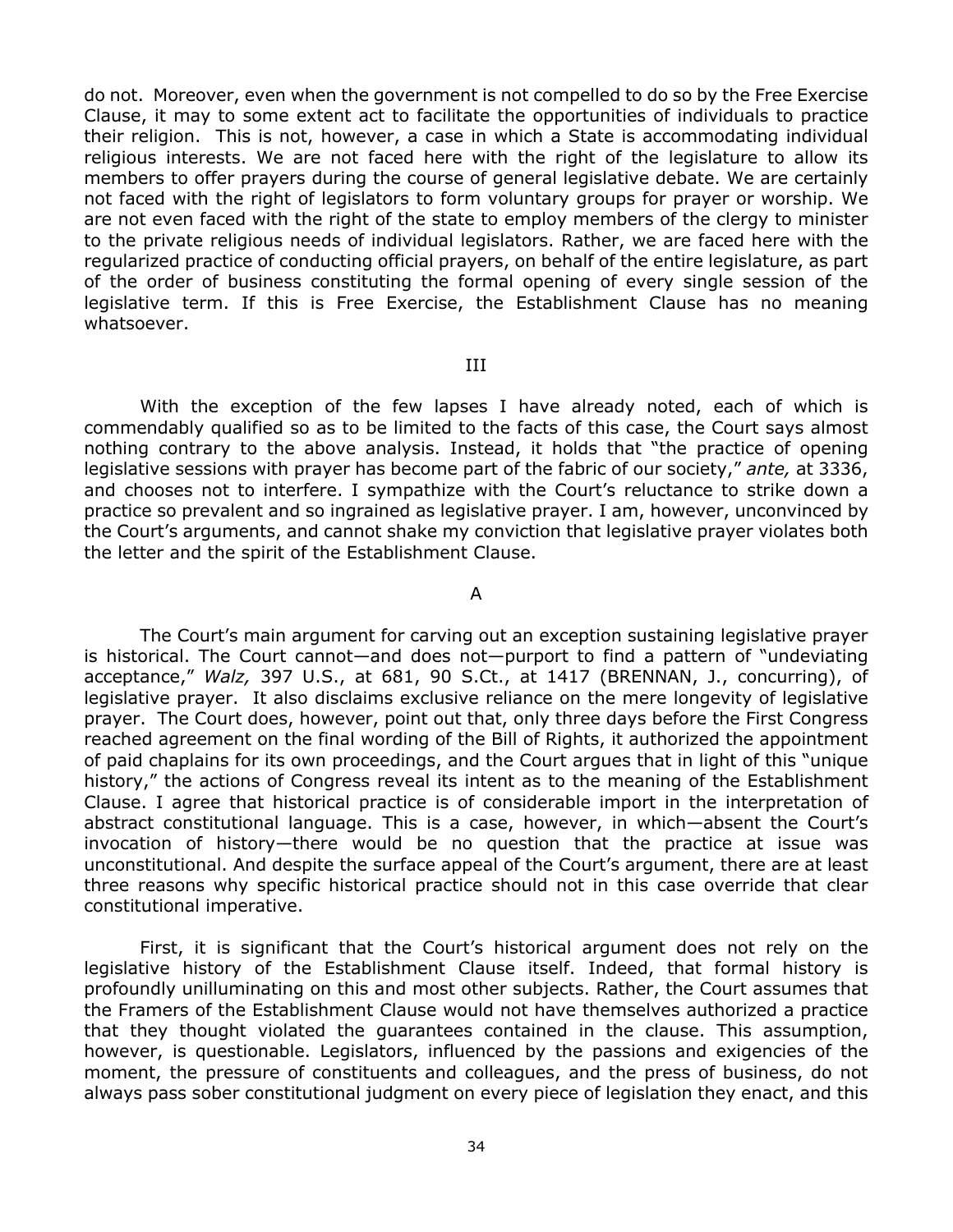do not. Moreover, even when the government is not compelled to do so by the Free Exercise Clause, it may to some extent act to facilitate the opportunities of individuals to practice their religion. This is not, however, a case in which a State is accommodating individual religious interests. We are not faced here with the right of the legislature to allow its members to offer prayers during the course of general legislative debate. We are certainly not faced with the right of legislators to form voluntary groups for prayer or worship. We are not even faced with the right of the state to employ members of the clergy to minister to the private religious needs of individual legislators. Rather, we are faced here with the regularized practice of conducting official prayers, on behalf of the entire legislature, as part of the order of business constituting the formal opening of every single session of the legislative term. If this is Free Exercise, the Establishment Clause has no meaning whatsoever.

## III

With the exception of the few lapses I have already noted, each of which is commendably qualified so as to be limited to the facts of this case, the Court says almost nothing contrary to the above analysis. Instead, it holds that "the practice of opening legislative sessions with prayer has become part of the fabric of our society," *ante,* at 3336, and chooses not to interfere. I sympathize with the Court's reluctance to strike down a practice so prevalent and so ingrained as legislative prayer. I am, however, unconvinced by the Court's arguments, and cannot shake my conviction that legislative prayer violates both the letter and the spirit of the Establishment Clause.

### A

The Court's main argument for carving out an exception sustaining legislative prayer is historical. The Court cannot—and does not—purport to find a pattern of "undeviating acceptance," *Walz,* 397 U.S., at 681, 90 S.Ct., at 1417 (BRENNAN, J., concurring), of legislative prayer. It also disclaims exclusive reliance on the mere longevity of legislative prayer. The Court does, however, point out that, only three days before the First Congress reached agreement on the final wording of the Bill of Rights, it authorized the appointment of paid chaplains for its own proceedings, and the Court argues that in light of this "unique history," the actions of Congress reveal its intent as to the meaning of the Establishment Clause. I agree that historical practice is of considerable import in the interpretation of abstract constitutional language. This is a case, however, in which—absent the Court's invocation of history—there would be no question that the practice at issue was unconstitutional. And despite the surface appeal of the Court's argument, there are at least three reasons why specific historical practice should not in this case override that clear constitutional imperative.

First, it is significant that the Court's historical argument does not rely on the legislative history of the Establishment Clause itself. Indeed, that formal history is profoundly unilluminating on this and most other subjects. Rather, the Court assumes that the Framers of the Establishment Clause would not have themselves authorized a practice that they thought violated the guarantees contained in the clause. This assumption, however, is questionable. Legislators, influenced by the passions and exigencies of the moment, the pressure of constituents and colleagues, and the press of business, do not always pass sober constitutional judgment on every piece of legislation they enact, and this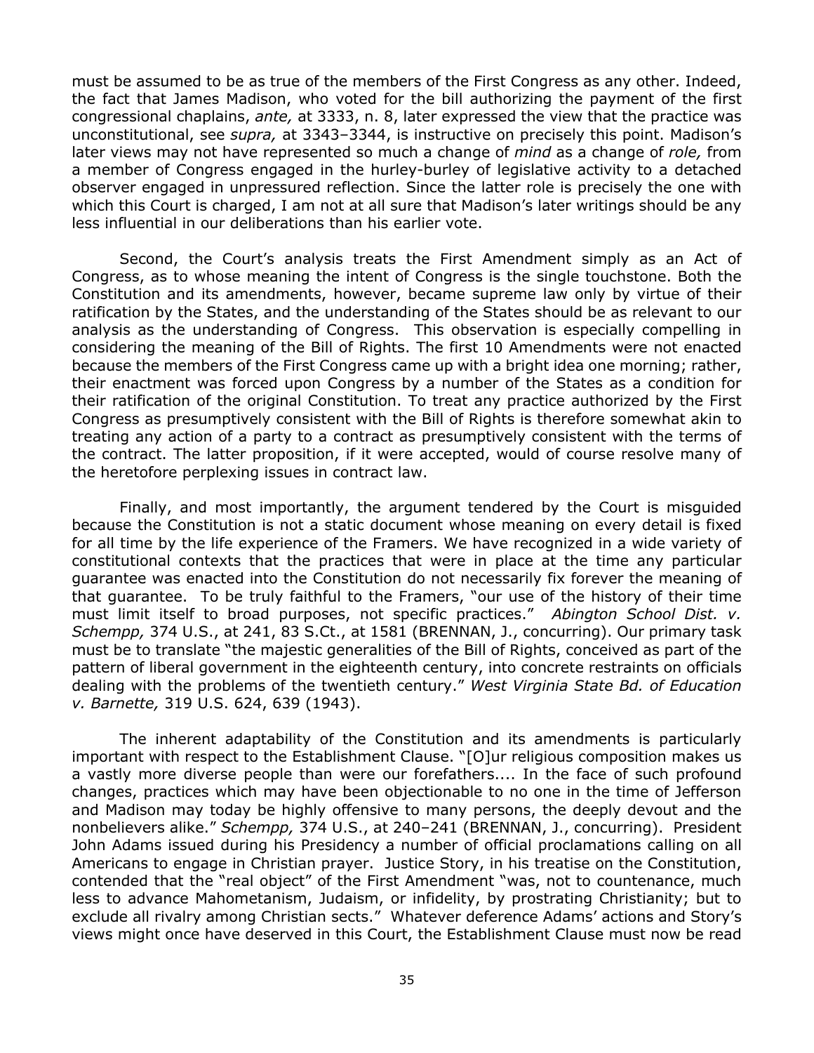must be assumed to be as true of the members of the First Congress as any other. Indeed, the fact that James Madison, who voted for the bill authorizing the payment of the first congressional chaplains, *ante,* at 3333, n. 8, later expressed the view that the practice was unconstitutional, see *supra,* at 3343–3344, is instructive on precisely this point. Madison's later views may not have represented so much a change of *mind* as a change of *role,* from a member of Congress engaged in the hurley-burley of legislative activity to a detached observer engaged in unpressured reflection. Since the latter role is precisely the one with which this Court is charged, I am not at all sure that Madison's later writings should be any less influential in our deliberations than his earlier vote.

Second, the Court's analysis treats the First Amendment simply as an Act of Congress, as to whose meaning the intent of Congress is the single touchstone. Both the Constitution and its amendments, however, became supreme law only by virtue of their ratification by the States, and the understanding of the States should be as relevant to our analysis as the understanding of Congress. This observation is especially compelling in considering the meaning of the Bill of Rights. The first 10 Amendments were not enacted because the members of the First Congress came up with a bright idea one morning; rather, their enactment was forced upon Congress by a number of the States as a condition for their ratification of the original Constitution. To treat any practice authorized by the First Congress as presumptively consistent with the Bill of Rights is therefore somewhat akin to treating any action of a party to a contract as presumptively consistent with the terms of the contract. The latter proposition, if it were accepted, would of course resolve many of the heretofore perplexing issues in contract law.

Finally, and most importantly, the argument tendered by the Court is misguided because the Constitution is not a static document whose meaning on every detail is fixed for all time by the life experience of the Framers. We have recognized in a wide variety of constitutional contexts that the practices that were in place at the time any particular guarantee was enacted into the Constitution do not necessarily fix forever the meaning of that guarantee. To be truly faithful to the Framers, "our use of the history of their time must limit itself to broad purposes, not specific practices." *Abington School Dist. v. Schempp,* 374 U.S., at 241, 83 S.Ct., at 1581 (BRENNAN, J., concurring). Our primary task must be to translate "the majestic generalities of the Bill of Rights, conceived as part of the pattern of liberal government in the eighteenth century, into concrete restraints on officials dealing with the problems of the twentieth century." *West Virginia State Bd. of Education v. Barnette,* 319 U.S. 624, 639 (1943).

The inherent adaptability of the Constitution and its amendments is particularly important with respect to the Establishment Clause. "[O]ur religious composition makes us a vastly more diverse people than were our forefathers.... In the face of such profound changes, practices which may have been objectionable to no one in the time of Jefferson and Madison may today be highly offensive to many persons, the deeply devout and the nonbelievers alike." *Schempp,* 374 U.S., at 240–241 (BRENNAN, J., concurring). President John Adams issued during his Presidency a number of official proclamations calling on all Americans to engage in Christian prayer. Justice Story, in his treatise on the Constitution, contended that the "real object" of the First Amendment "was, not to countenance, much less to advance Mahometanism, Judaism, or infidelity, by prostrating Christianity; but to exclude all rivalry among Christian sects." Whatever deference Adams' actions and Story's views might once have deserved in this Court, the Establishment Clause must now be read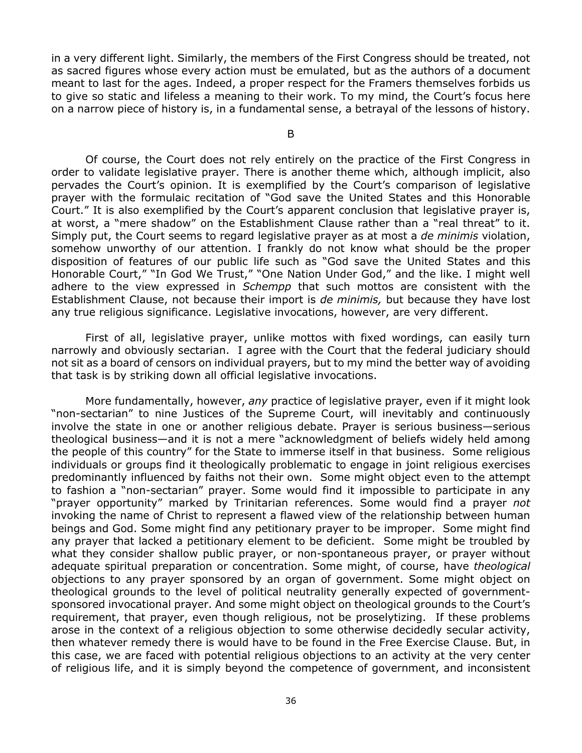in a very different light. Similarly, the members of the First Congress should be treated, not as sacred figures whose every action must be emulated, but as the authors of a document meant to last for the ages. Indeed, a proper respect for the Framers themselves forbids us to give so static and lifeless a meaning to their work. To my mind, the Court's focus here on a narrow piece of history is, in a fundamental sense, a betrayal of the lessons of history.

### B

Of course, the Court does not rely entirely on the practice of the First Congress in order to validate legislative prayer. There is another theme which, although implicit, also pervades the Court's opinion. It is exemplified by the Court's comparison of legislative prayer with the formulaic recitation of "God save the United States and this Honorable Court." It is also exemplified by the Court's apparent conclusion that legislative prayer is, at worst, a "mere shadow" on the Establishment Clause rather than a "real threat" to it. Simply put, the Court seems to regard legislative prayer as at most a *de minimis* violation, somehow unworthy of our attention. I frankly do not know what should be the proper disposition of features of our public life such as "God save the United States and this Honorable Court," "In God We Trust," "One Nation Under God," and the like. I might well adhere to the view expressed in *Schempp* that such mottos are consistent with the Establishment Clause, not because their import is *de minimis,* but because they have lost any true religious significance. Legislative invocations, however, are very different.

First of all, legislative prayer, unlike mottos with fixed wordings, can easily turn narrowly and obviously sectarian. I agree with the Court that the federal judiciary should not sit as a board of censors on individual prayers, but to my mind the better way of avoiding that task is by striking down all official legislative invocations.

More fundamentally, however, *any* practice of legislative prayer, even if it might look "non-sectarian" to nine Justices of the Supreme Court, will inevitably and continuously involve the state in one or another religious debate. Prayer is serious business—serious theological business—and it is not a mere "acknowledgment of beliefs widely held among the people of this country" for the State to immerse itself in that business. Some religious individuals or groups find it theologically problematic to engage in joint religious exercises predominantly influenced by faiths not their own. Some might object even to the attempt to fashion a "non-sectarian" prayer. Some would find it impossible to participate in any "prayer opportunity" marked by Trinitarian references. Some would find a prayer *not* invoking the name of Christ to represent a flawed view of the relationship between human beings and God. Some might find any petitionary prayer to be improper. Some might find any prayer that lacked a petitionary element to be deficient. Some might be troubled by what they consider shallow public prayer, or non-spontaneous prayer, or prayer without adequate spiritual preparation or concentration. Some might, of course, have *theological* objections to any prayer sponsored by an organ of government. Some might object on theological grounds to the level of political neutrality generally expected of government-sponsored invocational prayer. And some might object on theological grounds to the Court's requirement, that prayer, even though religious, not be proselytizing. If these problems arose in the context of a religious objection to some otherwise decidedly secular activity, then whatever remedy there is would have to be found in the Free Exercise Clause. But, in this case, we are faced with potential religious objections to an activity at the very center of religious life, and it is simply beyond the competence of government, and inconsistent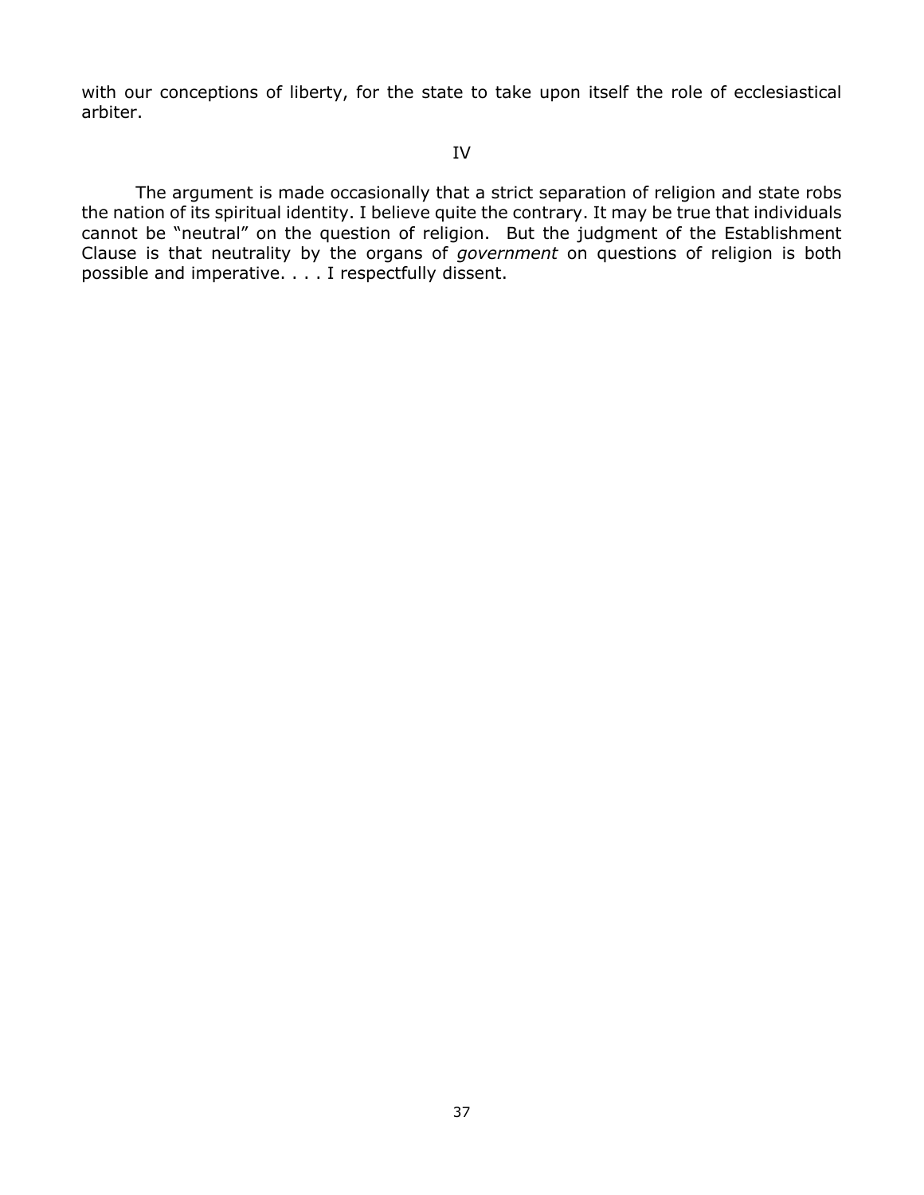with our conceptions of liberty, for the state to take upon itself the role of ecclesiastical arbiter.

IV

The argument is made occasionally that a strict separation of religion and state robs the nation of its spiritual identity. I believe quite the contrary. It may be true that individuals cannot be "neutral" on the question of religion. But the judgment of the Establishment Clause is that neutrality by the organs of *government* on questions of religion is both possible and imperative. . . . I respectfully dissent.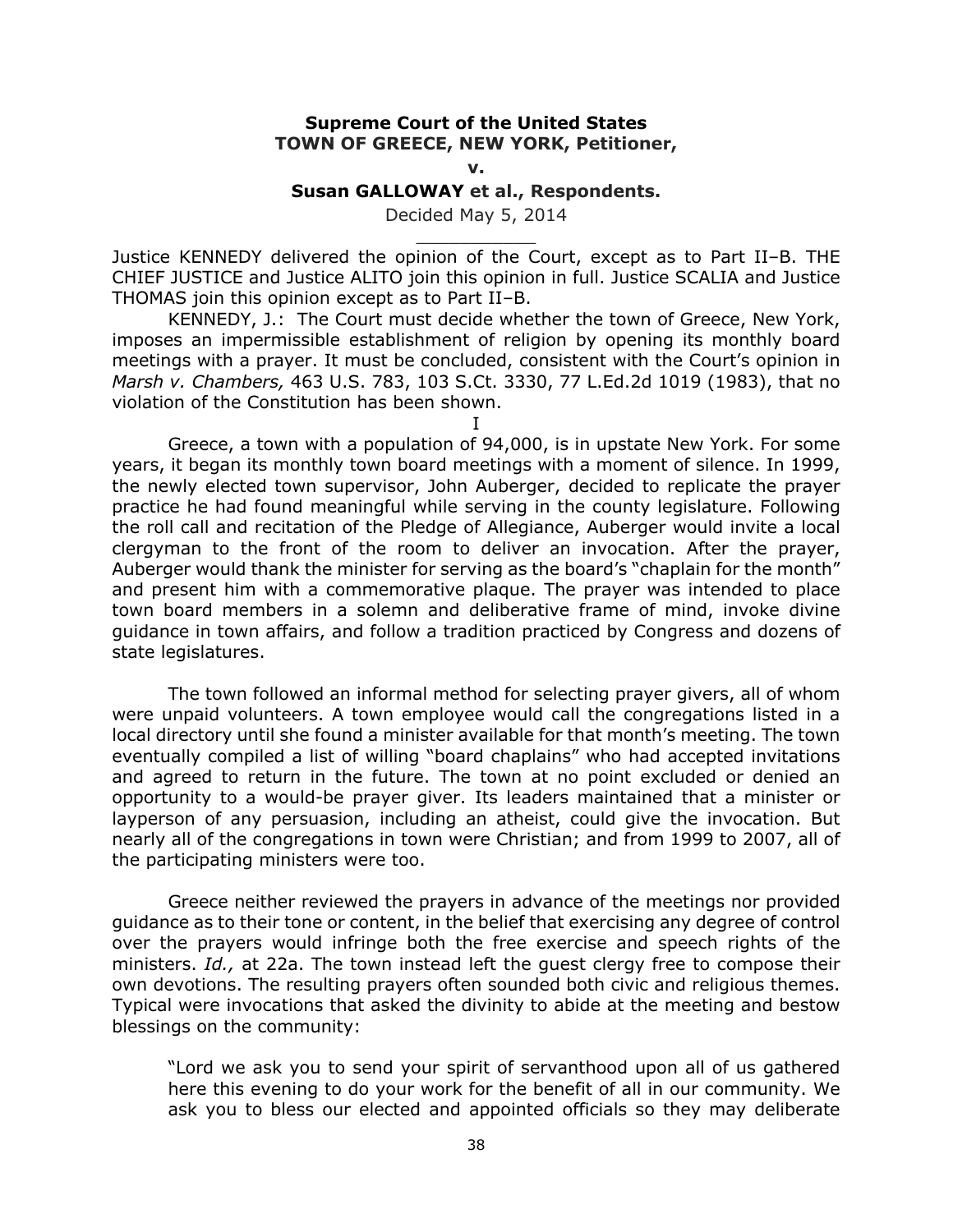**Supreme Court of the United States**
**TOWN OF GREECE, NEW YORK, Petitioner,**

**v.**

**Susan GALLOWAY et al., Respondents.**

Decided May 5, 2014

---

Justice KENNEDY delivered the opinion of the Court, except as to Part II–B. THE CHIEF JUSTICE and Justice ALITO join this opinion in full. Justice SCALIA and Justice THOMAS join this opinion except as to Part II–B.

KENNEDY, J.: The Court must decide whether the town of Greece, New York, imposes an impermissible establishment of religion by opening its monthly board meetings with a prayer. It must be concluded, consistent with the Court's opinion in *Marsh v. Chambers,* 463 U.S. 783, 103 S.Ct. 3330, 77 L.Ed.2d 1019 (1983), that no violation of the Constitution has been shown.

I

Greece, a town with a population of 94,000, is in upstate New York. For some years, it began its monthly town board meetings with a moment of silence. In 1999, the newly elected town supervisor, John Auberger, decided to replicate the prayer practice he had found meaningful while serving in the county legislature. Following the roll call and recitation of the Pledge of Allegiance, Auberger would invite a local clergyman to the front of the room to deliver an invocation. After the prayer, Auberger would thank the minister for serving as the board's "chaplain for the month" and present him with a commemorative plaque. The prayer was intended to place town board members in a solemn and deliberative frame of mind, invoke divine guidance in town affairs, and follow a tradition practiced by Congress and dozens of state legislatures.

The town followed an informal method for selecting prayer givers, all of whom were unpaid volunteers. A town employee would call the congregations listed in a local directory until she found a minister available for that month's meeting. The town eventually compiled a list of willing "board chaplains" who had accepted invitations and agreed to return in the future. The town at no point excluded or denied an opportunity to a would-be prayer giver. Its leaders maintained that a minister or layperson of any persuasion, including an atheist, could give the invocation. But nearly all of the congregations in town were Christian; and from 1999 to 2007, all of the participating ministers were too.

Greece neither reviewed the prayers in advance of the meetings nor provided guidance as to their tone or content, in the belief that exercising any degree of control over the prayers would infringe both the free exercise and speech rights of the ministers. *Id.,* at 22a. The town instead left the guest clergy free to compose their own devotions. The resulting prayers often sounded both civic and religious themes. Typical were invocations that asked the divinity to abide at the meeting and bestow blessings on the community:

> "Lord we ask you to send your spirit of servanthood upon all of us gathered here this evening to do your work for the benefit of all in our community. We ask you to bless our elected and appointed officials so they may deliberate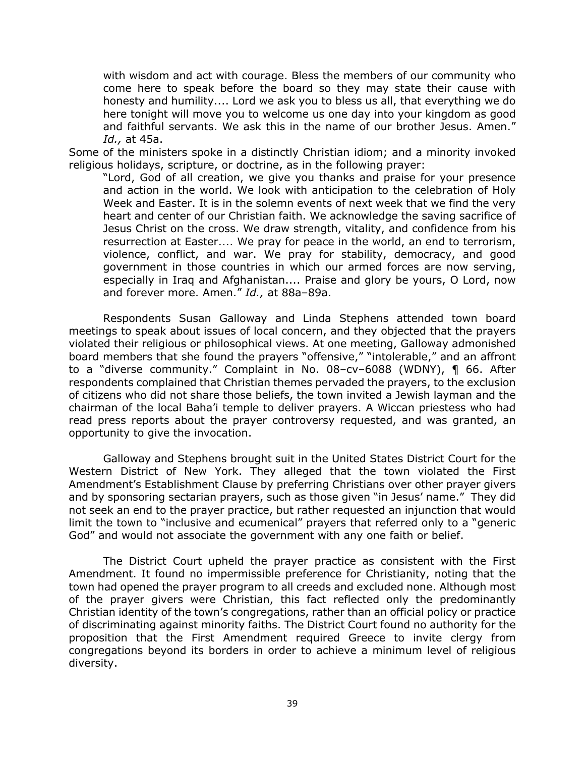> with wisdom and act with courage. Bless the members of our community who come here to speak before the board so they may state their cause with honesty and humility.... Lord we ask you to bless us all, that everything we do here tonight will move you to welcome us one day into your kingdom as good and faithful servants. We ask this in the name of our brother Jesus. Amen." *Id.,* at 45a.

Some of the ministers spoke in a distinctly Christian idiom; and a minority invoked religious holidays, scripture, or doctrine, as in the following prayer:

> "Lord, God of all creation, we give you thanks and praise for your presence and action in the world. We look with anticipation to the celebration of Holy Week and Easter. It is in the solemn events of next week that we find the very heart and center of our Christian faith. We acknowledge the saving sacrifice of Jesus Christ on the cross. We draw strength, vitality, and confidence from his resurrection at Easter.... We pray for peace in the world, an end to terrorism, violence, conflict, and war. We pray for stability, democracy, and good government in those countries in which our armed forces are now serving, especially in Iraq and Afghanistan.... Praise and glory be yours, O Lord, now and forever more. Amen." *Id.,* at 88a–89a.

Respondents Susan Galloway and Linda Stephens attended town board meetings to speak about issues of local concern, and they objected that the prayers violated their religious or philosophical views. At one meeting, Galloway admonished board members that she found the prayers "offensive," "intolerable," and an affront to a "diverse community." Complaint in No. 08–cv–6088 (WDNY), ¶ 66. After respondents complained that Christian themes pervaded the prayers, to the exclusion of citizens who did not share those beliefs, the town invited a Jewish layman and the chairman of the local Baha'i temple to deliver prayers. A Wiccan priestess who had read press reports about the prayer controversy requested, and was granted, an opportunity to give the invocation.

Galloway and Stephens brought suit in the United States District Court for the Western District of New York. They alleged that the town violated the First Amendment's Establishment Clause by preferring Christians over other prayer givers and by sponsoring sectarian prayers, such as those given "in Jesus' name." They did not seek an end to the prayer practice, but rather requested an injunction that would limit the town to "inclusive and ecumenical" prayers that referred only to a "generic God" and would not associate the government with any one faith or belief.

The District Court upheld the prayer practice as consistent with the First Amendment. It found no impermissible preference for Christianity, noting that the town had opened the prayer program to all creeds and excluded none. Although most of the prayer givers were Christian, this fact reflected only the predominantly Christian identity of the town's congregations, rather than an official policy or practice of discriminating against minority faiths. The District Court found no authority for the proposition that the First Amendment required Greece to invite clergy from congregations beyond its borders in order to achieve a minimum level of religious diversity.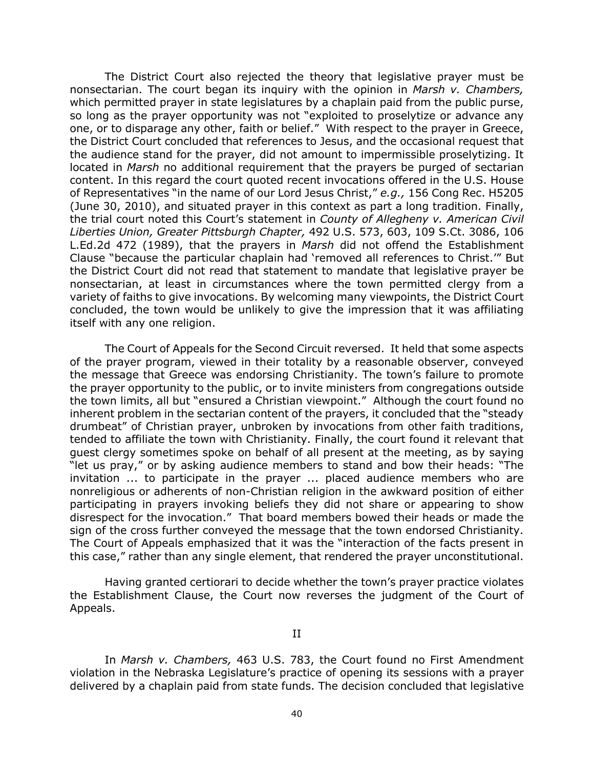The District Court also rejected the theory that legislative prayer must be nonsectarian. The court began its inquiry with the opinion in *Marsh v. Chambers,* which permitted prayer in state legislatures by a chaplain paid from the public purse, so long as the prayer opportunity was not "exploited to proselytize or advance any one, or to disparage any other, faith or belief." With respect to the prayer in Greece, the District Court concluded that references to Jesus, and the occasional request that the audience stand for the prayer, did not amount to impermissible proselytizing. It located in *Marsh* no additional requirement that the prayers be purged of sectarian content. In this regard the court quoted recent invocations offered in the U.S. House of Representatives "in the name of our Lord Jesus Christ," *e.g.,* 156 Cong Rec. H5205 (June 30, 2010), and situated prayer in this context as part a long tradition. Finally, the trial court noted this Court's statement in *County of Allegheny v. American Civil Liberties Union, Greater Pittsburgh Chapter,* 492 U.S. 573, 603, 109 S.Ct. 3086, 106 L.Ed.2d 472 (1989), that the prayers in *Marsh* did not offend the Establishment Clause "because the particular chaplain had 'removed all references to Christ.'" But the District Court did not read that statement to mandate that legislative prayer be nonsectarian, at least in circumstances where the town permitted clergy from a variety of faiths to give invocations. By welcoming many viewpoints, the District Court concluded, the town would be unlikely to give the impression that it was affiliating itself with any one religion.

The Court of Appeals for the Second Circuit reversed. It held that some aspects of the prayer program, viewed in their totality by a reasonable observer, conveyed the message that Greece was endorsing Christianity. The town's failure to promote the prayer opportunity to the public, or to invite ministers from congregations outside the town limits, all but "ensured a Christian viewpoint." Although the court found no inherent problem in the sectarian content of the prayers, it concluded that the "steady drumbeat" of Christian prayer, unbroken by invocations from other faith traditions, tended to affiliate the town with Christianity. Finally, the court found it relevant that guest clergy sometimes spoke on behalf of all present at the meeting, as by saying "let us pray," or by asking audience members to stand and bow their heads: "The invitation ... to participate in the prayer ... placed audience members who are nonreligious or adherents of non-Christian religion in the awkward position of either participating in prayers invoking beliefs they did not share or appearing to show disrespect for the invocation." That board members bowed their heads or made the sign of the cross further conveyed the message that the town endorsed Christianity. The Court of Appeals emphasized that it was the "interaction of the facts present in this case," rather than any single element, that rendered the prayer unconstitutional.

Having granted certiorari to decide whether the town's prayer practice violates the Establishment Clause, the Court now reverses the judgment of the Court of Appeals.

II

In *Marsh v. Chambers,* 463 U.S. 783, the Court found no First Amendment violation in the Nebraska Legislature's practice of opening its sessions with a prayer delivered by a chaplain paid from state funds. The decision concluded that legislative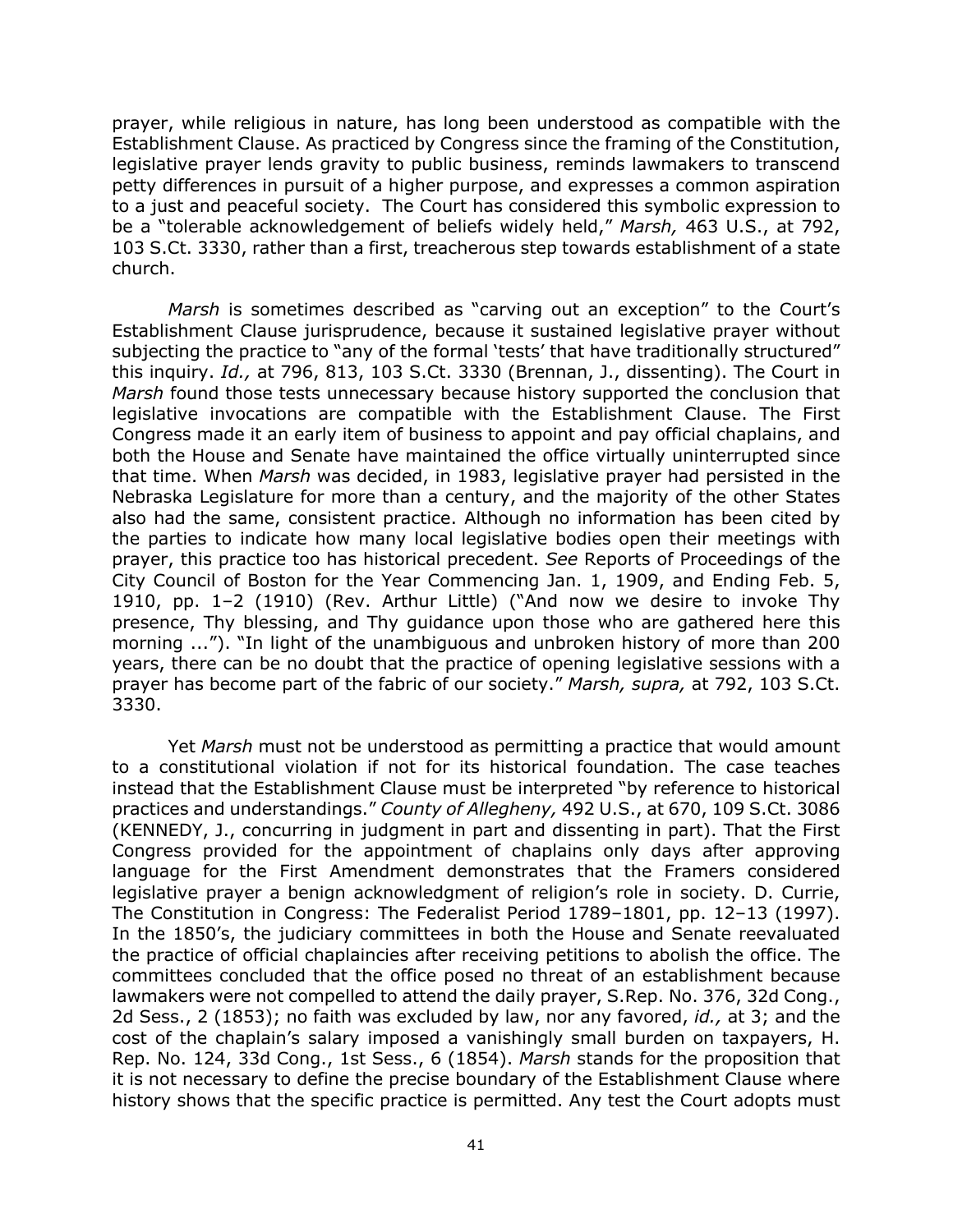prayer, while religious in nature, has long been understood as compatible with the Establishment Clause. As practiced by Congress since the framing of the Constitution, legislative prayer lends gravity to public business, reminds lawmakers to transcend petty differences in pursuit of a higher purpose, and expresses a common aspiration to a just and peaceful society. The Court has considered this symbolic expression to be a "tolerable acknowledgement of beliefs widely held," *Marsh,* 463 U.S., at 792, 103 S.Ct. 3330, rather than a first, treacherous step towards establishment of a state church.

*Marsh* is sometimes described as "carving out an exception" to the Court's Establishment Clause jurisprudence, because it sustained legislative prayer without subjecting the practice to "any of the formal 'tests' that have traditionally structured" this inquiry. *Id.,* at 796, 813, 103 S.Ct. 3330 (Brennan, J., dissenting). The Court in *Marsh* found those tests unnecessary because history supported the conclusion that legislative invocations are compatible with the Establishment Clause. The First Congress made it an early item of business to appoint and pay official chaplains, and both the House and Senate have maintained the office virtually uninterrupted since that time. When *Marsh* was decided, in 1983, legislative prayer had persisted in the Nebraska Legislature for more than a century, and the majority of the other States also had the same, consistent practice. Although no information has been cited by the parties to indicate how many local legislative bodies open their meetings with prayer, this practice too has historical precedent. *See* Reports of Proceedings of the City Council of Boston for the Year Commencing Jan. 1, 1909, and Ending Feb. 5, 1910, pp. 1–2 (1910) (Rev. Arthur Little) ("And now we desire to invoke Thy presence, Thy blessing, and Thy guidance upon those who are gathered here this morning ..."). "In light of the unambiguous and unbroken history of more than 200 years, there can be no doubt that the practice of opening legislative sessions with a prayer has become part of the fabric of our society." *Marsh, supra,* at 792, 103 S.Ct. 3330.

Yet *Marsh* must not be understood as permitting a practice that would amount to a constitutional violation if not for its historical foundation. The case teaches instead that the Establishment Clause must be interpreted "by reference to historical practices and understandings." *County of Allegheny,* 492 U.S., at 670, 109 S.Ct. 3086 (KENNEDY, J., concurring in judgment in part and dissenting in part). That the First Congress provided for the appointment of chaplains only days after approving language for the First Amendment demonstrates that the Framers considered legislative prayer a benign acknowledgment of religion's role in society. D. Currie, The Constitution in Congress: The Federalist Period 1789–1801, pp. 12–13 (1997). In the 1850's, the judiciary committees in both the House and Senate reevaluated the practice of official chaplaincies after receiving petitions to abolish the office. The committees concluded that the office posed no threat of an establishment because lawmakers were not compelled to attend the daily prayer, S.Rep. No. 376, 32d Cong., 2d Sess., 2 (1853); no faith was excluded by law, nor any favored, *id.,* at 3; and the cost of the chaplain's salary imposed a vanishingly small burden on taxpayers, H. Rep. No. 124, 33d Cong., 1st Sess., 6 (1854). *Marsh* stands for the proposition that it is not necessary to define the precise boundary of the Establishment Clause where history shows that the specific practice is permitted. Any test the Court adopts must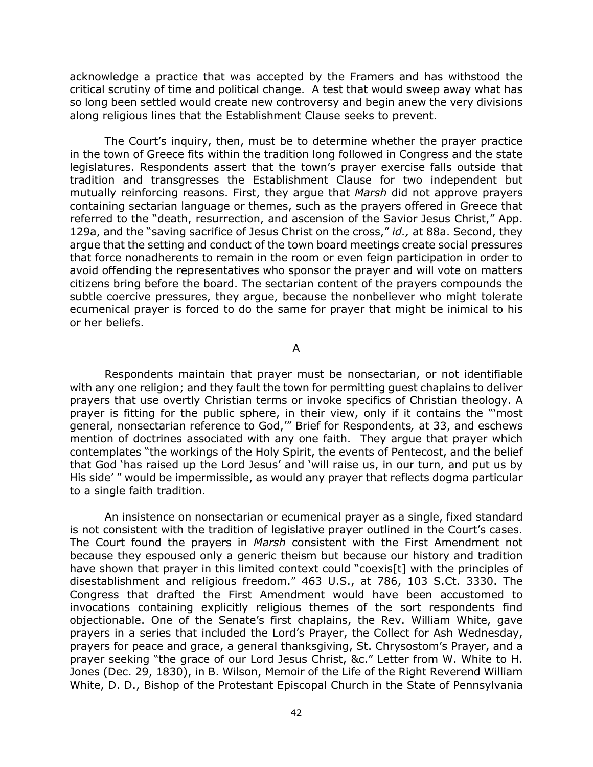acknowledge a practice that was accepted by the Framers and has withstood the critical scrutiny of time and political change. A test that would sweep away what has so long been settled would create new controversy and begin anew the very divisions along religious lines that the Establishment Clause seeks to prevent.

The Court's inquiry, then, must be to determine whether the prayer practice in the town of Greece fits within the tradition long followed in Congress and the state legislatures. Respondents assert that the town's prayer exercise falls outside that tradition and transgresses the Establishment Clause for two independent but mutually reinforcing reasons. First, they argue that *Marsh* did not approve prayers containing sectarian language or themes, such as the prayers offered in Greece that referred to the "death, resurrection, and ascension of the Savior Jesus Christ," App. 129a, and the "saving sacrifice of Jesus Christ on the cross," *id.,* at 88a. Second, they argue that the setting and conduct of the town board meetings create social pressures that force nonadherents to remain in the room or even feign participation in order to avoid offending the representatives who sponsor the prayer and will vote on matters citizens bring before the board. The sectarian content of the prayers compounds the subtle coercive pressures, they argue, because the nonbeliever who might tolerate ecumenical prayer is forced to do the same for prayer that might be inimical to his or her beliefs.

A

Respondents maintain that prayer must be nonsectarian, or not identifiable with any one religion; and they fault the town for permitting guest chaplains to deliver prayers that use overtly Christian terms or invoke specifics of Christian theology. A prayer is fitting for the public sphere, in their view, only if it contains the "'most general, nonsectarian reference to God,'" Brief for Respondents*,* at 33, and eschews mention of doctrines associated with any one faith. They argue that prayer which contemplates "the workings of the Holy Spirit, the events of Pentecost, and the belief that God 'has raised up the Lord Jesus' and 'will raise us, in our turn, and put us by His side' " would be impermissible, as would any prayer that reflects dogma particular to a single faith tradition.

An insistence on nonsectarian or ecumenical prayer as a single, fixed standard is not consistent with the tradition of legislative prayer outlined in the Court's cases. The Court found the prayers in *Marsh* consistent with the First Amendment not because they espoused only a generic theism but because our history and tradition have shown that prayer in this limited context could "coexis[t] with the principles of disestablishment and religious freedom." 463 U.S., at 786, 103 S.Ct. 3330. The Congress that drafted the First Amendment would have been accustomed to invocations containing explicitly religious themes of the sort respondents find objectionable. One of the Senate's first chaplains, the Rev. William White, gave prayers in a series that included the Lord's Prayer, the Collect for Ash Wednesday, prayers for peace and grace, a general thanksgiving, St. Chrysostom's Prayer, and a prayer seeking "the grace of our Lord Jesus Christ, &c." Letter from W. White to H. Jones (Dec. 29, 1830), in B. Wilson, Memoir of the Life of the Right Reverend William White, D. D., Bishop of the Protestant Episcopal Church in the State of Pennsylvania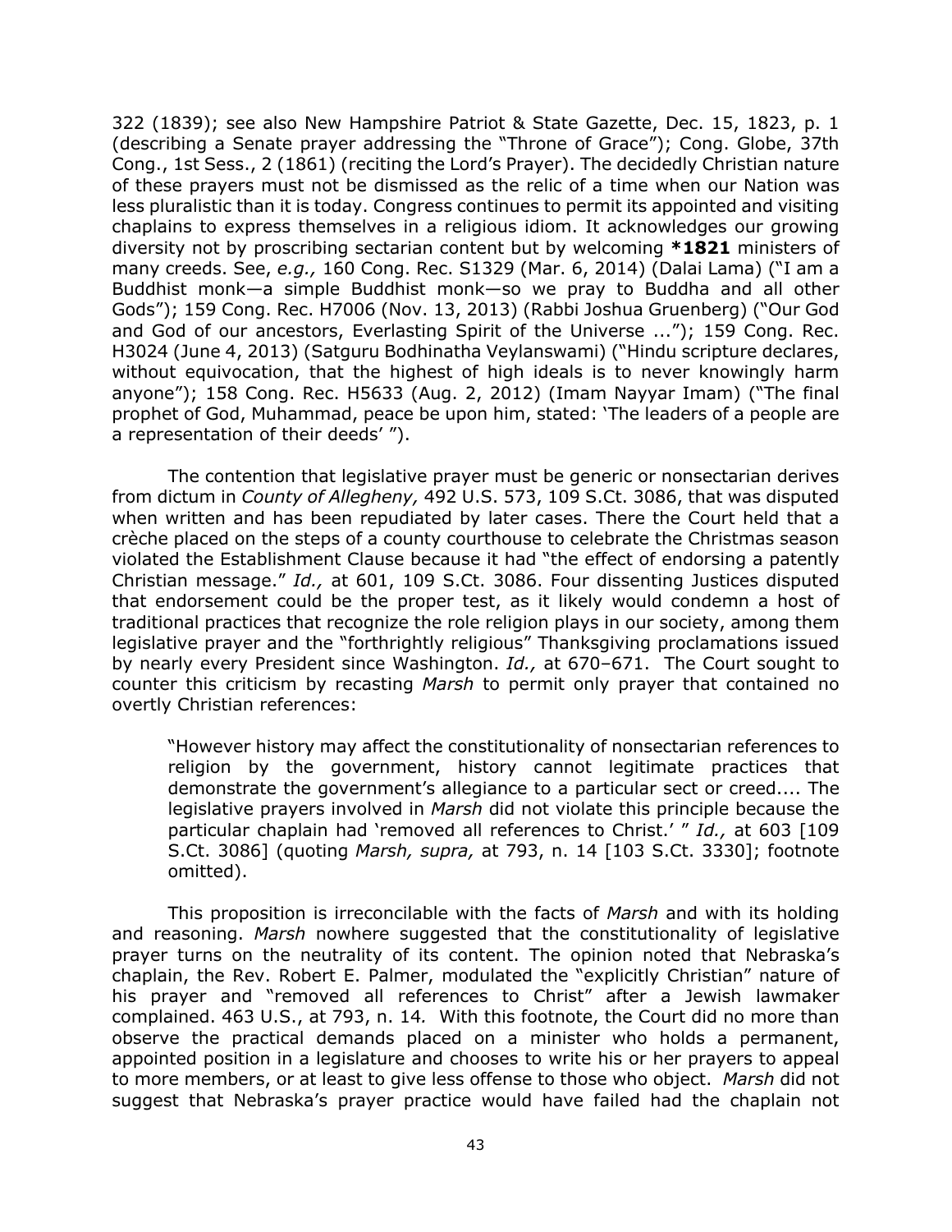322 (1839); see also New Hampshire Patriot & State Gazette, Dec. 15, 1823, p. 1 (describing a Senate prayer addressing the "Throne of Grace"); Cong. Globe, 37th Cong., 1st Sess., 2 (1861) (reciting the Lord's Prayer). The decidedly Christian nature of these prayers must not be dismissed as the relic of a time when our Nation was less pluralistic than it is today. Congress continues to permit its appointed and visiting chaplains to express themselves in a religious idiom. It acknowledges our growing diversity not by proscribing sectarian content but by welcoming **\*1821** ministers of many creeds. See, *e.g.,* 160 Cong. Rec. S1329 (Mar. 6, 2014) (Dalai Lama) ("I am a Buddhist monk—a simple Buddhist monk—so we pray to Buddha and all other Gods"); 159 Cong. Rec. H7006 (Nov. 13, 2013) (Rabbi Joshua Gruenberg) ("Our God and God of our ancestors, Everlasting Spirit of the Universe ..."); 159 Cong. Rec. H3024 (June 4, 2013) (Satguru Bodhinatha Veylanswami) ("Hindu scripture declares, without equivocation, that the highest of high ideals is to never knowingly harm anyone"); 158 Cong. Rec. H5633 (Aug. 2, 2012) (Imam Nayyar Imam) ("The final prophet of God, Muhammad, peace be upon him, stated: 'The leaders of a people are a representation of their deeds' ").

The contention that legislative prayer must be generic or nonsectarian derives from dictum in *County of Allegheny,* 492 U.S. 573, 109 S.Ct. 3086, that was disputed when written and has been repudiated by later cases. There the Court held that a crèche placed on the steps of a county courthouse to celebrate the Christmas season violated the Establishment Clause because it had "the effect of endorsing a patently Christian message." *Id.,* at 601, 109 S.Ct. 3086. Four dissenting Justices disputed that endorsement could be the proper test, as it likely would condemn a host of traditional practices that recognize the role religion plays in our society, among them legislative prayer and the "forthrightly religious" Thanksgiving proclamations issued by nearly every President since Washington. *Id.,* at 670–671. The Court sought to counter this criticism by recasting *Marsh* to permit only prayer that contained no overtly Christian references:

> "However history may affect the constitutionality of nonsectarian references to religion by the government, history cannot legitimate practices that demonstrate the government's allegiance to a particular sect or creed.... The legislative prayers involved in *Marsh* did not violate this principle because the particular chaplain had 'removed all references to Christ.' " *Id.,* at 603 [109 S.Ct. 3086] (quoting *Marsh, supra,* at 793, n. 14 [103 S.Ct. 3330]; footnote omitted).

This proposition is irreconcilable with the facts of *Marsh* and with its holding and reasoning. *Marsh* nowhere suggested that the constitutionality of legislative prayer turns on the neutrality of its content. The opinion noted that Nebraska's chaplain, the Rev. Robert E. Palmer, modulated the "explicitly Christian" nature of his prayer and "removed all references to Christ" after a Jewish lawmaker complained. 463 U.S., at 793, n. 14. With this footnote, the Court did no more than observe the practical demands placed on a minister who holds a permanent, appointed position in a legislature and chooses to write his or her prayers to appeal to more members, or at least to give less offense to those who object. *Marsh* did not suggest that Nebraska's prayer practice would have failed had the chaplain not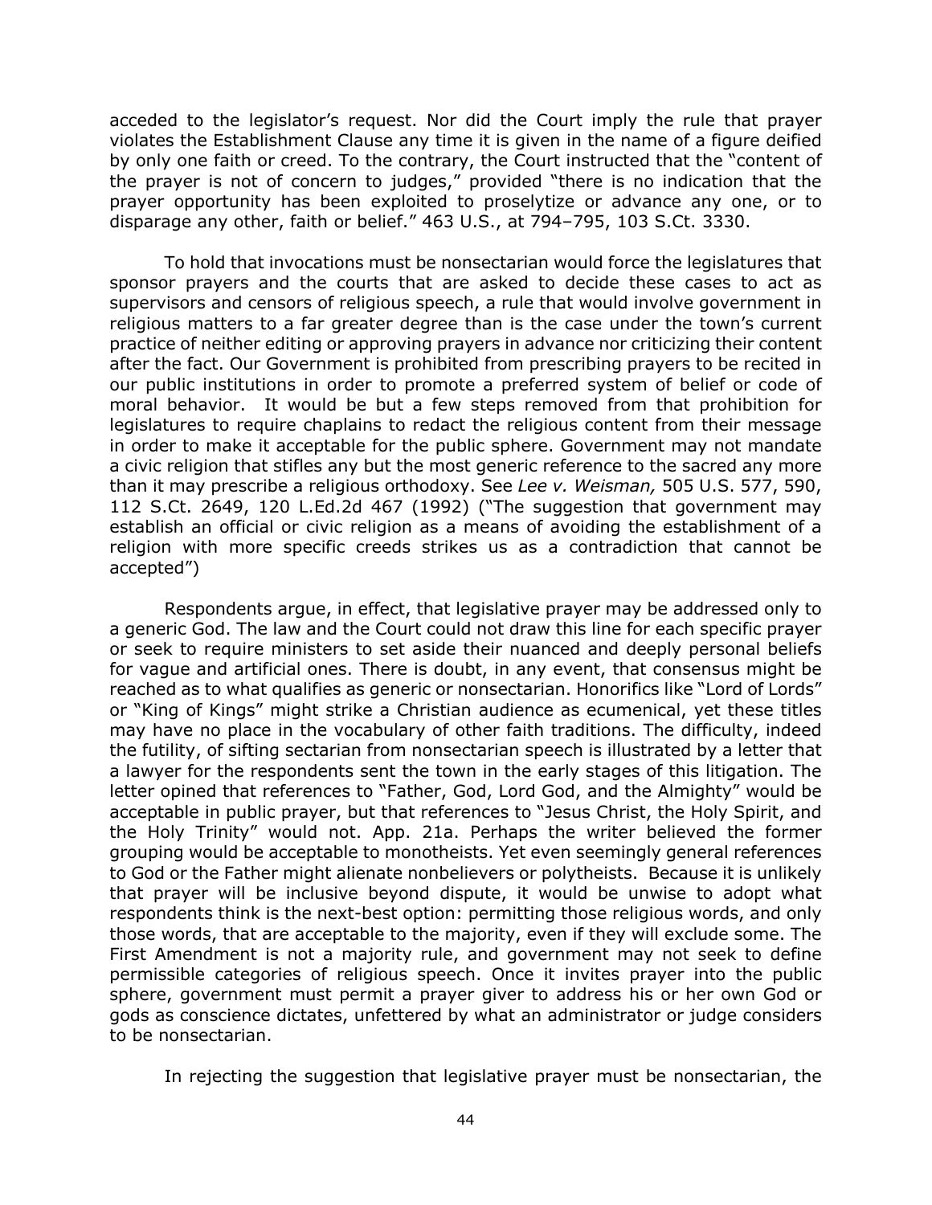acceded to the legislator's request. Nor did the Court imply the rule that prayer violates the Establishment Clause any time it is given in the name of a figure deified by only one faith or creed. To the contrary, the Court instructed that the "content of the prayer is not of concern to judges," provided "there is no indication that the prayer opportunity has been exploited to proselytize or advance any one, or to disparage any other, faith or belief." 463 U.S., at 794–795, 103 S.Ct. 3330.

To hold that invocations must be nonsectarian would force the legislatures that sponsor prayers and the courts that are asked to decide these cases to act as supervisors and censors of religious speech, a rule that would involve government in religious matters to a far greater degree than is the case under the town's current practice of neither editing or approving prayers in advance nor criticizing their content after the fact. Our Government is prohibited from prescribing prayers to be recited in our public institutions in order to promote a preferred system of belief or code of moral behavior. It would be but a few steps removed from that prohibition for legislatures to require chaplains to redact the religious content from their message in order to make it acceptable for the public sphere. Government may not mandate a civic religion that stifles any but the most generic reference to the sacred any more than it may prescribe a religious orthodoxy. See *Lee v. Weisman,* 505 U.S. 577, 590, 112 S.Ct. 2649, 120 L.Ed.2d 467 (1992) ("The suggestion that government may establish an official or civic religion as a means of avoiding the establishment of a religion with more specific creeds strikes us as a contradiction that cannot be accepted")

Respondents argue, in effect, that legislative prayer may be addressed only to a generic God. The law and the Court could not draw this line for each specific prayer or seek to require ministers to set aside their nuanced and deeply personal beliefs for vague and artificial ones. There is doubt, in any event, that consensus might be reached as to what qualifies as generic or nonsectarian. Honorifics like "Lord of Lords" or "King of Kings" might strike a Christian audience as ecumenical, yet these titles may have no place in the vocabulary of other faith traditions. The difficulty, indeed the futility, of sifting sectarian from nonsectarian speech is illustrated by a letter that a lawyer for the respondents sent the town in the early stages of this litigation. The letter opined that references to "Father, God, Lord God, and the Almighty" would be acceptable in public prayer, but that references to "Jesus Christ, the Holy Spirit, and the Holy Trinity" would not. App. 21a. Perhaps the writer believed the former grouping would be acceptable to monotheists. Yet even seemingly general references to God or the Father might alienate nonbelievers or polytheists. Because it is unlikely that prayer will be inclusive beyond dispute, it would be unwise to adopt what respondents think is the next-best option: permitting those religious words, and only those words, that are acceptable to the majority, even if they will exclude some. The First Amendment is not a majority rule, and government may not seek to define permissible categories of religious speech. Once it invites prayer into the public sphere, government must permit a prayer giver to address his or her own God or gods as conscience dictates, unfettered by what an administrator or judge considers to be nonsectarian.

In rejecting the suggestion that legislative prayer must be nonsectarian, the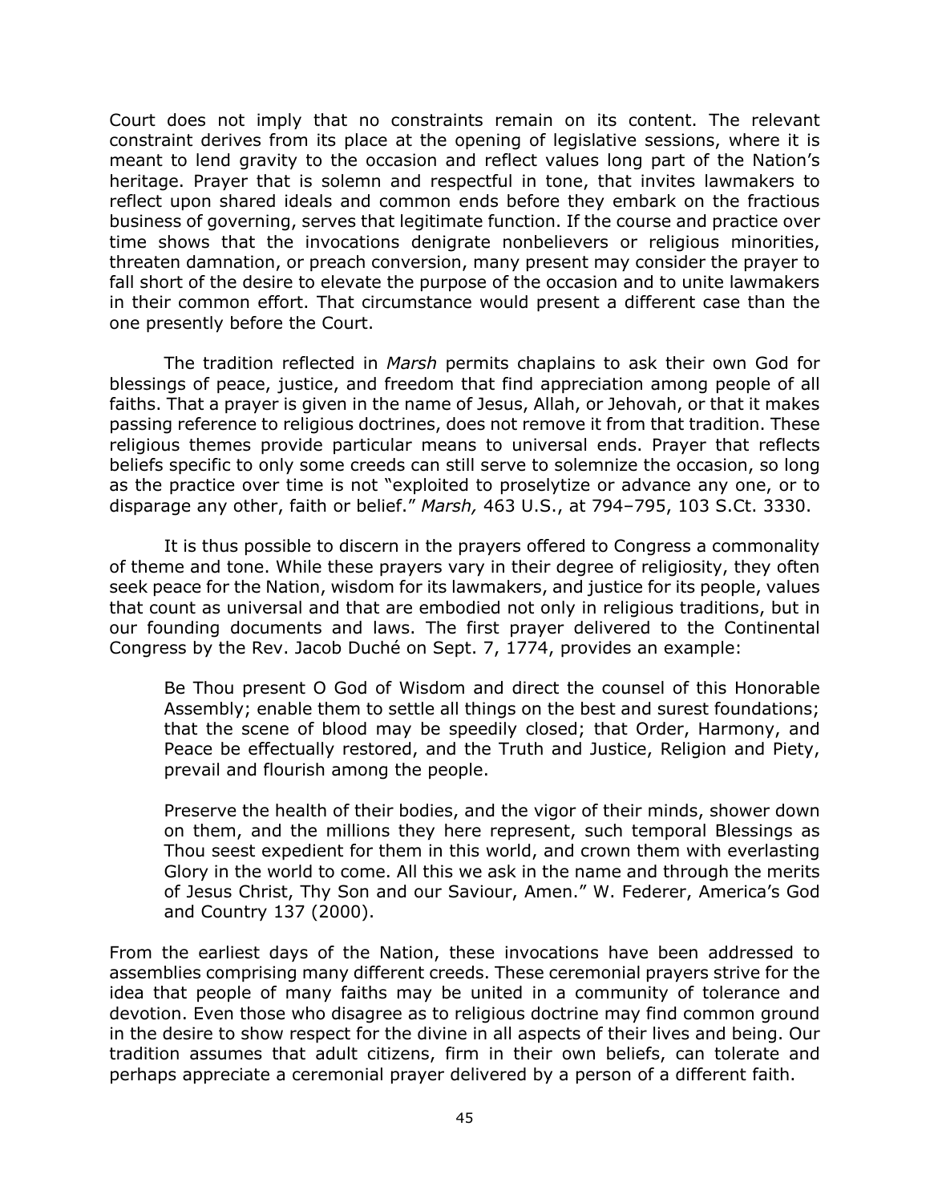Court does not imply that no constraints remain on its content. The relevant constraint derives from its place at the opening of legislative sessions, where it is meant to lend gravity to the occasion and reflect values long part of the Nation's heritage. Prayer that is solemn and respectful in tone, that invites lawmakers to reflect upon shared ideals and common ends before they embark on the fractious business of governing, serves that legitimate function. If the course and practice over time shows that the invocations denigrate nonbelievers or religious minorities, threaten damnation, or preach conversion, many present may consider the prayer to fall short of the desire to elevate the purpose of the occasion and to unite lawmakers in their common effort. That circumstance would present a different case than the one presently before the Court.

The tradition reflected in *Marsh* permits chaplains to ask their own God for blessings of peace, justice, and freedom that find appreciation among people of all faiths. That a prayer is given in the name of Jesus, Allah, or Jehovah, or that it makes passing reference to religious doctrines, does not remove it from that tradition. These religious themes provide particular means to universal ends. Prayer that reflects beliefs specific to only some creeds can still serve to solemnize the occasion, so long as the practice over time is not "exploited to proselytize or advance any one, or to disparage any other, faith or belief." *Marsh,* 463 U.S., at 794–795, 103 S.Ct. 3330.

It is thus possible to discern in the prayers offered to Congress a commonality of theme and tone. While these prayers vary in their degree of religiosity, they often seek peace for the Nation, wisdom for its lawmakers, and justice for its people, values that count as universal and that are embodied not only in religious traditions, but in our founding documents and laws. The first prayer delivered to the Continental Congress by the Rev. Jacob Duché on Sept. 7, 1774, provides an example:

> Be Thou present O God of Wisdom and direct the counsel of this Honorable Assembly; enable them to settle all things on the best and surest foundations; that the scene of blood may be speedily closed; that Order, Harmony, and Peace be effectually restored, and the Truth and Justice, Religion and Piety, prevail and flourish among the people.
>
> Preserve the health of their bodies, and the vigor of their minds, shower down on them, and the millions they here represent, such temporal Blessings as Thou seest expedient for them in this world, and crown them with everlasting Glory in the world to come. All this we ask in the name and through the merits of Jesus Christ, Thy Son and our Saviour, Amen." W. Federer, America's God and Country 137 (2000).

From the earliest days of the Nation, these invocations have been addressed to assemblies comprising many different creeds. These ceremonial prayers strive for the idea that people of many faiths may be united in a community of tolerance and devotion. Even those who disagree as to religious doctrine may find common ground in the desire to show respect for the divine in all aspects of their lives and being. Our tradition assumes that adult citizens, firm in their own beliefs, can tolerate and perhaps appreciate a ceremonial prayer delivered by a person of a different faith.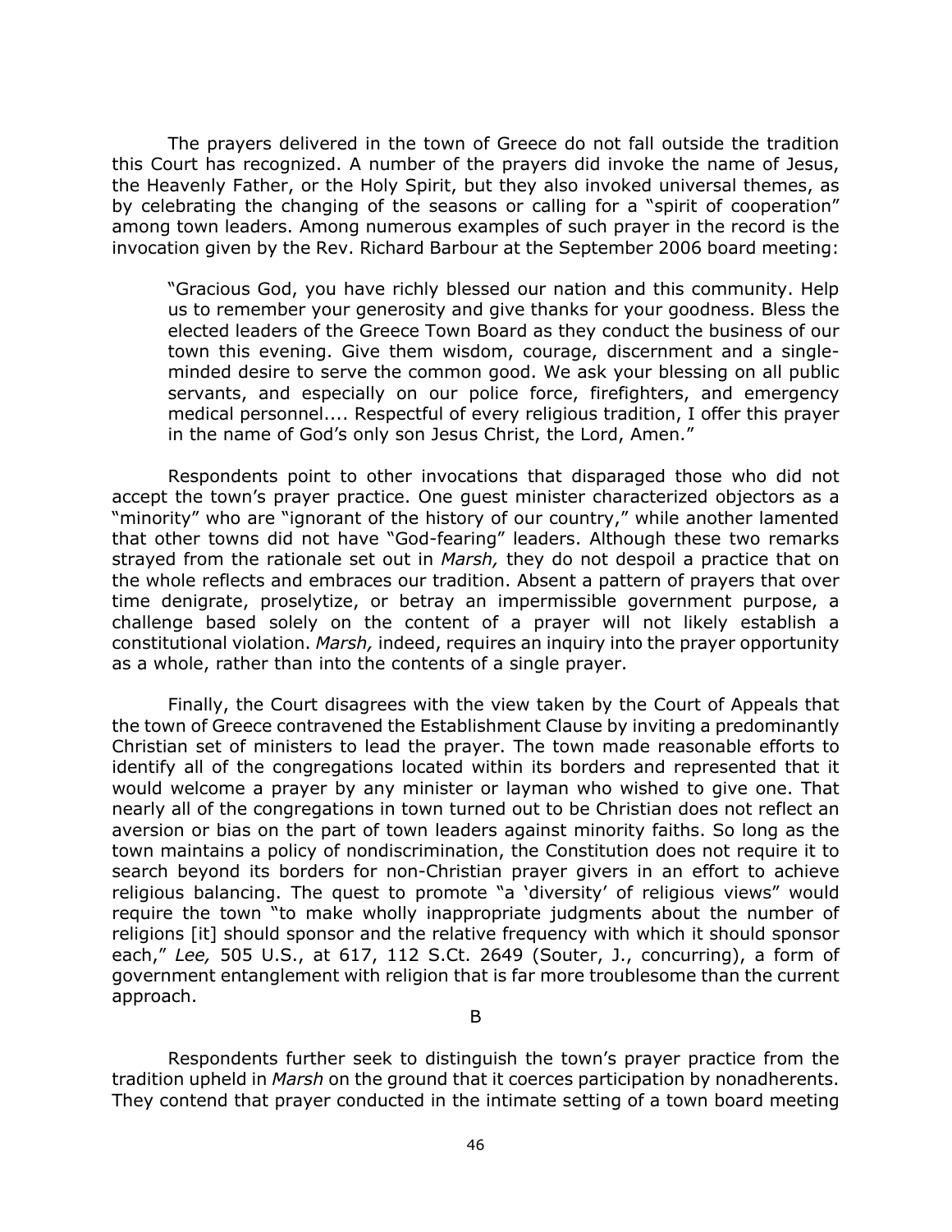The prayers delivered in the town of Greece do not fall outside the tradition this Court has recognized. A number of the prayers did invoke the name of Jesus, the Heavenly Father, or the Holy Spirit, but they also invoked universal themes, as by celebrating the changing of the seasons or calling for a "spirit of cooperation" among town leaders. Among numerous examples of such prayer in the record is the invocation given by the Rev. Richard Barbour at the September 2006 board meeting:

> "Gracious God, you have richly blessed our nation and this community. Help us to remember your generosity and give thanks for your goodness. Bless the elected leaders of the Greece Town Board as they conduct the business of our town this evening. Give them wisdom, courage, discernment and a single-minded desire to serve the common good. We ask your blessing on all public servants, and especially on our police force, firefighters, and emergency medical personnel.... Respectful of every religious tradition, I offer this prayer in the name of God's only son Jesus Christ, the Lord, Amen."

Respondents point to other invocations that disparaged those who did not accept the town's prayer practice. One guest minister characterized objectors as a "minority" who are "ignorant of the history of our country," while another lamented that other towns did not have "God-fearing" leaders. Although these two remarks strayed from the rationale set out in *Marsh,* they do not despoil a practice that on the whole reflects and embraces our tradition. Absent a pattern of prayers that over time denigrate, proselytize, or betray an impermissible government purpose, a challenge based solely on the content of a prayer will not likely establish a constitutional violation. *Marsh,* indeed, requires an inquiry into the prayer opportunity as a whole, rather than into the contents of a single prayer.

Finally, the Court disagrees with the view taken by the Court of Appeals that the town of Greece contravened the Establishment Clause by inviting a predominantly Christian set of ministers to lead the prayer. The town made reasonable efforts to identify all of the congregations located within its borders and represented that it would welcome a prayer by any minister or layman who wished to give one. That nearly all of the congregations in town turned out to be Christian does not reflect an aversion or bias on the part of town leaders against minority faiths. So long as the town maintains a policy of nondiscrimination, the Constitution does not require it to search beyond its borders for non-Christian prayer givers in an effort to achieve religious balancing. The quest to promote "a 'diversity' of religious views" would require the town "to make wholly inappropriate judgments about the number of religions [it] should sponsor and the relative frequency with which it should sponsor each," *Lee,* 505 U.S., at 617, 112 S.Ct. 2649 (Souter, J., concurring), a form of government entanglement with religion that is far more troublesome than the current approach.

B

Respondents further seek to distinguish the town's prayer practice from the tradition upheld in *Marsh* on the ground that it coerces participation by nonadherents. They contend that prayer conducted in the intimate setting of a town board meeting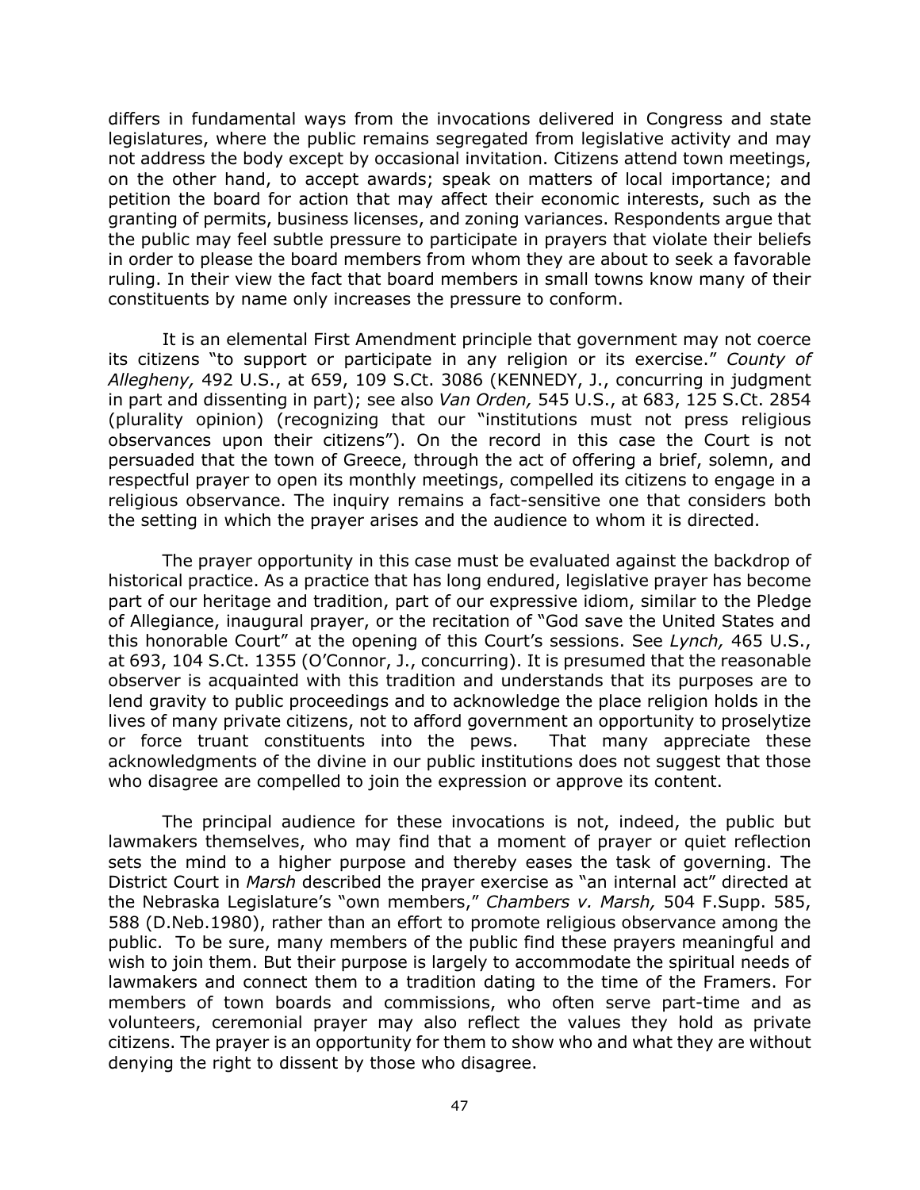differs in fundamental ways from the invocations delivered in Congress and state legislatures, where the public remains segregated from legislative activity and may not address the body except by occasional invitation. Citizens attend town meetings, on the other hand, to accept awards; speak on matters of local importance; and petition the board for action that may affect their economic interests, such as the granting of permits, business licenses, and zoning variances. Respondents argue that the public may feel subtle pressure to participate in prayers that violate their beliefs in order to please the board members from whom they are about to seek a favorable ruling. In their view the fact that board members in small towns know many of their constituents by name only increases the pressure to conform.

It is an elemental First Amendment principle that government may not coerce its citizens "to support or participate in any religion or its exercise." *County of Allegheny,* 492 U.S., at 659, 109 S.Ct. 3086 (KENNEDY, J., concurring in judgment in part and dissenting in part); see also *Van Orden,* 545 U.S., at 683, 125 S.Ct. 2854 (plurality opinion) (recognizing that our "institutions must not press religious observances upon their citizens"). On the record in this case the Court is not persuaded that the town of Greece, through the act of offering a brief, solemn, and respectful prayer to open its monthly meetings, compelled its citizens to engage in a religious observance. The inquiry remains a fact-sensitive one that considers both the setting in which the prayer arises and the audience to whom it is directed.

The prayer opportunity in this case must be evaluated against the backdrop of historical practice. As a practice that has long endured, legislative prayer has become part of our heritage and tradition, part of our expressive idiom, similar to the Pledge of Allegiance, inaugural prayer, or the recitation of "God save the United States and this honorable Court" at the opening of this Court's sessions. See *Lynch,* 465 U.S., at 693, 104 S.Ct. 1355 (O'Connor, J., concurring). It is presumed that the reasonable observer is acquainted with this tradition and understands that its purposes are to lend gravity to public proceedings and to acknowledge the place religion holds in the lives of many private citizens, not to afford government an opportunity to proselytize or force truant constituents into the pews. That many appreciate these acknowledgments of the divine in our public institutions does not suggest that those who disagree are compelled to join the expression or approve its content.

The principal audience for these invocations is not, indeed, the public but lawmakers themselves, who may find that a moment of prayer or quiet reflection sets the mind to a higher purpose and thereby eases the task of governing. The District Court in *Marsh* described the prayer exercise as "an internal act" directed at the Nebraska Legislature's "own members," *Chambers v. Marsh,* 504 F.Supp. 585, 588 (D.Neb.1980), rather than an effort to promote religious observance among the public. To be sure, many members of the public find these prayers meaningful and wish to join them. But their purpose is largely to accommodate the spiritual needs of lawmakers and connect them to a tradition dating to the time of the Framers. For members of town boards and commissions, who often serve part-time and as volunteers, ceremonial prayer may also reflect the values they hold as private citizens. The prayer is an opportunity for them to show who and what they are without denying the right to dissent by those who disagree.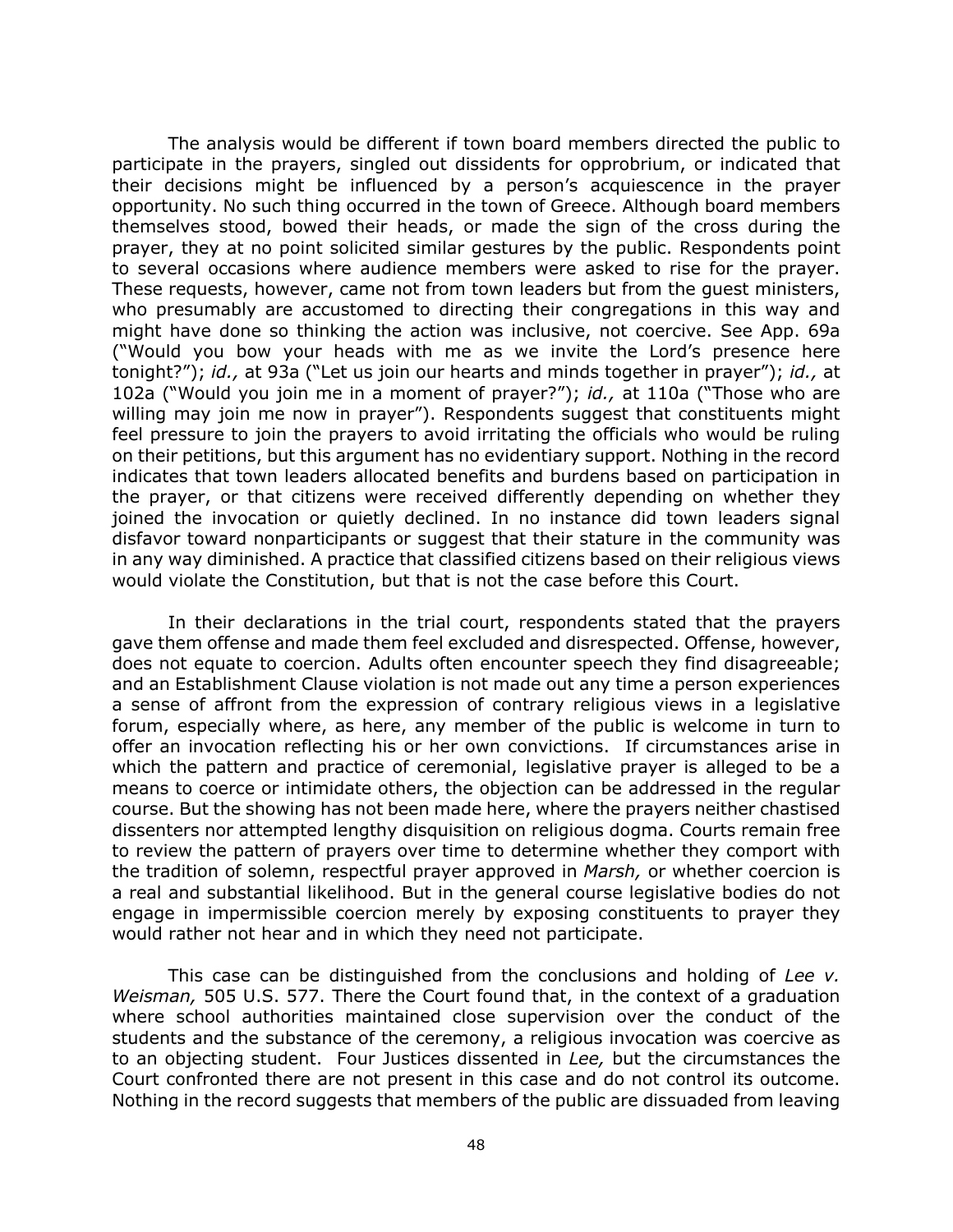The analysis would be different if town board members directed the public to participate in the prayers, singled out dissidents for opprobrium, or indicated that their decisions might be influenced by a person's acquiescence in the prayer opportunity. No such thing occurred in the town of Greece. Although board members themselves stood, bowed their heads, or made the sign of the cross during the prayer, they at no point solicited similar gestures by the public. Respondents point to several occasions where audience members were asked to rise for the prayer. These requests, however, came not from town leaders but from the guest ministers, who presumably are accustomed to directing their congregations in this way and might have done so thinking the action was inclusive, not coercive. See App. 69a ("Would you bow your heads with me as we invite the Lord's presence here tonight?"); *id.,* at 93a ("Let us join our hearts and minds together in prayer"); *id.,* at 102a ("Would you join me in a moment of prayer?"); *id.,* at 110a ("Those who are willing may join me now in prayer"). Respondents suggest that constituents might feel pressure to join the prayers to avoid irritating the officials who would be ruling on their petitions, but this argument has no evidentiary support. Nothing in the record indicates that town leaders allocated benefits and burdens based on participation in the prayer, or that citizens were received differently depending on whether they joined the invocation or quietly declined. In no instance did town leaders signal disfavor toward nonparticipants or suggest that their stature in the community was in any way diminished. A practice that classified citizens based on their religious views would violate the Constitution, but that is not the case before this Court.

In their declarations in the trial court, respondents stated that the prayers gave them offense and made them feel excluded and disrespected. Offense, however, does not equate to coercion. Adults often encounter speech they find disagreeable; and an Establishment Clause violation is not made out any time a person experiences a sense of affront from the expression of contrary religious views in a legislative forum, especially where, as here, any member of the public is welcome in turn to offer an invocation reflecting his or her own convictions. If circumstances arise in which the pattern and practice of ceremonial, legislative prayer is alleged to be a means to coerce or intimidate others, the objection can be addressed in the regular course. But the showing has not been made here, where the prayers neither chastised dissenters nor attempted lengthy disquisition on religious dogma. Courts remain free to review the pattern of prayers over time to determine whether they comport with the tradition of solemn, respectful prayer approved in *Marsh,* or whether coercion is a real and substantial likelihood. But in the general course legislative bodies do not engage in impermissible coercion merely by exposing constituents to prayer they would rather not hear and in which they need not participate.

This case can be distinguished from the conclusions and holding of *Lee v. Weisman,* 505 U.S. 577. There the Court found that, in the context of a graduation where school authorities maintained close supervision over the conduct of the students and the substance of the ceremony, a religious invocation was coercive as to an objecting student. Four Justices dissented in *Lee,* but the circumstances the Court confronted there are not present in this case and do not control its outcome. Nothing in the record suggests that members of the public are dissuaded from leaving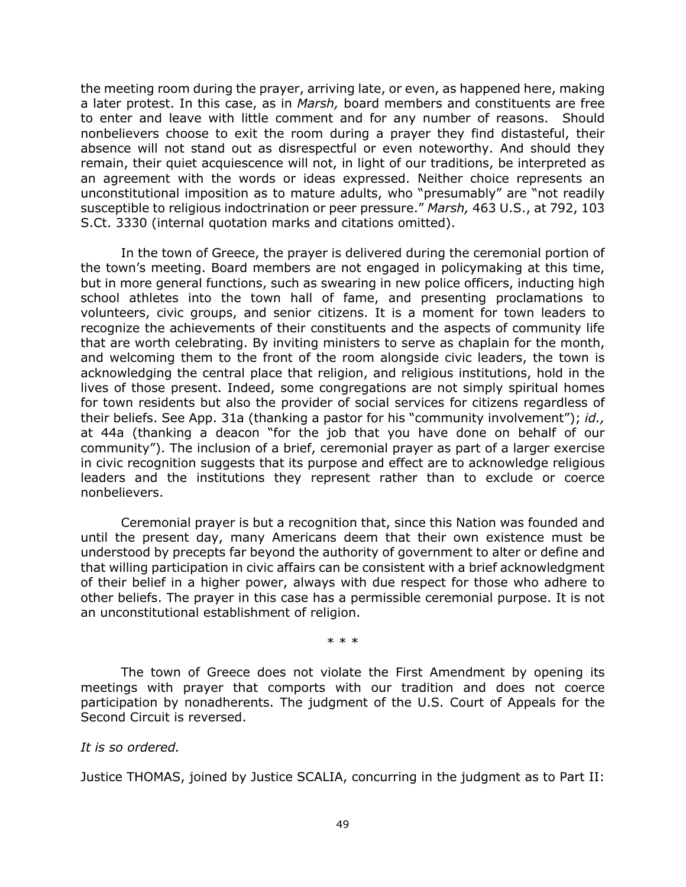the meeting room during the prayer, arriving late, or even, as happened here, making a later protest. In this case, as in *Marsh,* board members and constituents are free to enter and leave with little comment and for any number of reasons. Should nonbelievers choose to exit the room during a prayer they find distasteful, their absence will not stand out as disrespectful or even noteworthy. And should they remain, their quiet acquiescence will not, in light of our traditions, be interpreted as an agreement with the words or ideas expressed. Neither choice represents an unconstitutional imposition as to mature adults, who "presumably" are "not readily susceptible to religious indoctrination or peer pressure." *Marsh,* 463 U.S., at 792, 103 S.Ct. 3330 (internal quotation marks and citations omitted).

In the town of Greece, the prayer is delivered during the ceremonial portion of the town's meeting. Board members are not engaged in policymaking at this time, but in more general functions, such as swearing in new police officers, inducting high school athletes into the town hall of fame, and presenting proclamations to volunteers, civic groups, and senior citizens. It is a moment for town leaders to recognize the achievements of their constituents and the aspects of community life that are worth celebrating. By inviting ministers to serve as chaplain for the month, and welcoming them to the front of the room alongside civic leaders, the town is acknowledging the central place that religion, and religious institutions, hold in the lives of those present. Indeed, some congregations are not simply spiritual homes for town residents but also the provider of social services for citizens regardless of their beliefs. See App. 31a (thanking a pastor for his "community involvement"); *id.,* at 44a (thanking a deacon "for the job that you have done on behalf of our community"). The inclusion of a brief, ceremonial prayer as part of a larger exercise in civic recognition suggests that its purpose and effect are to acknowledge religious leaders and the institutions they represent rather than to exclude or coerce nonbelievers.

Ceremonial prayer is but a recognition that, since this Nation was founded and until the present day, many Americans deem that their own existence must be understood by precepts far beyond the authority of government to alter or define and that willing participation in civic affairs can be consistent with a brief acknowledgment of their belief in a higher power, always with due respect for those who adhere to other beliefs. The prayer in this case has a permissible ceremonial purpose. It is not an unconstitutional establishment of religion.

\* \* \*

The town of Greece does not violate the First Amendment by opening its meetings with prayer that comports with our tradition and does not coerce participation by nonadherents. The judgment of the U.S. Court of Appeals for the Second Circuit is reversed.

*It is so ordered.*

Justice THOMAS, joined by Justice SCALIA, concurring in the judgment as to Part II: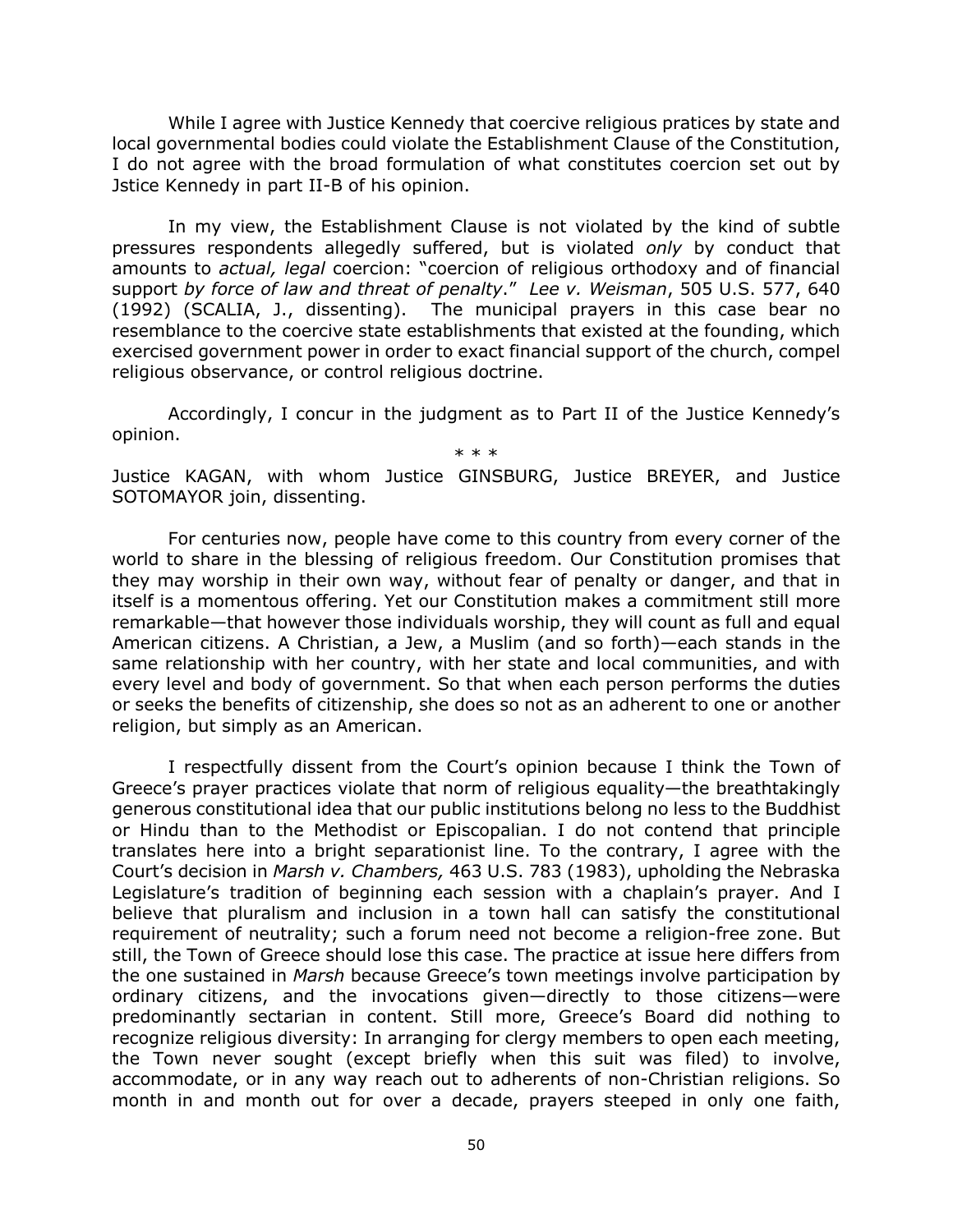While I agree with Justice Kennedy that coercive religious pratices by state and local governmental bodies could violate the Establishment Clause of the Constitution, I do not agree with the broad formulation of what constitutes coercion set out by Jstice Kennedy in part II-B of his opinion.

In my view, the Establishment Clause is not violated by the kind of subtle pressures respondents allegedly suffered, but is violated *only* by conduct that amounts to *actual, legal* coercion: "coercion of religious orthodoxy and of financial support *by force of law and threat of penalty*." *Lee v. Weisman*, 505 U.S. 577, 640 (1992) (SCALIA, J., dissenting). The municipal prayers in this case bear no resemblance to the coercive state establishments that existed at the founding, which exercised government power in order to exact financial support of the church, compel religious observance, or control religious doctrine.

Accordingly, I concur in the judgment as to Part II of the Justice Kennedy's opinion.

\* \* \*

Justice KAGAN, with whom Justice GINSBURG, Justice BREYER, and Justice SOTOMAYOR join, dissenting.

For centuries now, people have come to this country from every corner of the world to share in the blessing of religious freedom. Our Constitution promises that they may worship in their own way, without fear of penalty or danger, and that in itself is a momentous offering. Yet our Constitution makes a commitment still more remarkable—that however those individuals worship, they will count as full and equal American citizens. A Christian, a Jew, a Muslim (and so forth)—each stands in the same relationship with her country, with her state and local communities, and with every level and body of government. So that when each person performs the duties or seeks the benefits of citizenship, she does so not as an adherent to one or another religion, but simply as an American.

I respectfully dissent from the Court's opinion because I think the Town of Greece's prayer practices violate that norm of religious equality—the breathtakingly generous constitutional idea that our public institutions belong no less to the Buddhist or Hindu than to the Methodist or Episcopalian. I do not contend that principle translates here into a bright separationist line. To the contrary, I agree with the Court's decision in *Marsh v. Chambers,* 463 U.S. 783 (1983), upholding the Nebraska Legislature's tradition of beginning each session with a chaplain's prayer. And I believe that pluralism and inclusion in a town hall can satisfy the constitutional requirement of neutrality; such a forum need not become a religion-free zone. But still, the Town of Greece should lose this case. The practice at issue here differs from the one sustained in *Marsh* because Greece's town meetings involve participation by ordinary citizens, and the invocations given—directly to those citizens—were predominantly sectarian in content. Still more, Greece's Board did nothing to recognize religious diversity: In arranging for clergy members to open each meeting, the Town never sought (except briefly when this suit was filed) to involve, accommodate, or in any way reach out to adherents of non-Christian religions. So month in and month out for over a decade, prayers steeped in only one faith,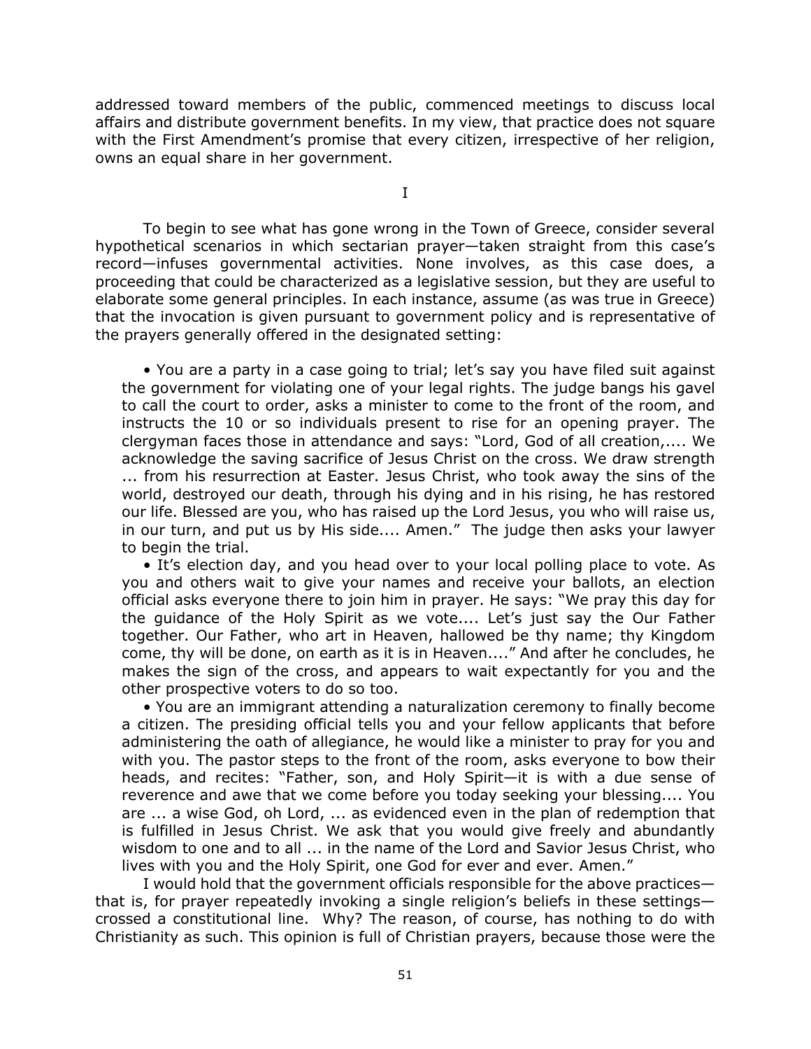addressed toward members of the public, commenced meetings to discuss local affairs and distribute government benefits. In my view, that practice does not square with the First Amendment's promise that every citizen, irrespective of her religion, owns an equal share in her government.

I

To begin to see what has gone wrong in the Town of Greece, consider several hypothetical scenarios in which sectarian prayer—taken straight from this case's record—infuses governmental activities. None involves, as this case does, a proceeding that could be characterized as a legislative session, but they are useful to elaborate some general principles. In each instance, assume (as was true in Greece) that the invocation is given pursuant to government policy and is representative of the prayers generally offered in the designated setting:

- You are a party in a case going to trial; let's say you have filed suit against the government for violating one of your legal rights. The judge bangs his gavel to call the court to order, asks a minister to come to the front of the room, and instructs the 10 or so individuals present to rise for an opening prayer. The clergyman faces those in attendance and says: "Lord, God of all creation,.... We acknowledge the saving sacrifice of Jesus Christ on the cross. We draw strength ... from his resurrection at Easter. Jesus Christ, who took away the sins of the world, destroyed our death, through his dying and in his rising, he has restored our life. Blessed are you, who has raised up the Lord Jesus, you who will raise us, in our turn, and put us by His side.... Amen." The judge then asks your lawyer to begin the trial.
- It's election day, and you head over to your local polling place to vote. As you and others wait to give your names and receive your ballots, an election official asks everyone there to join him in prayer. He says: "We pray this day for the guidance of the Holy Spirit as we vote.... Let's just say the Our Father together. Our Father, who art in Heaven, hallowed be thy name; thy Kingdom come, thy will be done, on earth as it is in Heaven...." And after he concludes, he makes the sign of the cross, and appears to wait expectantly for you and the other prospective voters to do so too.
- You are an immigrant attending a naturalization ceremony to finally become a citizen. The presiding official tells you and your fellow applicants that before administering the oath of allegiance, he would like a minister to pray for you and with you. The pastor steps to the front of the room, asks everyone to bow their heads, and recites: "Father, son, and Holy Spirit—it is with a due sense of reverence and awe that we come before you today seeking your blessing.... You are ... a wise God, oh Lord, ... as evidenced even in the plan of redemption that is fulfilled in Jesus Christ. We ask that you would give freely and abundantly wisdom to one and to all ... in the name of the Lord and Savior Jesus Christ, who lives with you and the Holy Spirit, one God for ever and ever. Amen."

I would hold that the government officials responsible for the above practices—that is, for prayer repeatedly invoking a single religion's beliefs in these settings—crossed a constitutional line. Why? The reason, of course, has nothing to do with Christianity as such. This opinion is full of Christian prayers, because those were the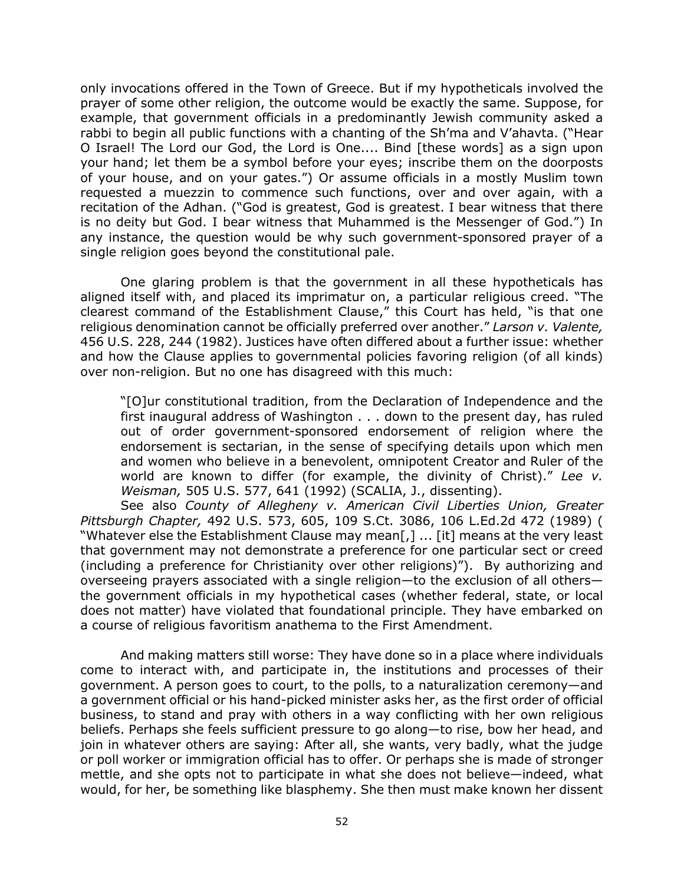only invocations offered in the Town of Greece. But if my hypotheticals involved the prayer of some other religion, the outcome would be exactly the same. Suppose, for example, that government officials in a predominantly Jewish community asked a rabbi to begin all public functions with a chanting of the Sh'ma and V'ahavta. ("Hear O Israel! The Lord our God, the Lord is One.... Bind [these words] as a sign upon your hand; let them be a symbol before your eyes; inscribe them on the doorposts of your house, and on your gates.") Or assume officials in a mostly Muslim town requested a muezzin to commence such functions, over and over again, with a recitation of the Adhan. ("God is greatest, God is greatest. I bear witness that there is no deity but God. I bear witness that Muhammed is the Messenger of God.") In any instance, the question would be why such government-sponsored prayer of a single religion goes beyond the constitutional pale.

One glaring problem is that the government in all these hypotheticals has aligned itself with, and placed its imprimatur on, a particular religious creed. "The clearest command of the Establishment Clause," this Court has held, "is that one religious denomination cannot be officially preferred over another." *Larson v. Valente,* 456 U.S. 228, 244 (1982). Justices have often differed about a further issue: whether and how the Clause applies to governmental policies favoring religion (of all kinds) over non-religion. But no one has disagreed with this much:

> "[O]ur constitutional tradition, from the Declaration of Independence and the first inaugural address of Washington . . . down to the present day, has ruled out of order government-sponsored endorsement of religion where the endorsement is sectarian, in the sense of specifying details upon which men and women who believe in a benevolent, omnipotent Creator and Ruler of the world are known to differ (for example, the divinity of Christ)." *Lee v. Weisman,* 505 U.S. 577, 641 (1992) (SCALIA, J., dissenting).

See also *County of Allegheny v. American Civil Liberties Union, Greater Pittsburgh Chapter,* 492 U.S. 573, 605, 109 S.Ct. 3086, 106 L.Ed.2d 472 (1989) ( "Whatever else the Establishment Clause may mean[,] ... [it] means at the very least that government may not demonstrate a preference for one particular sect or creed (including a preference for Christianity over other religions)"). By authorizing and overseeing prayers associated with a single religion—to the exclusion of all others—the government officials in my hypothetical cases (whether federal, state, or local does not matter) have violated that foundational principle. They have embarked on a course of religious favoritism anathema to the First Amendment.

And making matters still worse: They have done so in a place where individuals come to interact with, and participate in, the institutions and processes of their government. A person goes to court, to the polls, to a naturalization ceremony—and a government official or his hand-picked minister asks her, as the first order of official business, to stand and pray with others in a way conflicting with her own religious beliefs. Perhaps she feels sufficient pressure to go along—to rise, bow her head, and join in whatever others are saying: After all, she wants, very badly, what the judge or poll worker or immigration official has to offer. Or perhaps she is made of stronger mettle, and she opts not to participate in what she does not believe—indeed, what would, for her, be something like blasphemy. She then must make known her dissent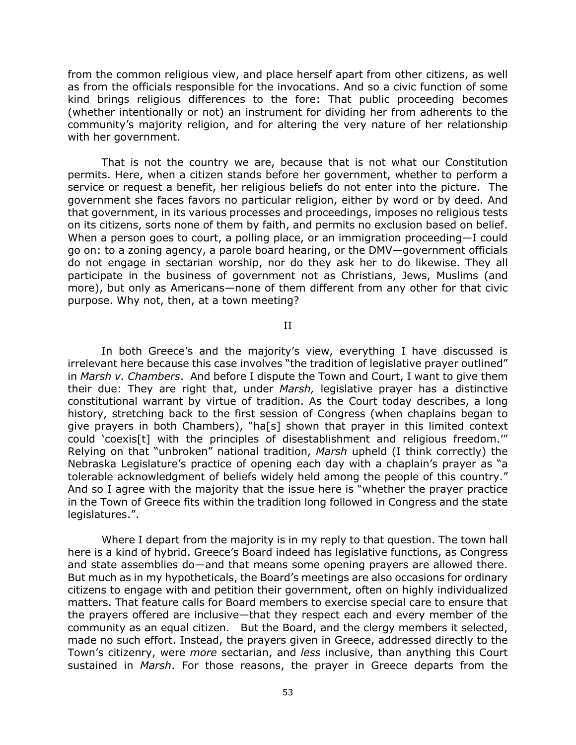from the common religious view, and place herself apart from other citizens, as well as from the officials responsible for the invocations. And so a civic function of some kind brings religious differences to the fore: That public proceeding becomes (whether intentionally or not) an instrument for dividing her from adherents to the community's majority religion, and for altering the very nature of her relationship with her government.

That is not the country we are, because that is not what our Constitution permits. Here, when a citizen stands before her government, whether to perform a service or request a benefit, her religious beliefs do not enter into the picture. The government she faces favors no particular religion, either by word or by deed. And that government, in its various processes and proceedings, imposes no religious tests on its citizens, sorts none of them by faith, and permits no exclusion based on belief. When a person goes to court, a polling place, or an immigration proceeding—I could go on: to a zoning agency, a parole board hearing, or the DMV—government officials do not engage in sectarian worship, nor do they ask her to do likewise. They all participate in the business of government not as Christians, Jews, Muslims (and more), but only as Americans—none of them different from any other for that civic purpose. Why not, then, at a town meeting?

## II

In both Greece's and the majority's view, everything I have discussed is irrelevant here because this case involves "the tradition of legislative prayer outlined" in *Marsh v. Chambers*. And before I dispute the Town and Court, I want to give them their due: They are right that, under *Marsh,* legislative prayer has a distinctive constitutional warrant by virtue of tradition. As the Court today describes, a long history, stretching back to the first session of Congress (when chaplains began to give prayers in both Chambers), "ha[s] shown that prayer in this limited context could 'coexis[t] with the principles of disestablishment and religious freedom.'" Relying on that "unbroken" national tradition, *Marsh* upheld (I think correctly) the Nebraska Legislature's practice of opening each day with a chaplain's prayer as "a tolerable acknowledgment of beliefs widely held among the people of this country." And so I agree with the majority that the issue here is "whether the prayer practice in the Town of Greece fits within the tradition long followed in Congress and the state legislatures.".

Where I depart from the majority is in my reply to that question. The town hall here is a kind of hybrid. Greece's Board indeed has legislative functions, as Congress and state assemblies do—and that means some opening prayers are allowed there. But much as in my hypotheticals, the Board's meetings are also occasions for ordinary citizens to engage with and petition their government, often on highly individualized matters. That feature calls for Board members to exercise special care to ensure that the prayers offered are inclusive—that they respect each and every member of the community as an equal citizen. But the Board, and the clergy members it selected, made no such effort. Instead, the prayers given in Greece, addressed directly to the Town's citizenry, were *more* sectarian, and *less* inclusive, than anything this Court sustained in *Marsh*. For those reasons, the prayer in Greece departs from the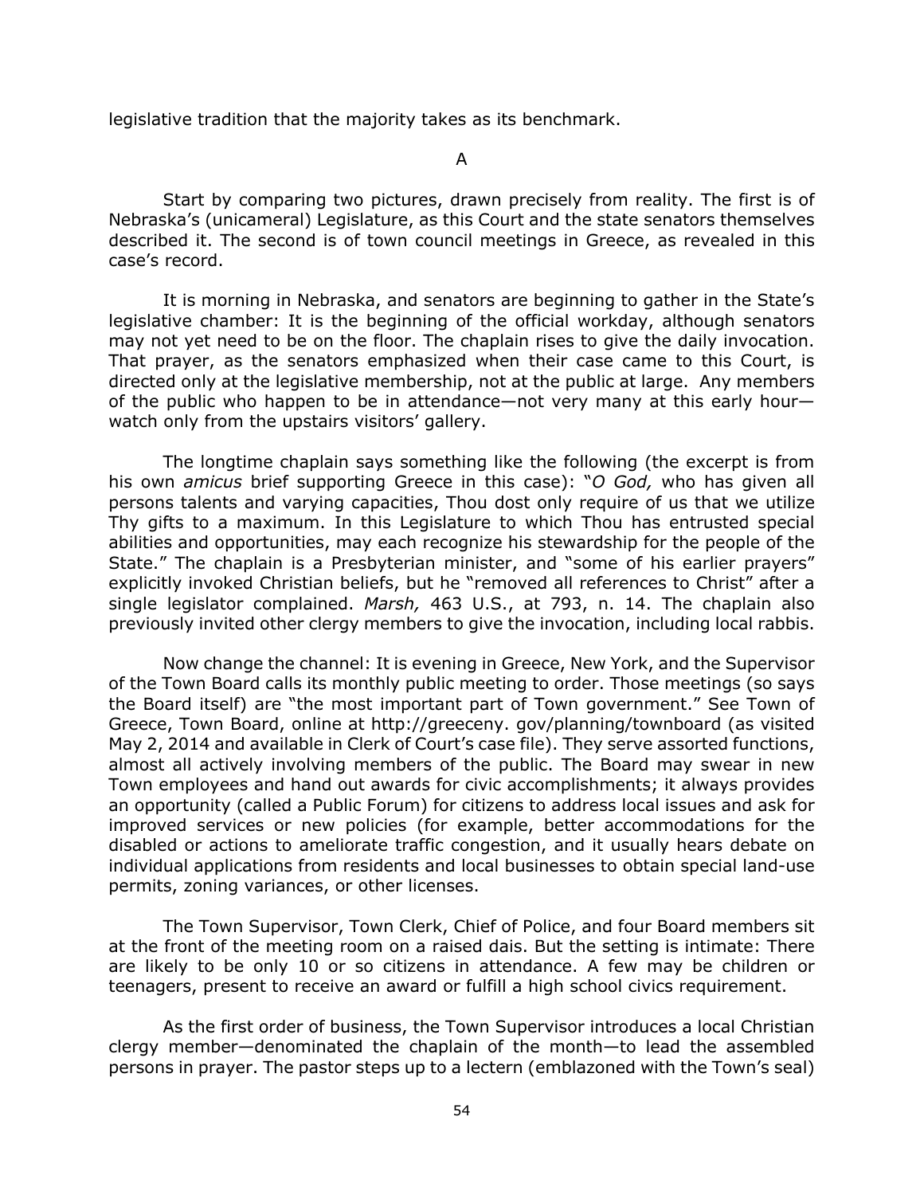legislative tradition that the majority takes as its benchmark.

A

Start by comparing two pictures, drawn precisely from reality. The first is of Nebraska's (unicameral) Legislature, as this Court and the state senators themselves described it. The second is of town council meetings in Greece, as revealed in this case's record.

It is morning in Nebraska, and senators are beginning to gather in the State's legislative chamber: It is the beginning of the official workday, although senators may not yet need to be on the floor. The chaplain rises to give the daily invocation. That prayer, as the senators emphasized when their case came to this Court, is directed only at the legislative membership, not at the public at large. Any members of the public who happen to be in attendance—not very many at this early hour—watch only from the upstairs visitors' gallery.

The longtime chaplain says something like the following (the excerpt is from his own *amicus* brief supporting Greece in this case): "*O God,* who has given all persons talents and varying capacities, Thou dost only require of us that we utilize Thy gifts to a maximum. In this Legislature to which Thou has entrusted special abilities and opportunities, may each recognize his stewardship for the people of the State." The chaplain is a Presbyterian minister, and "some of his earlier prayers" explicitly invoked Christian beliefs, but he "removed all references to Christ" after a single legislator complained. *Marsh,* 463 U.S., at 793, n. 14. The chaplain also previously invited other clergy members to give the invocation, including local rabbis.

Now change the channel: It is evening in Greece, New York, and the Supervisor of the Town Board calls its monthly public meeting to order. Those meetings (so says the Board itself) are "the most important part of Town government." See Town of Greece, Town Board, online at http://greeceny. gov/planning/townboard (as visited May 2, 2014 and available in Clerk of Court's case file). They serve assorted functions, almost all actively involving members of the public. The Board may swear in new Town employees and hand out awards for civic accomplishments; it always provides an opportunity (called a Public Forum) for citizens to address local issues and ask for improved services or new policies (for example, better accommodations for the disabled or actions to ameliorate traffic congestion, and it usually hears debate on individual applications from residents and local businesses to obtain special land-use permits, zoning variances, or other licenses.

The Town Supervisor, Town Clerk, Chief of Police, and four Board members sit at the front of the meeting room on a raised dais. But the setting is intimate: There are likely to be only 10 or so citizens in attendance. A few may be children or teenagers, present to receive an award or fulfill a high school civics requirement.

As the first order of business, the Town Supervisor introduces a local Christian clergy member—denominated the chaplain of the month—to lead the assembled persons in prayer. The pastor steps up to a lectern (emblazoned with the Town's seal)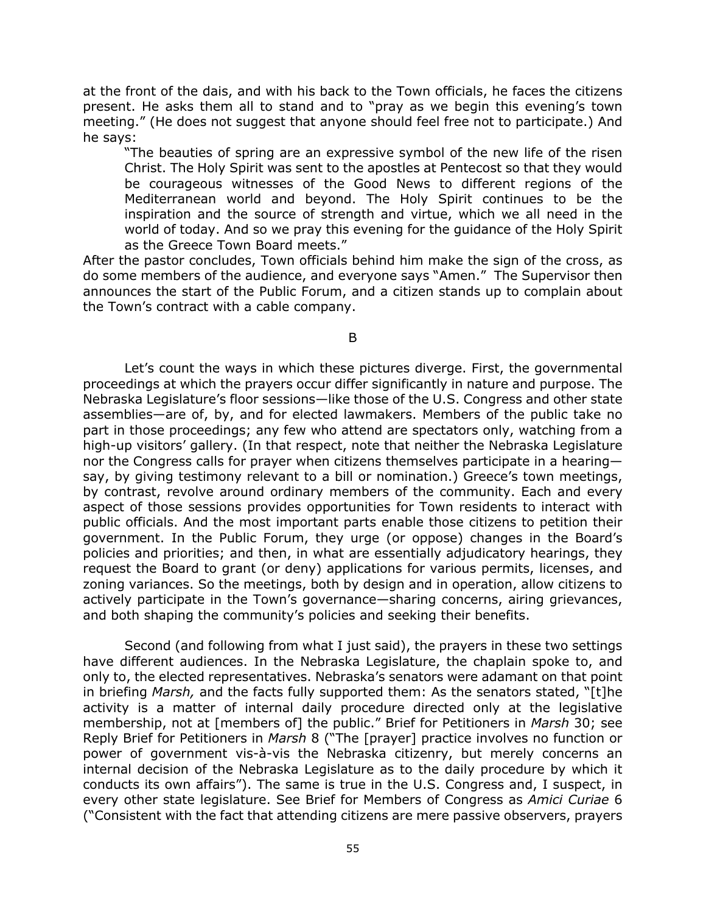at the front of the dais, and with his back to the Town officials, he faces the citizens present. He asks them all to stand and to "pray as we begin this evening's town meeting." (He does not suggest that anyone should feel free not to participate.) And he says:

> "The beauties of spring are an expressive symbol of the new life of the risen Christ. The Holy Spirit was sent to the apostles at Pentecost so that they would be courageous witnesses of the Good News to different regions of the Mediterranean world and beyond. The Holy Spirit continues to be the inspiration and the source of strength and virtue, which we all need in the world of today. And so we pray this evening for the guidance of the Holy Spirit as the Greece Town Board meets."

After the pastor concludes, Town officials behind him make the sign of the cross, as do some members of the audience, and everyone says "Amen." The Supervisor then announces the start of the Public Forum, and a citizen stands up to complain about the Town's contract with a cable company.

B

Let's count the ways in which these pictures diverge. First, the governmental proceedings at which the prayers occur differ significantly in nature and purpose. The Nebraska Legislature's floor sessions—like those of the U.S. Congress and other state assemblies—are of, by, and for elected lawmakers. Members of the public take no part in those proceedings; any few who attend are spectators only, watching from a high-up visitors' gallery. (In that respect, note that neither the Nebraska Legislature nor the Congress calls for prayer when citizens themselves participate in a hearing—say, by giving testimony relevant to a bill or nomination.) Greece's town meetings, by contrast, revolve around ordinary members of the community. Each and every aspect of those sessions provides opportunities for Town residents to interact with public officials. And the most important parts enable those citizens to petition their government. In the Public Forum, they urge (or oppose) changes in the Board's policies and priorities; and then, in what are essentially adjudicatory hearings, they request the Board to grant (or deny) applications for various permits, licenses, and zoning variances. So the meetings, both by design and in operation, allow citizens to actively participate in the Town's governance—sharing concerns, airing grievances, and both shaping the community's policies and seeking their benefits.

Second (and following from what I just said), the prayers in these two settings have different audiences. In the Nebraska Legislature, the chaplain spoke to, and only to, the elected representatives. Nebraska's senators were adamant on that point in briefing *Marsh,* and the facts fully supported them: As the senators stated, "[t]he activity is a matter of internal daily procedure directed only at the legislative membership, not at [members of] the public." Brief for Petitioners in *Marsh* 30; see Reply Brief for Petitioners in *Marsh* 8 ("The [prayer] practice involves no function or power of government vis-à-vis the Nebraska citizenry, but merely concerns an internal decision of the Nebraska Legislature as to the daily procedure by which it conducts its own affairs"). The same is true in the U.S. Congress and, I suspect, in every other state legislature. See Brief for Members of Congress as *Amici Curiae* 6 ("Consistent with the fact that attending citizens are mere passive observers, prayers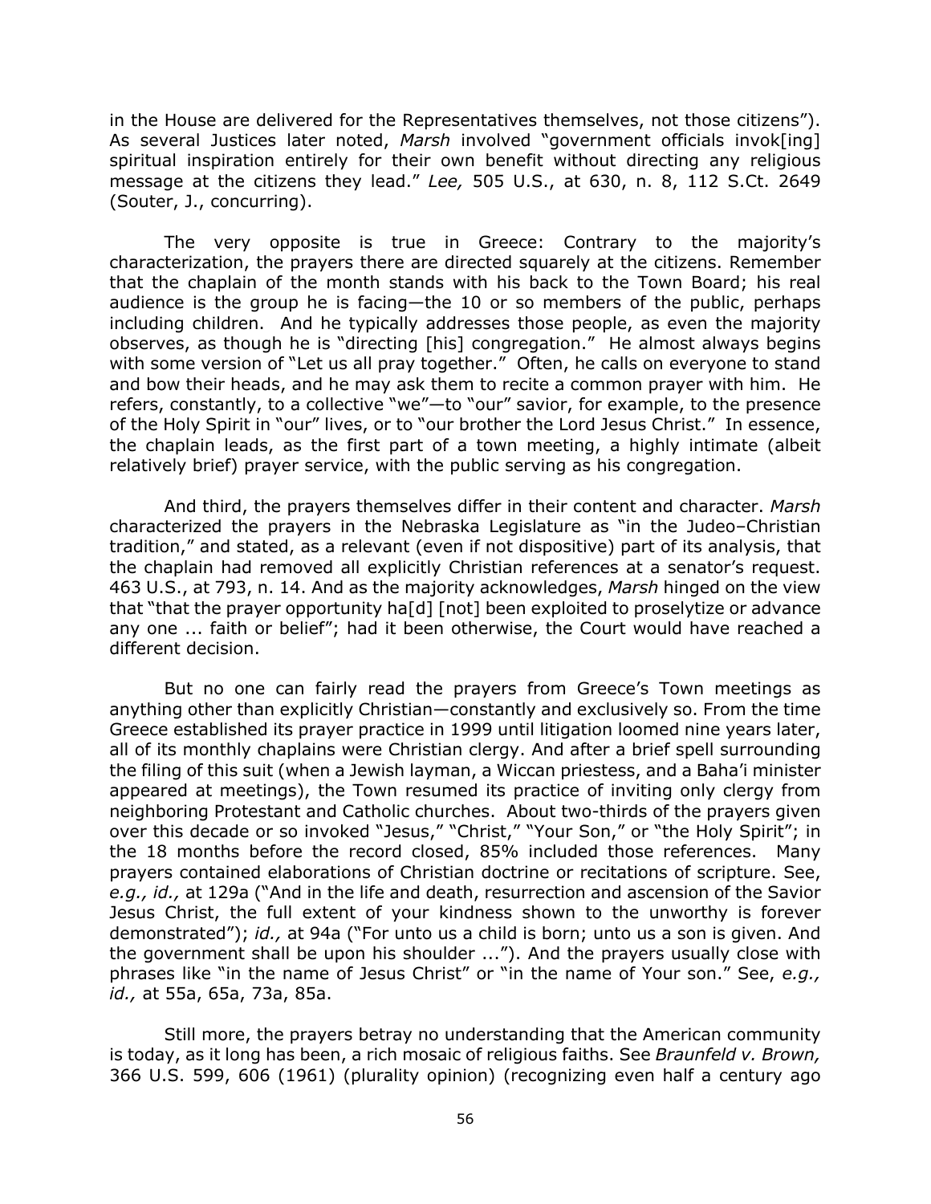in the House are delivered for the Representatives themselves, not those citizens"). As several Justices later noted, *Marsh* involved "government officials invok[ing] spiritual inspiration entirely for their own benefit without directing any religious message at the citizens they lead." *Lee,* 505 U.S., at 630, n. 8, 112 S.Ct. 2649 (Souter, J., concurring).

The very opposite is true in Greece: Contrary to the majority's characterization, the prayers there are directed squarely at the citizens. Remember that the chaplain of the month stands with his back to the Town Board; his real audience is the group he is facing—the 10 or so members of the public, perhaps including children. And he typically addresses those people, as even the majority observes, as though he is "directing [his] congregation." He almost always begins with some version of "Let us all pray together." Often, he calls on everyone to stand and bow their heads, and he may ask them to recite a common prayer with him. He refers, constantly, to a collective "we"—to "our" savior, for example, to the presence of the Holy Spirit in "our" lives, or to "our brother the Lord Jesus Christ." In essence, the chaplain leads, as the first part of a town meeting, a highly intimate (albeit relatively brief) prayer service, with the public serving as his congregation.

And third, the prayers themselves differ in their content and character. *Marsh* characterized the prayers in the Nebraska Legislature as "in the Judeo–Christian tradition," and stated, as a relevant (even if not dispositive) part of its analysis, that the chaplain had removed all explicitly Christian references at a senator's request. 463 U.S., at 793, n. 14. And as the majority acknowledges, *Marsh* hinged on the view that "that the prayer opportunity ha[d] [not] been exploited to proselytize or advance any one ... faith or belief"; had it been otherwise, the Court would have reached a different decision.

But no one can fairly read the prayers from Greece's Town meetings as anything other than explicitly Christian—constantly and exclusively so. From the time Greece established its prayer practice in 1999 until litigation loomed nine years later, all of its monthly chaplains were Christian clergy. And after a brief spell surrounding the filing of this suit (when a Jewish layman, a Wiccan priestess, and a Baha'i minister appeared at meetings), the Town resumed its practice of inviting only clergy from neighboring Protestant and Catholic churches. About two-thirds of the prayers given over this decade or so invoked "Jesus," "Christ," "Your Son," or "the Holy Spirit"; in the 18 months before the record closed, 85% included those references. Many prayers contained elaborations of Christian doctrine or recitations of scripture. See, *e.g., id.,* at 129a ("And in the life and death, resurrection and ascension of the Savior Jesus Christ, the full extent of your kindness shown to the unworthy is forever demonstrated"); *id.,* at 94a ("For unto us a child is born; unto us a son is given. And the government shall be upon his shoulder ..."). And the prayers usually close with phrases like "in the name of Jesus Christ" or "in the name of Your son." See, *e.g., id.,* at 55a, 65a, 73a, 85a.

Still more, the prayers betray no understanding that the American community is today, as it long has been, a rich mosaic of religious faiths. See *Braunfeld v. Brown,* 366 U.S. 599, 606 (1961) (plurality opinion) (recognizing even half a century ago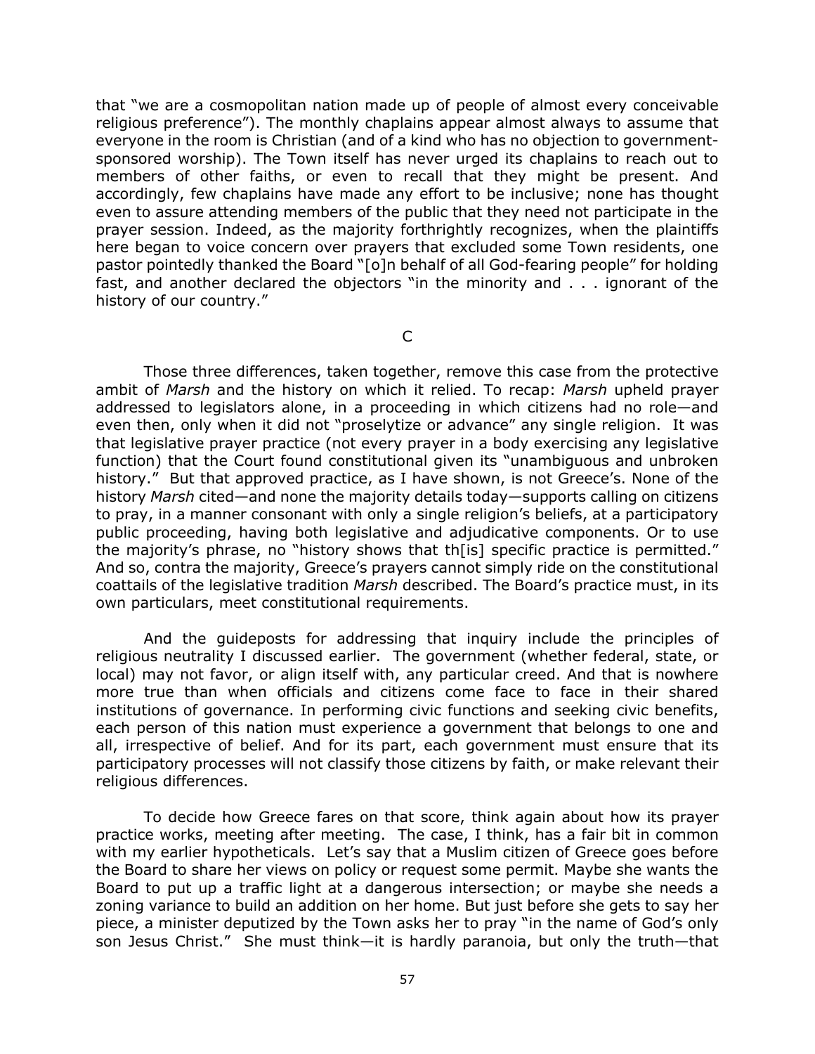that "we are a cosmopolitan nation made up of people of almost every conceivable religious preference"). The monthly chaplains appear almost always to assume that everyone in the room is Christian (and of a kind who has no objection to government-sponsored worship). The Town itself has never urged its chaplains to reach out to members of other faiths, or even to recall that they might be present. And accordingly, few chaplains have made any effort to be inclusive; none has thought even to assure attending members of the public that they need not participate in the prayer session. Indeed, as the majority forthrightly recognizes, when the plaintiffs here began to voice concern over prayers that excluded some Town residents, one pastor pointedly thanked the Board "[o]n behalf of all God-fearing people" for holding fast, and another declared the objectors "in the minority and . . . ignorant of the history of our country."

### C

Those three differences, taken together, remove this case from the protective ambit of *Marsh* and the history on which it relied. To recap: *Marsh* upheld prayer addressed to legislators alone, in a proceeding in which citizens had no role—and even then, only when it did not "proselytize or advance" any single religion. It was that legislative prayer practice (not every prayer in a body exercising any legislative function) that the Court found constitutional given its "unambiguous and unbroken history." But that approved practice, as I have shown, is not Greece's. None of the history *Marsh* cited—and none the majority details today—supports calling on citizens to pray, in a manner consonant with only a single religion's beliefs, at a participatory public proceeding, having both legislative and adjudicative components. Or to use the majority's phrase, no "history shows that th[is] specific practice is permitted." And so, contra the majority, Greece's prayers cannot simply ride on the constitutional coattails of the legislative tradition *Marsh* described. The Board's practice must, in its own particulars, meet constitutional requirements.

And the guideposts for addressing that inquiry include the principles of religious neutrality I discussed earlier. The government (whether federal, state, or local) may not favor, or align itself with, any particular creed. And that is nowhere more true than when officials and citizens come face to face in their shared institutions of governance. In performing civic functions and seeking civic benefits, each person of this nation must experience a government that belongs to one and all, irrespective of belief. And for its part, each government must ensure that its participatory processes will not classify those citizens by faith, or make relevant their religious differences.

To decide how Greece fares on that score, think again about how its prayer practice works, meeting after meeting. The case, I think, has a fair bit in common with my earlier hypotheticals. Let's say that a Muslim citizen of Greece goes before the Board to share her views on policy or request some permit. Maybe she wants the Board to put up a traffic light at a dangerous intersection; or maybe she needs a zoning variance to build an addition on her home. But just before she gets to say her piece, a minister deputized by the Town asks her to pray "in the name of God's only son Jesus Christ." She must think—it is hardly paranoia, but only the truth—that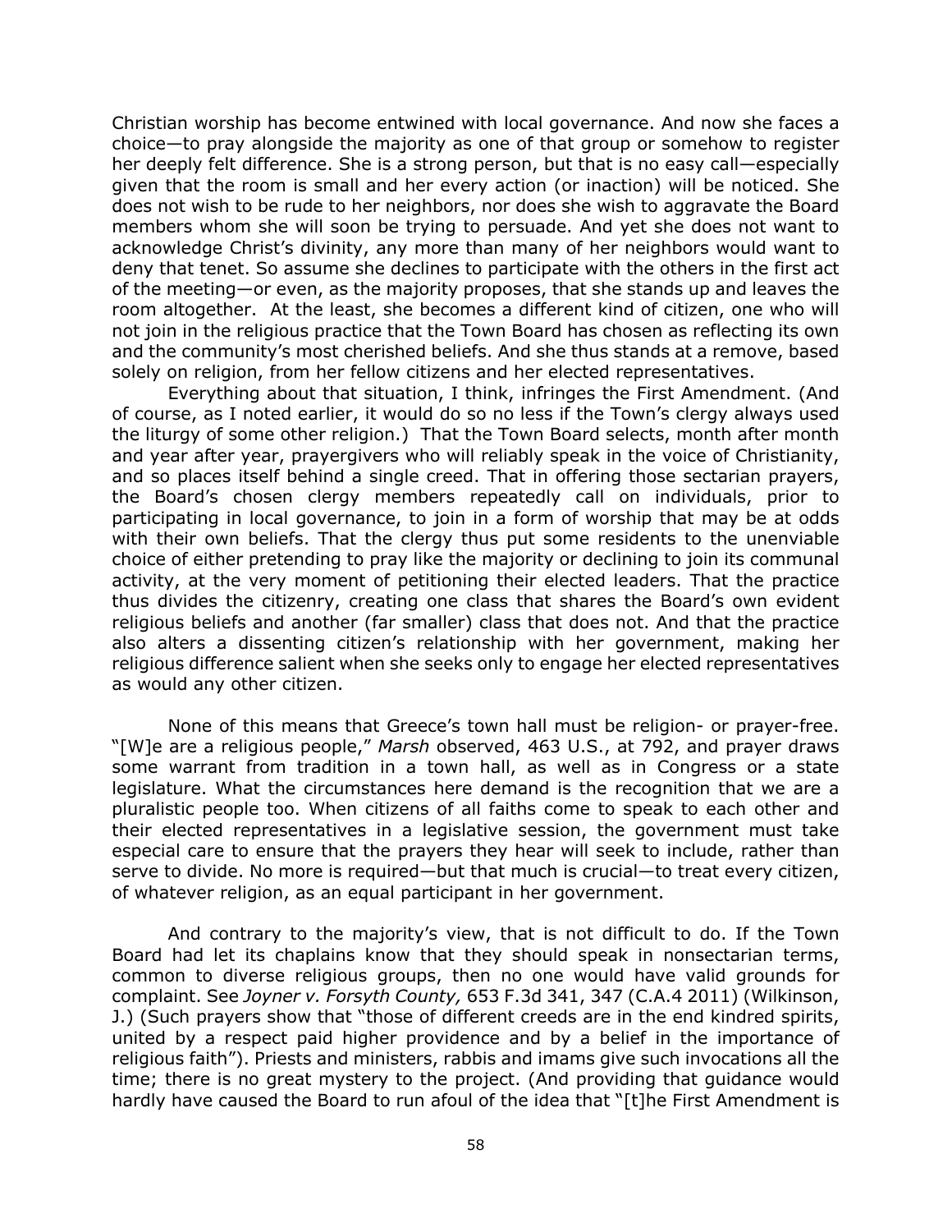Christian worship has become entwined with local governance. And now she faces a choice—to pray alongside the majority as one of that group or somehow to register her deeply felt difference. She is a strong person, but that is no easy call—especially given that the room is small and her every action (or inaction) will be noticed. She does not wish to be rude to her neighbors, nor does she wish to aggravate the Board members whom she will soon be trying to persuade. And yet she does not want to acknowledge Christ's divinity, any more than many of her neighbors would want to deny that tenet. So assume she declines to participate with the others in the first act of the meeting—or even, as the majority proposes, that she stands up and leaves the room altogether. At the least, she becomes a different kind of citizen, one who will not join in the religious practice that the Town Board has chosen as reflecting its own and the community's most cherished beliefs. And she thus stands at a remove, based solely on religion, from her fellow citizens and her elected representatives.

Everything about that situation, I think, infringes the First Amendment. (And of course, as I noted earlier, it would do so no less if the Town's clergy always used the liturgy of some other religion.) That the Town Board selects, month after month and year after year, prayergivers who will reliably speak in the voice of Christianity, and so places itself behind a single creed. That in offering those sectarian prayers, the Board's chosen clergy members repeatedly call on individuals, prior to participating in local governance, to join in a form of worship that may be at odds with their own beliefs. That the clergy thus put some residents to the unenviable choice of either pretending to pray like the majority or declining to join its communal activity, at the very moment of petitioning their elected leaders. That the practice thus divides the citizenry, creating one class that shares the Board's own evident religious beliefs and another (far smaller) class that does not. And that the practice also alters a dissenting citizen's relationship with her government, making her religious difference salient when she seeks only to engage her elected representatives as would any other citizen.

None of this means that Greece's town hall must be religion- or prayer-free. "[W]e are a religious people," *Marsh* observed, 463 U.S., at 792, and prayer draws some warrant from tradition in a town hall, as well as in Congress or a state legislature. What the circumstances here demand is the recognition that we are a pluralistic people too. When citizens of all faiths come to speak to each other and their elected representatives in a legislative session, the government must take especial care to ensure that the prayers they hear will seek to include, rather than serve to divide. No more is required—but that much is crucial—to treat every citizen, of whatever religion, as an equal participant in her government.

And contrary to the majority's view, that is not difficult to do. If the Town Board had let its chaplains know that they should speak in nonsectarian terms, common to diverse religious groups, then no one would have valid grounds for complaint. See *Joyner v. Forsyth County,* 653 F.3d 341, 347 (C.A.4 2011) (Wilkinson, J.) (Such prayers show that "those of different creeds are in the end kindred spirits, united by a respect paid higher providence and by a belief in the importance of religious faith"). Priests and ministers, rabbis and imams give such invocations all the time; there is no great mystery to the project. (And providing that guidance would hardly have caused the Board to run afoul of the idea that "[t]he First Amendment is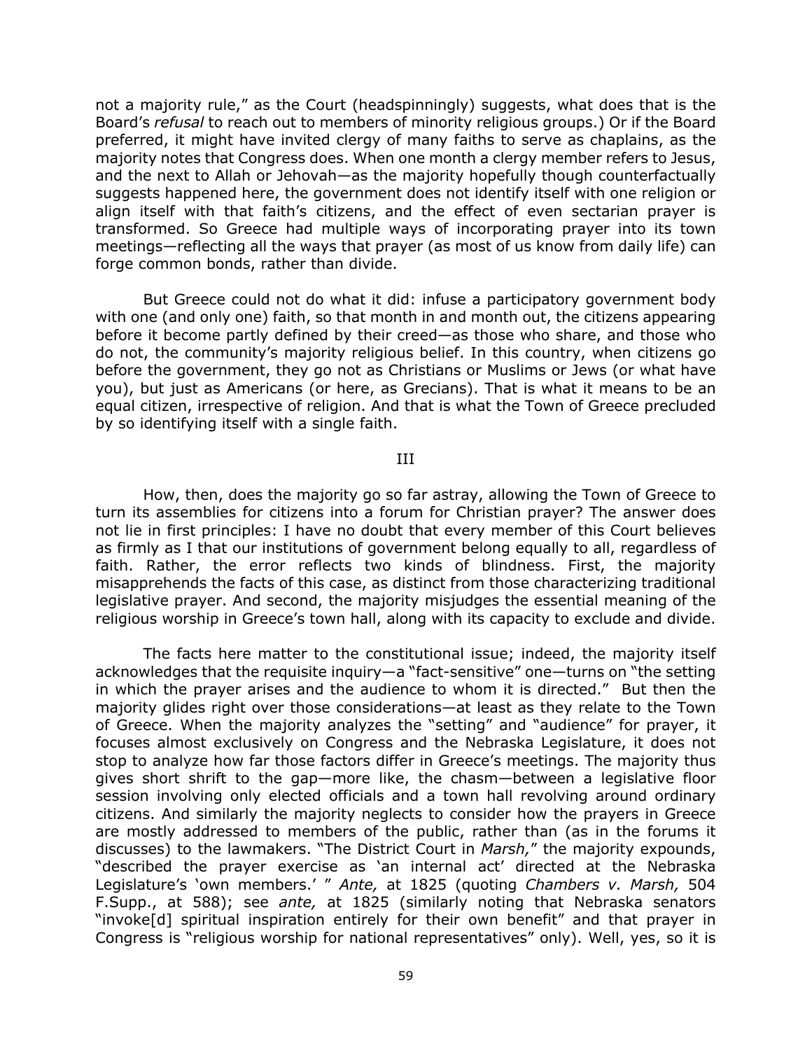not a majority rule," as the Court (headspinningly) suggests, what does that is the Board's *refusal* to reach out to members of minority religious groups.) Or if the Board preferred, it might have invited clergy of many faiths to serve as chaplains, as the majority notes that Congress does. When one month a clergy member refers to Jesus, and the next to Allah or Jehovah—as the majority hopefully though counterfactually suggests happened here, the government does not identify itself with one religion or align itself with that faith's citizens, and the effect of even sectarian prayer is transformed. So Greece had multiple ways of incorporating prayer into its town meetings—reflecting all the ways that prayer (as most of us know from daily life) can forge common bonds, rather than divide.

But Greece could not do what it did: infuse a participatory government body with one (and only one) faith, so that month in and month out, the citizens appearing before it become partly defined by their creed—as those who share, and those who do not, the community's majority religious belief. In this country, when citizens go before the government, they go not as Christians or Muslims or Jews (or what have you), but just as Americans (or here, as Grecians). That is what it means to be an equal citizen, irrespective of religion. And that is what the Town of Greece precluded by so identifying itself with a single faith.

## III

How, then, does the majority go so far astray, allowing the Town of Greece to turn its assemblies for citizens into a forum for Christian prayer? The answer does not lie in first principles: I have no doubt that every member of this Court believes as firmly as I that our institutions of government belong equally to all, regardless of faith. Rather, the error reflects two kinds of blindness. First, the majority misapprehends the facts of this case, as distinct from those characterizing traditional legislative prayer. And second, the majority misjudges the essential meaning of the religious worship in Greece's town hall, along with its capacity to exclude and divide.

The facts here matter to the constitutional issue; indeed, the majority itself acknowledges that the requisite inquiry—a "fact-sensitive" one—turns on "the setting in which the prayer arises and the audience to whom it is directed." But then the majority glides right over those considerations—at least as they relate to the Town of Greece. When the majority analyzes the "setting" and "audience" for prayer, it focuses almost exclusively on Congress and the Nebraska Legislature, it does not stop to analyze how far those factors differ in Greece's meetings. The majority thus gives short shrift to the gap—more like, the chasm—between a legislative floor session involving only elected officials and a town hall revolving around ordinary citizens. And similarly the majority neglects to consider how the prayers in Greece are mostly addressed to members of the public, rather than (as in the forums it discusses) to the lawmakers. "The District Court in *Marsh,*" the majority expounds, "described the prayer exercise as 'an internal act' directed at the Nebraska Legislature's 'own members.' " *Ante,* at 1825 (quoting *Chambers v. Marsh,* 504 F.Supp., at 588); see *ante,* at 1825 (similarly noting that Nebraska senators "invoke[d] spiritual inspiration entirely for their own benefit" and that prayer in Congress is "religious worship for national representatives" only). Well, yes, so it is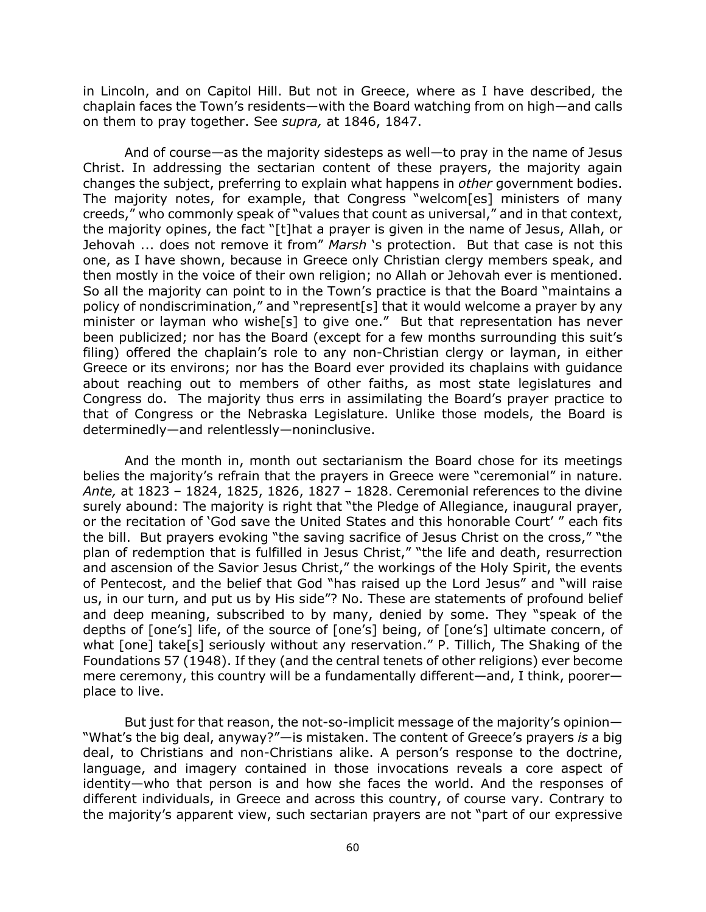in Lincoln, and on Capitol Hill. But not in Greece, where as I have described, the chaplain faces the Town's residents—with the Board watching from on high—and calls on them to pray together. See *supra,* at 1846, 1847.

And of course—as the majority sidesteps as well—to pray in the name of Jesus Christ. In addressing the sectarian content of these prayers, the majority again changes the subject, preferring to explain what happens in *other* government bodies. The majority notes, for example, that Congress "welcom[es] ministers of many creeds," who commonly speak of "values that count as universal," and in that context, the majority opines, the fact "[t]hat a prayer is given in the name of Jesus, Allah, or Jehovah ... does not remove it from" *Marsh* 's protection. But that case is not this one, as I have shown, because in Greece only Christian clergy members speak, and then mostly in the voice of their own religion; no Allah or Jehovah ever is mentioned. So all the majority can point to in the Town's practice is that the Board "maintains a policy of nondiscrimination," and "represent[s] that it would welcome a prayer by any minister or layman who wishe[s] to give one." But that representation has never been publicized; nor has the Board (except for a few months surrounding this suit's filing) offered the chaplain's role to any non-Christian clergy or layman, in either Greece or its environs; nor has the Board ever provided its chaplains with guidance about reaching out to members of other faiths, as most state legislatures and Congress do. The majority thus errs in assimilating the Board's prayer practice to that of Congress or the Nebraska Legislature. Unlike those models, the Board is determinedly—and relentlessly—noninclusive.

And the month in, month out sectarianism the Board chose for its meetings belies the majority's refrain that the prayers in Greece were "ceremonial" in nature. *Ante,* at 1823 – 1824, 1825, 1826, 1827 – 1828. Ceremonial references to the divine surely abound: The majority is right that "the Pledge of Allegiance, inaugural prayer, or the recitation of 'God save the United States and this honorable Court' " each fits the bill. But prayers evoking "the saving sacrifice of Jesus Christ on the cross," "the plan of redemption that is fulfilled in Jesus Christ," "the life and death, resurrection and ascension of the Savior Jesus Christ," the workings of the Holy Spirit, the events of Pentecost, and the belief that God "has raised up the Lord Jesus" and "will raise us, in our turn, and put us by His side"? No. These are statements of profound belief and deep meaning, subscribed to by many, denied by some. They "speak of the depths of [one's] life, of the source of [one's] being, of [one's] ultimate concern, of what [one] take[s] seriously without any reservation." P. Tillich, The Shaking of the Foundations 57 (1948). If they (and the central tenets of other religions) ever become mere ceremony, this country will be a fundamentally different—and, I think, poorer—place to live.

But just for that reason, the not-so-implicit message of the majority's opinion—"What's the big deal, anyway?"—is mistaken. The content of Greece's prayers *is* a big deal, to Christians and non-Christians alike. A person's response to the doctrine, language, and imagery contained in those invocations reveals a core aspect of identity—who that person is and how she faces the world. And the responses of different individuals, in Greece and across this country, of course vary. Contrary to the majority's apparent view, such sectarian prayers are not "part of our expressive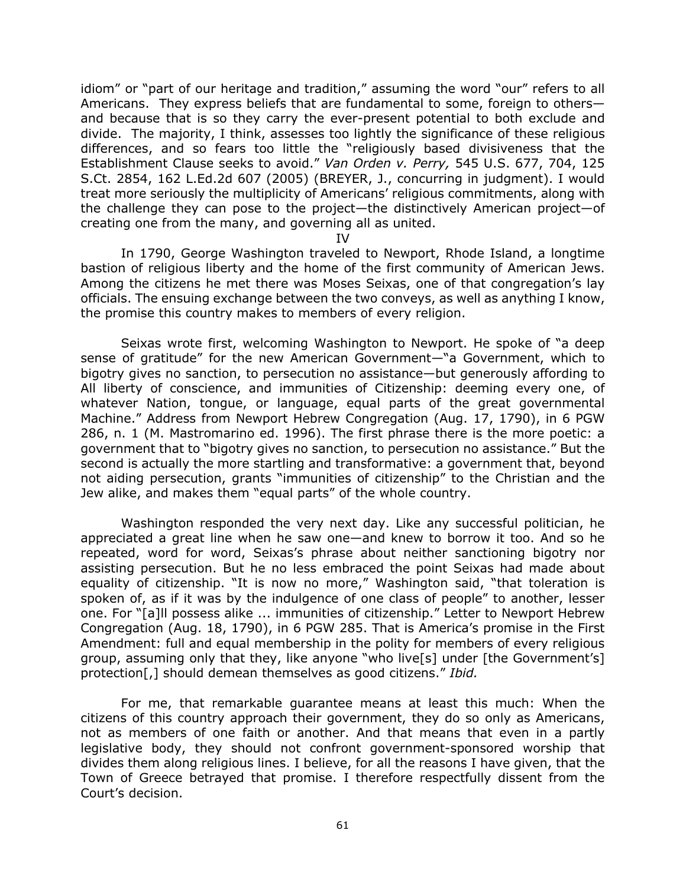idiom" or "part of our heritage and tradition," assuming the word "our" refers to all Americans. They express beliefs that are fundamental to some, foreign to others—and because that is so they carry the ever-present potential to both exclude and divide. The majority, I think, assesses too lightly the significance of these religious differences, and so fears too little the "religiously based divisiveness that the Establishment Clause seeks to avoid." *Van Orden v. Perry,* 545 U.S. 677, 704, 125 S.Ct. 2854, 162 L.Ed.2d 607 (2005) (BREYER, J., concurring in judgment). I would treat more seriously the multiplicity of Americans' religious commitments, along with the challenge they can pose to the project—the distinctively American project—of creating one from the many, and governing all as united.

## IV

In 1790, George Washington traveled to Newport, Rhode Island, a longtime bastion of religious liberty and the home of the first community of American Jews. Among the citizens he met there was Moses Seixas, one of that congregation's lay officials. The ensuing exchange between the two conveys, as well as anything I know, the promise this country makes to members of every religion.

Seixas wrote first, welcoming Washington to Newport. He spoke of "a deep sense of gratitude" for the new American Government—"a Government, which to bigotry gives no sanction, to persecution no assistance—but generously affording to All liberty of conscience, and immunities of Citizenship: deeming every one, of whatever Nation, tongue, or language, equal parts of the great governmental Machine." Address from Newport Hebrew Congregation (Aug. 17, 1790), in 6 PGW 286, n. 1 (M. Mastromarino ed. 1996). The first phrase there is the more poetic: a government that to "bigotry gives no sanction, to persecution no assistance." But the second is actually the more startling and transformative: a government that, beyond not aiding persecution, grants "immunities of citizenship" to the Christian and the Jew alike, and makes them "equal parts" of the whole country.

Washington responded the very next day. Like any successful politician, he appreciated a great line when he saw one—and knew to borrow it too. And so he repeated, word for word, Seixas's phrase about neither sanctioning bigotry nor assisting persecution. But he no less embraced the point Seixas had made about equality of citizenship. "It is now no more," Washington said, "that toleration is spoken of, as if it was by the indulgence of one class of people" to another, lesser one. For "[a]ll possess alike ... immunities of citizenship." Letter to Newport Hebrew Congregation (Aug. 18, 1790), in 6 PGW 285. That is America's promise in the First Amendment: full and equal membership in the polity for members of every religious group, assuming only that they, like anyone "who live[s] under [the Government's] protection[,] should demean themselves as good citizens." *Ibid.*

For me, that remarkable guarantee means at least this much: When the citizens of this country approach their government, they do so only as Americans, not as members of one faith or another. And that means that even in a partly legislative body, they should not confront government-sponsored worship that divides them along religious lines. I believe, for all the reasons I have given, that the Town of Greece betrayed that promise. I therefore respectfully dissent from the Court's decision.